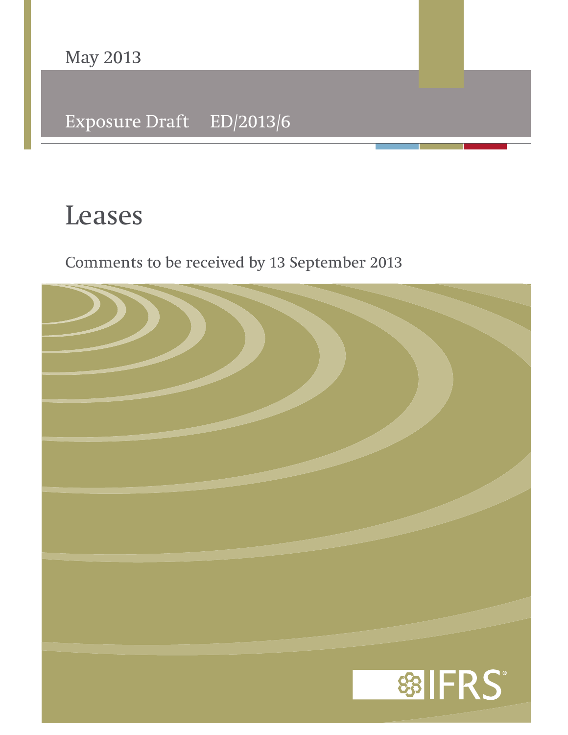May 2013

Exposure Draft ED/2013/6

# Leases

Comments to be received by 13 September 2013

IFRS®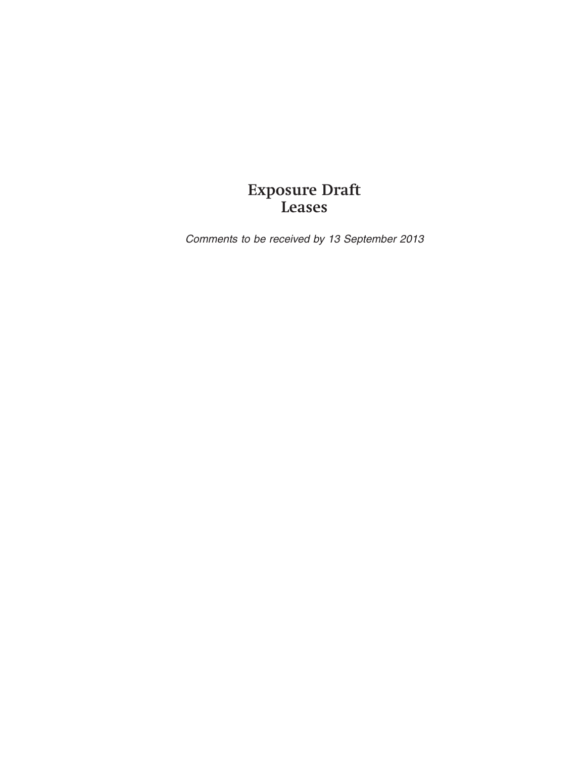# Exposure Draft
# Leases

*Comments to be received by 13 September 2013*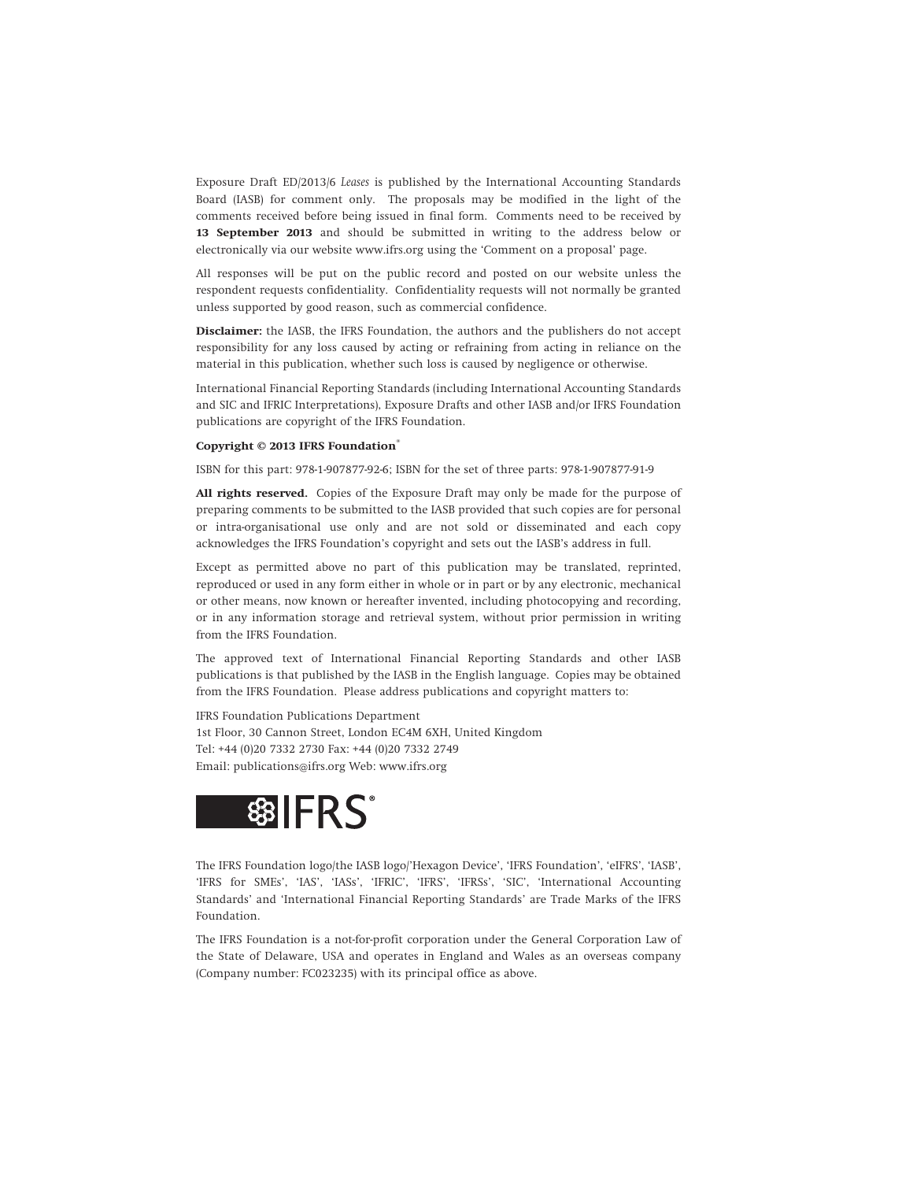Exposure Draft ED/2013/6 *Leases* is published by the International Accounting Standards Board (IASB) for comment only. The proposals may be modified in the light of the comments received before being issued in final form. Comments need to be received by **13 September 2013** and should be submitted in writing to the address below or electronically via our website www.ifrs.org using the 'Comment on a proposal' page.

All responses will be put on the public record and posted on our website unless the respondent requests confidentiality. Confidentiality requests will not normally be granted unless supported by good reason, such as commercial confidence.

**Disclaimer:** the IASB, the IFRS Foundation, the authors and the publishers do not accept responsibility for any loss caused by acting or refraining from acting in reliance on the material in this publication, whether such loss is caused by negligence or otherwise.

International Financial Reporting Standards (including International Accounting Standards and SIC and IFRIC Interpretations), Exposure Drafts and other IASB and/or IFRS Foundation publications are copyright of the IFRS Foundation.

**Copyright © 2013 IFRS Foundation®**

ISBN for this part: 978-1-907877-92-6; ISBN for the set of three parts: 978-1-907877-91-9

**All rights reserved.** Copies of the Exposure Draft may only be made for the purpose of preparing comments to be submitted to the IASB provided that such copies are for personal or intra-organisational use only and are not sold or disseminated and each copy acknowledges the IFRS Foundation's copyright and sets out the IASB's address in full.

Except as permitted above no part of this publication may be translated, reprinted, reproduced or used in any form either in whole or in part or by any electronic, mechanical or other means, now known or hereafter invented, including photocopying and recording, or in any information storage and retrieval system, without prior permission in writing from the IFRS Foundation.

The approved text of International Financial Reporting Standards and other IASB publications is that published by the IASB in the English language. Copies may be obtained from the IFRS Foundation. Please address publications and copyright matters to:

IFRS Foundation Publications Department
1st Floor, 30 Cannon Street, London EC4M 6XH, United Kingdom
Tel: +44 (0)20 7332 2730 Fax: +44 (0)20 7332 2749
Email: publications@ifrs.org Web: www.ifrs.org

IFRS®

The IFRS Foundation logo/the IASB logo/'Hexagon Device', 'IFRS Foundation', 'eIFRS', 'IASB', 'IFRS for SMEs', 'IAS', 'IASs', 'IFRIC', 'IFRS', 'IFRSs', 'SIC', 'International Accounting Standards' and 'International Financial Reporting Standards' are Trade Marks of the IFRS Foundation.

The IFRS Foundation is a not-for-profit corporation under the General Corporation Law of the State of Delaware, USA and operates in England and Wales as an overseas company (Company number: FC023235) with its principal office as above.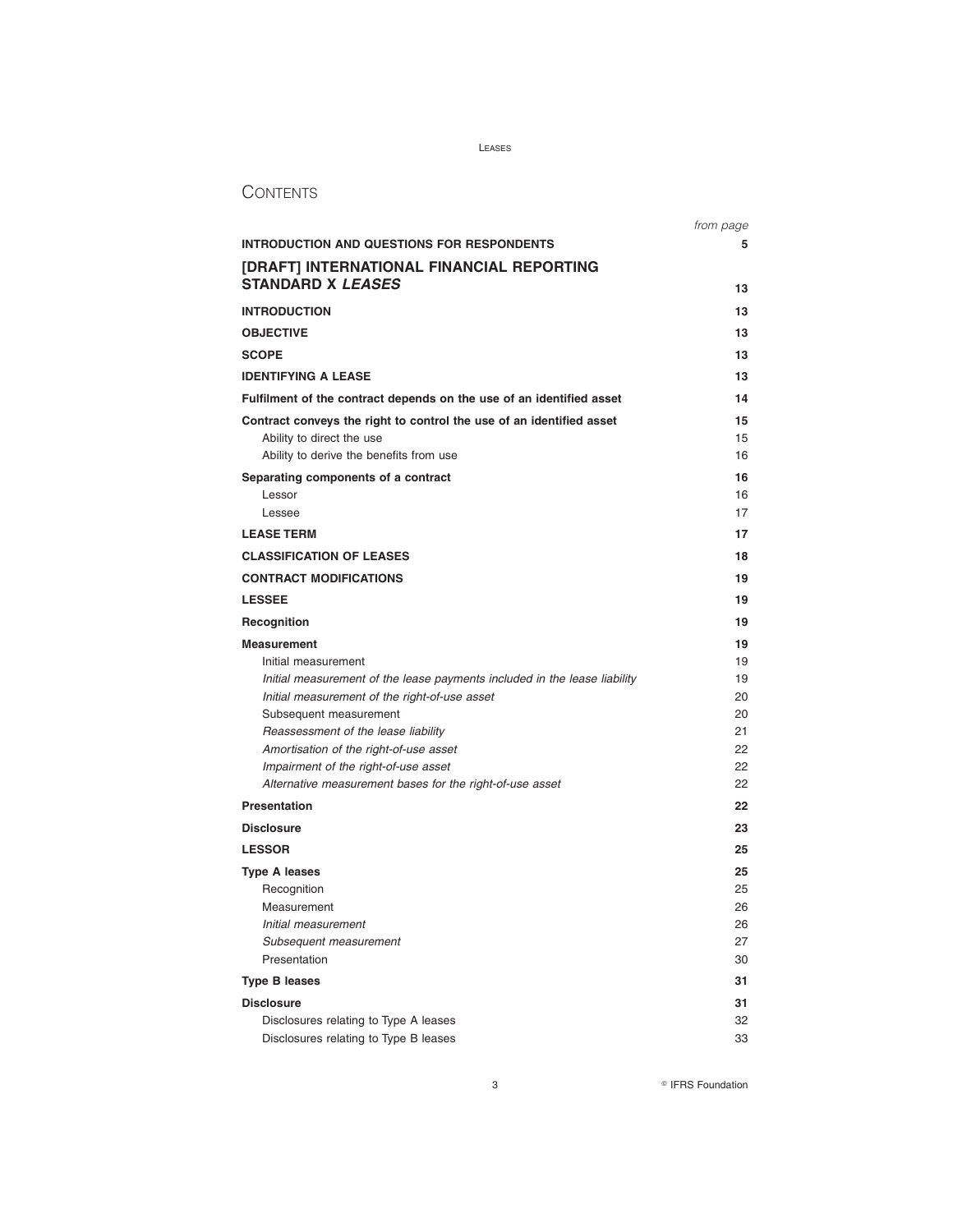# CONTENTS

| | *from page* |
|---|---|
| **INTRODUCTION AND QUESTIONS FOR RESPONDENTS** | **5** |
| **[DRAFT] INTERNATIONAL FINANCIAL REPORTING STANDARD X *LEASES*** | **13** |
| **INTRODUCTION** | **13** |
| **OBJECTIVE** | **13** |
| **SCOPE** | **13** |
| **IDENTIFYING A LEASE** | **13** |
| **Fulfilment of the contract depends on the use of an identified asset** | **14** |
| **Contract conveys the right to control the use of an identified asset** | **15** |
| Ability to direct the use | 15 |
| Ability to derive the benefits from use | 16 |
| **Separating components of a contract** | **16** |
| Lessor | 16 |
| Lessee | 17 |
| **LEASE TERM** | **17** |
| **CLASSIFICATION OF LEASES** | **18** |
| **CONTRACT MODIFICATIONS** | **19** |
| **LESSEE** | **19** |
| **Recognition** | **19** |
| **Measurement** | **19** |
| Initial measurement | 19 |
| *Initial measurement of the lease payments included in the lease liability* | 19 |
| *Initial measurement of the right-of-use asset* | 20 |
| Subsequent measurement | 20 |
| *Reassessment of the lease liability* | 21 |
| *Amortisation of the right-of-use asset* | 22 |
| *Impairment of the right-of-use asset* | 22 |
| *Alternative measurement bases for the right-of-use asset* | 22 |
| **Presentation** | **22** |
| **Disclosure** | **23** |
| **LESSOR** | **25** |
| **Type A leases** | **25** |
| Recognition | 25 |
| Measurement | 26 |
| *Initial measurement* | 26 |
| *Subsequent measurement* | 27 |
| Presentation | 30 |
| **Type B leases** | **31** |
| **Disclosure** | **31** |
| Disclosures relating to Type A leases | 32 |
| Disclosures relating to Type B leases | 33 |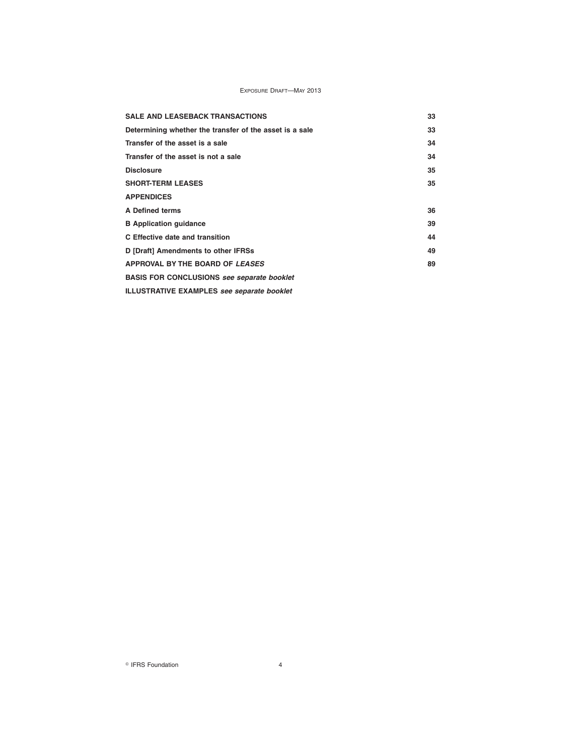| | |
|---|---|
| **SALE AND LEASEBACK TRANSACTIONS** | **33** |
| **Determining whether the transfer of the asset is a sale** | **33** |
| **Transfer of the asset is a sale** | **34** |
| **Transfer of the asset is not a sale** | **34** |
| **Disclosure** | **35** |
| **SHORT-TERM LEASES** | **35** |
| **APPENDICES** | |
| **A Defined terms** | **36** |
| **B Application guidance** | **39** |
| **C Effective date and transition** | **44** |
| **D [Draft] Amendments to other IFRSs** | **49** |
| **APPROVAL BY THE BOARD OF *LEASES*** | **89** |
| **BASIS FOR CONCLUSIONS *see separate booklet*** | |
| **ILLUSTRATIVE EXAMPLES *see separate booklet*** | |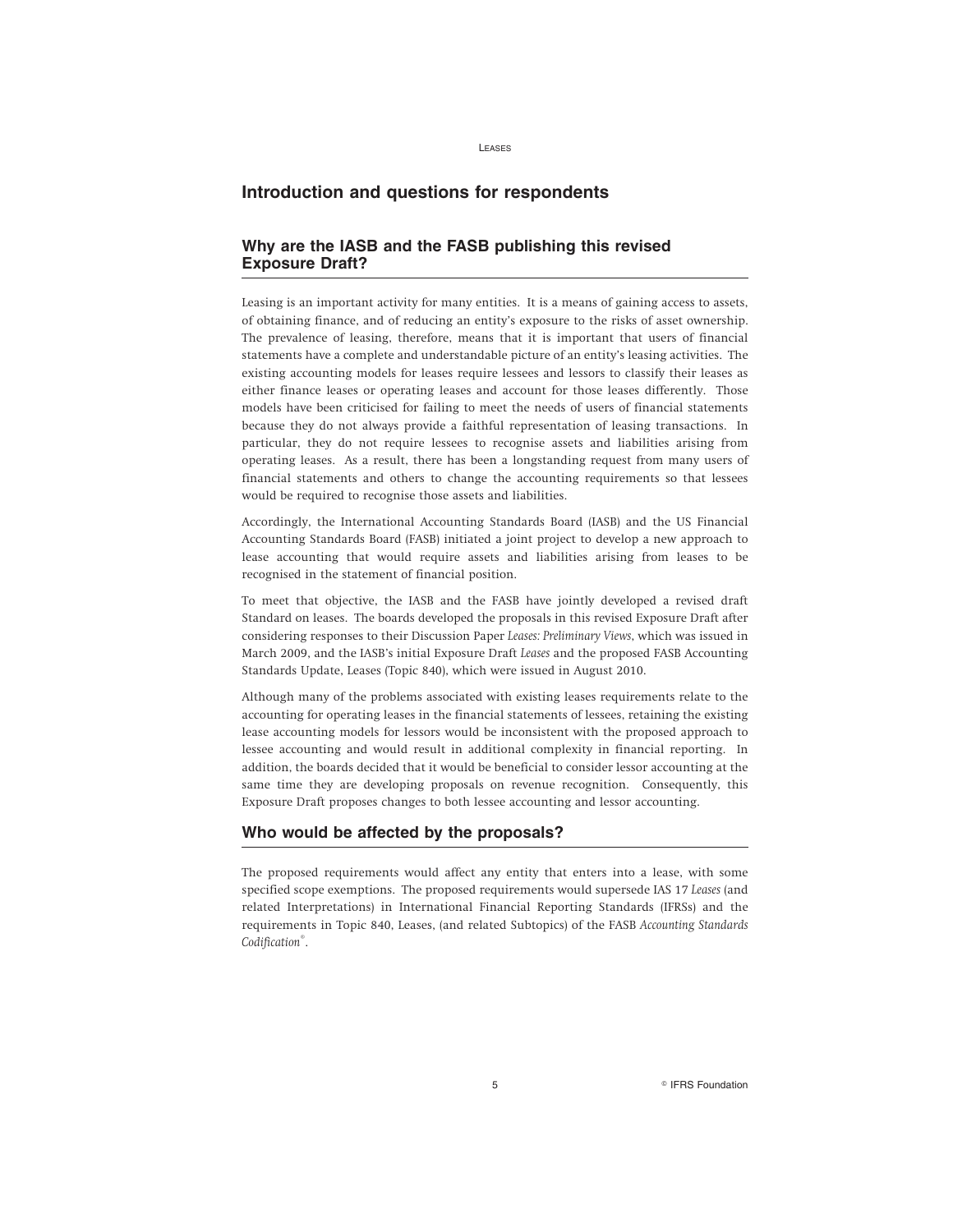## Introduction and questions for respondents

### Why are the IASB and the FASB publishing this revised Exposure Draft?

Leasing is an important activity for many entities. It is a means of gaining access to assets, of obtaining finance, and of reducing an entity's exposure to the risks of asset ownership. The prevalence of leasing, therefore, means that it is important that users of financial statements have a complete and understandable picture of an entity's leasing activities. The existing accounting models for leases require lessees and lessors to classify their leases as either finance leases or operating leases and account for those leases differently. Those models have been criticised for failing to meet the needs of users of financial statements because they do not always provide a faithful representation of leasing transactions. In particular, they do not require lessees to recognise assets and liabilities arising from operating leases. As a result, there has been a longstanding request from many users of financial statements and others to change the accounting requirements so that lessees would be required to recognise those assets and liabilities.

Accordingly, the International Accounting Standards Board (IASB) and the US Financial Accounting Standards Board (FASB) initiated a joint project to develop a new approach to lease accounting that would require assets and liabilities arising from leases to be recognised in the statement of financial position.

To meet that objective, the IASB and the FASB have jointly developed a revised draft Standard on leases. The boards developed the proposals in this revised Exposure Draft after considering responses to their Discussion Paper *Leases: Preliminary Views*, which was issued in March 2009, and the IASB's initial Exposure Draft *Leases* and the proposed FASB Accounting Standards Update, Leases (Topic 840), which were issued in August 2010.

Although many of the problems associated with existing leases requirements relate to the accounting for operating leases in the financial statements of lessees, retaining the existing lease accounting models for lessors would be inconsistent with the proposed approach to lessee accounting and would result in additional complexity in financial reporting. In addition, the boards decided that it would be beneficial to consider lessor accounting at the same time they are developing proposals on revenue recognition. Consequently, this Exposure Draft proposes changes to both lessee accounting and lessor accounting.

### Who would be affected by the proposals?

The proposed requirements would affect any entity that enters into a lease, with some specified scope exemptions. The proposed requirements would supersede IAS 17 *Leases* (and related Interpretations) in International Financial Reporting Standards (IFRSs) and the requirements in Topic 840, Leases, (and related Subtopics) of the FASB *Accounting Standards Codification®*.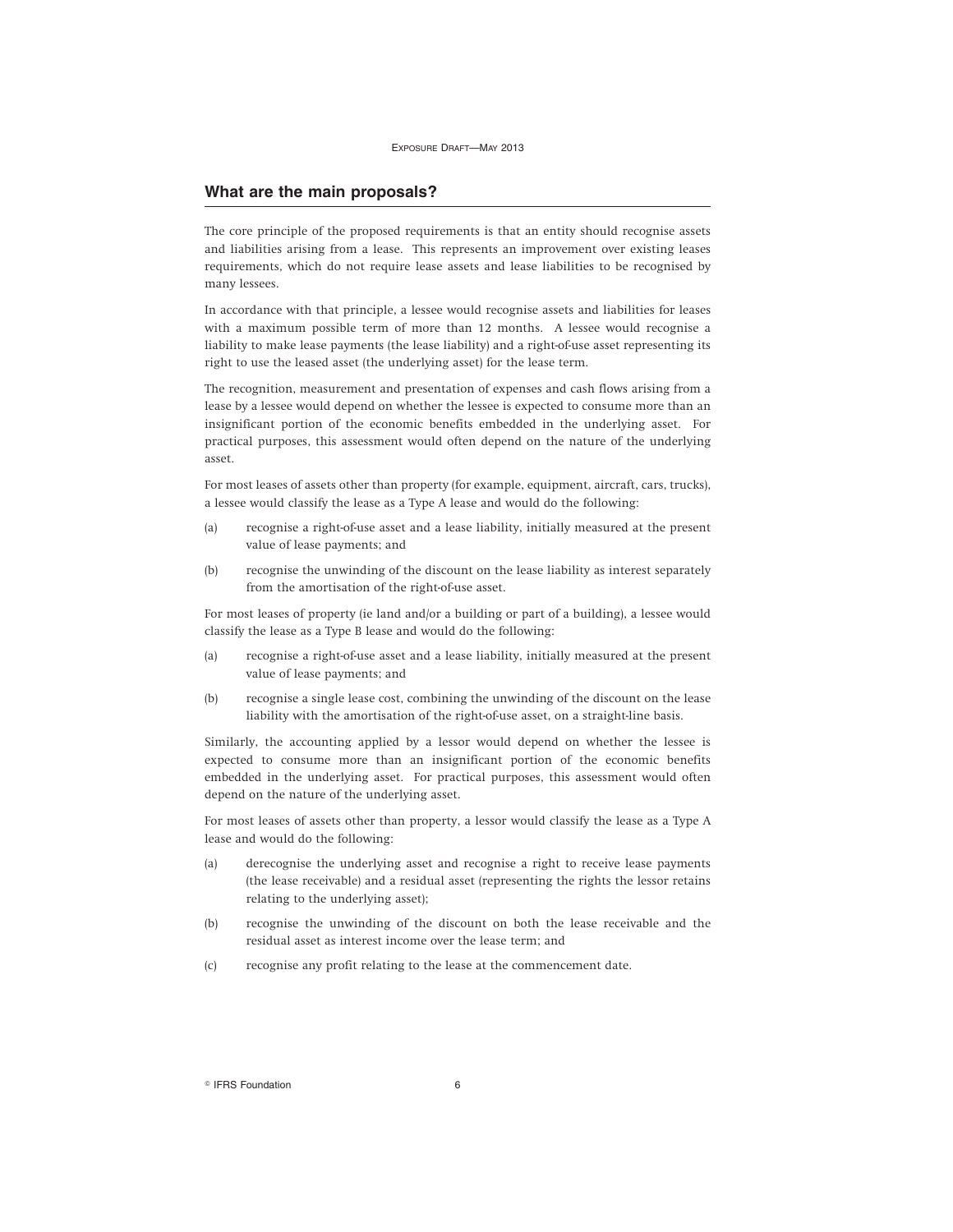## What are the main proposals?

The core principle of the proposed requirements is that an entity should recognise assets and liabilities arising from a lease. This represents an improvement over existing leases requirements, which do not require lease assets and lease liabilities to be recognised by many lessees.

In accordance with that principle, a lessee would recognise assets and liabilities for leases with a maximum possible term of more than 12 months. A lessee would recognise a liability to make lease payments (the lease liability) and a right-of-use asset representing its right to use the leased asset (the underlying asset) for the lease term.

The recognition, measurement and presentation of expenses and cash flows arising from a lease by a lessee would depend on whether the lessee is expected to consume more than an insignificant portion of the economic benefits embedded in the underlying asset. For practical purposes, this assessment would often depend on the nature of the underlying asset.

For most leases of assets other than property (for example, equipment, aircraft, cars, trucks), a lessee would classify the lease as a Type A lease and would do the following:

(a) recognise a right-of-use asset and a lease liability, initially measured at the present value of lease payments; and

(b) recognise the unwinding of the discount on the lease liability as interest separately from the amortisation of the right-of-use asset.

For most leases of property (ie land and/or a building or part of a building), a lessee would classify the lease as a Type B lease and would do the following:

(a) recognise a right-of-use asset and a lease liability, initially measured at the present value of lease payments; and

(b) recognise a single lease cost, combining the unwinding of the discount on the lease liability with the amortisation of the right-of-use asset, on a straight-line basis.

Similarly, the accounting applied by a lessor would depend on whether the lessee is expected to consume more than an insignificant portion of the economic benefits embedded in the underlying asset. For practical purposes, this assessment would often depend on the nature of the underlying asset.

For most leases of assets other than property, a lessor would classify the lease as a Type A lease and would do the following:

(a) derecognise the underlying asset and recognise a right to receive lease payments (the lease receivable) and a residual asset (representing the rights the lessor retains relating to the underlying asset);

(b) recognise the unwinding of the discount on both the lease receivable and the residual asset as interest income over the lease term; and

(c) recognise any profit relating to the lease at the commencement date.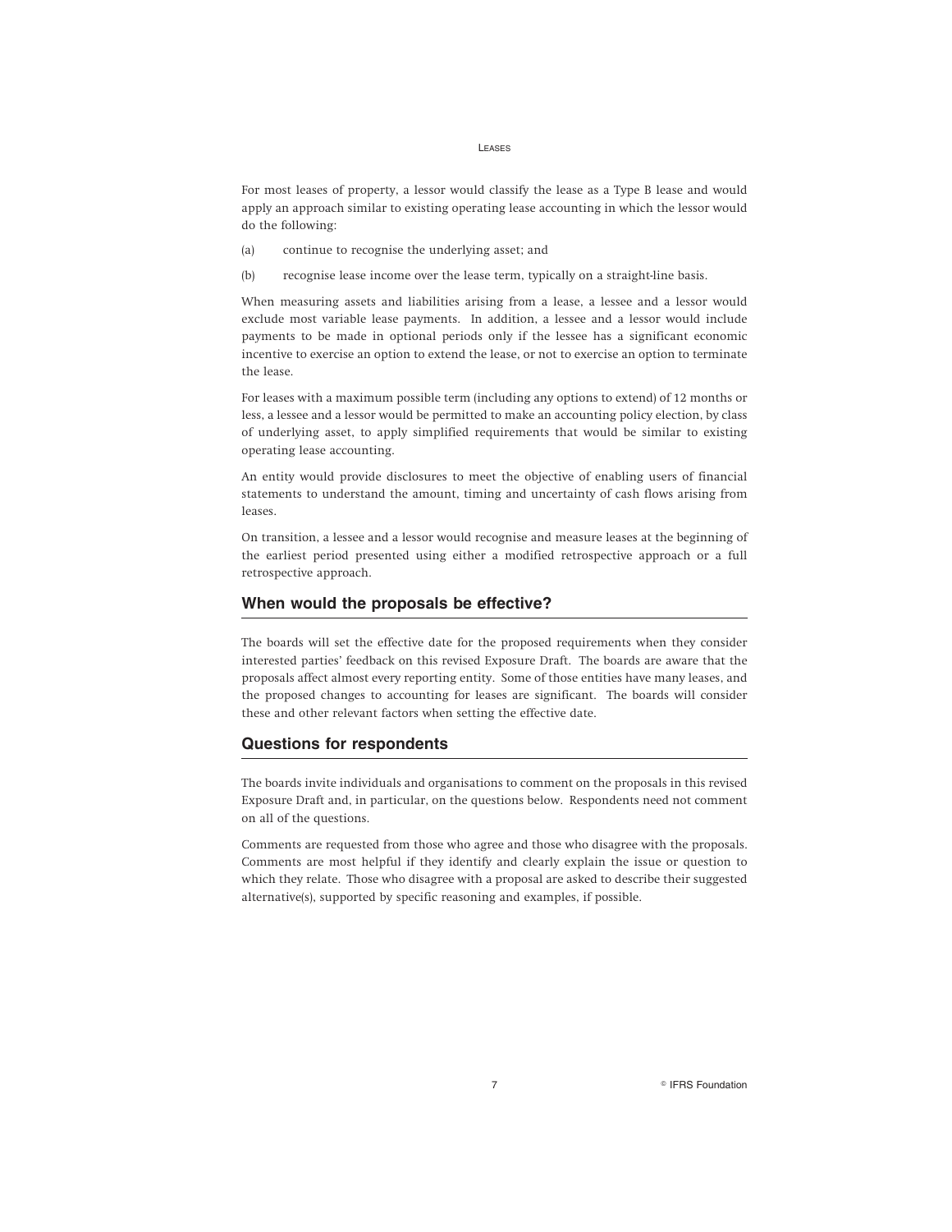For most leases of property, a lessor would classify the lease as a Type B lease and would apply an approach similar to existing operating lease accounting in which the lessor would do the following:

(a) continue to recognise the underlying asset; and

(b) recognise lease income over the lease term, typically on a straight-line basis.

When measuring assets and liabilities arising from a lease, a lessee and a lessor would exclude most variable lease payments. In addition, a lessee and a lessor would include payments to be made in optional periods only if the lessee has a significant economic incentive to exercise an option to extend the lease, or not to exercise an option to terminate the lease.

For leases with a maximum possible term (including any options to extend) of 12 months or less, a lessee and a lessor would be permitted to make an accounting policy election, by class of underlying asset, to apply simplified requirements that would be similar to existing operating lease accounting.

An entity would provide disclosures to meet the objective of enabling users of financial statements to understand the amount, timing and uncertainty of cash flows arising from leases.

On transition, a lessee and a lessor would recognise and measure leases at the beginning of the earliest period presented using either a modified retrospective approach or a full retrospective approach.

## When would the proposals be effective?

The boards will set the effective date for the proposed requirements when they consider interested parties' feedback on this revised Exposure Draft. The boards are aware that the proposals affect almost every reporting entity. Some of those entities have many leases, and the proposed changes to accounting for leases are significant. The boards will consider these and other relevant factors when setting the effective date.

## Questions for respondents

The boards invite individuals and organisations to comment on the proposals in this revised Exposure Draft and, in particular, on the questions below. Respondents need not comment on all of the questions.

Comments are requested from those who agree and those who disagree with the proposals. Comments are most helpful if they identify and clearly explain the issue or question to which they relate. Those who disagree with a proposal are asked to describe their suggested alternative(s), supported by specific reasoning and examples, if possible.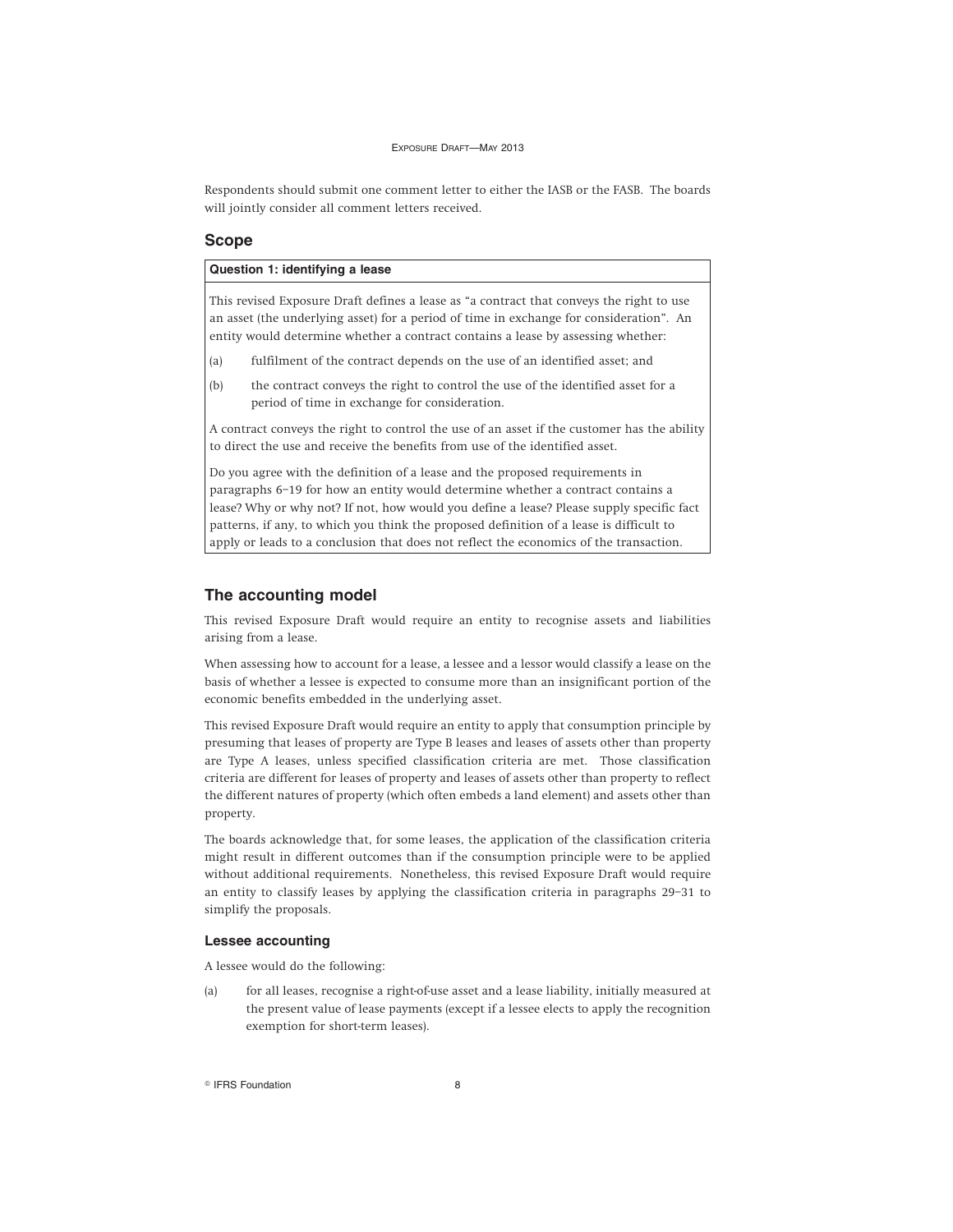Respondents should submit one comment letter to either the IASB or the FASB. The boards will jointly consider all comment letters received.

## Scope

**Question 1: identifying a lease**

This revised Exposure Draft defines a lease as "a contract that conveys the right to use an asset (the underlying asset) for a period of time in exchange for consideration". An entity would determine whether a contract contains a lease by assessing whether:

(a) fulfilment of the contract depends on the use of an identified asset; and

(b) the contract conveys the right to control the use of the identified asset for a period of time in exchange for consideration.

A contract conveys the right to control the use of an asset if the customer has the ability to direct the use and receive the benefits from use of the identified asset.

Do you agree with the definition of a lease and the proposed requirements in paragraphs 6–19 for how an entity would determine whether a contract contains a lease? Why or why not? If not, how would you define a lease? Please supply specific fact patterns, if any, to which you think the proposed definition of a lease is difficult to apply or leads to a conclusion that does not reflect the economics of the transaction.

## The accounting model

This revised Exposure Draft would require an entity to recognise assets and liabilities arising from a lease.

When assessing how to account for a lease, a lessee and a lessor would classify a lease on the basis of whether a lessee is expected to consume more than an insignificant portion of the economic benefits embedded in the underlying asset.

This revised Exposure Draft would require an entity to apply that consumption principle by presuming that leases of property are Type B leases and leases of assets other than property are Type A leases, unless specified classification criteria are met. Those classification criteria are different for leases of property and leases of assets other than property to reflect the different natures of property (which often embeds a land element) and assets other than property.

The boards acknowledge that, for some leases, the application of the classification criteria might result in different outcomes than if the consumption principle were to be applied without additional requirements. Nonetheless, this revised Exposure Draft would require an entity to classify leases by applying the classification criteria in paragraphs 29–31 to simplify the proposals.

### Lessee accounting

A lessee would do the following:

(a) for all leases, recognise a right-of-use asset and a lease liability, initially measured at the present value of lease payments (except if a lessee elects to apply the recognition exemption for short-term leases).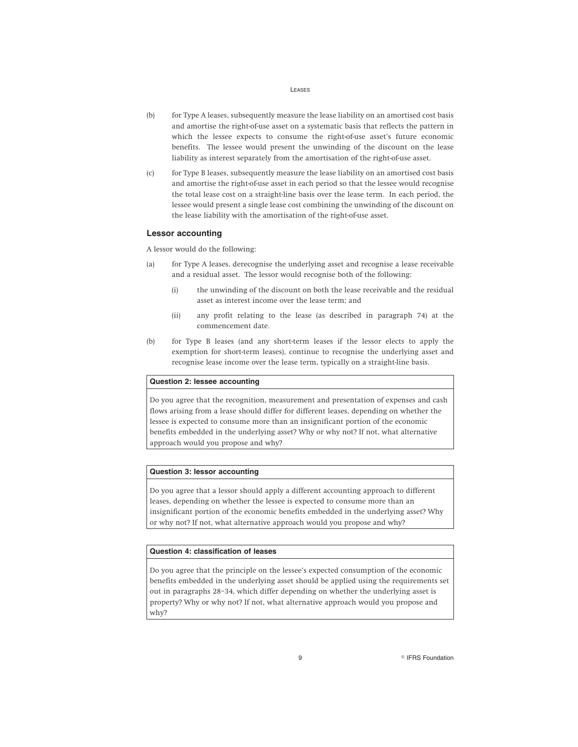(b) for Type A leases, subsequently measure the lease liability on an amortised cost basis and amortise the right-of-use asset on a systematic basis that reflects the pattern in which the lessee expects to consume the right-of-use asset's future economic benefits. The lessee would present the unwinding of the discount on the lease liability as interest separately from the amortisation of the right-of-use asset.

(c) for Type B leases, subsequently measure the lease liability on an amortised cost basis and amortise the right-of-use asset in each period so that the lessee would recognise the total lease cost on a straight-line basis over the lease term. In each period, the lessee would present a single lease cost combining the unwinding of the discount on the lease liability with the amortisation of the right-of-use asset.

### Lessor accounting

A lessor would do the following:

(a) for Type A leases, derecognise the underlying asset and recognise a lease receivable and a residual asset. The lessor would recognise both of the following:

  (i) the unwinding of the discount on both the lease receivable and the residual asset as interest income over the lease term; and

  (ii) any profit relating to the lease (as described in paragraph 74) at the commencement date.

(b) for Type B leases (and any short-term leases if the lessor elects to apply the exemption for short-term leases), continue to recognise the underlying asset and recognise lease income over the lease term, typically on a straight-line basis.

**Question 2: lessee accounting**

Do you agree that the recognition, measurement and presentation of expenses and cash flows arising from a lease should differ for different leases, depending on whether the lessee is expected to consume more than an insignificant portion of the economic benefits embedded in the underlying asset? Why or why not? If not, what alternative approach would you propose and why?

**Question 3: lessor accounting**

Do you agree that a lessor should apply a different accounting approach to different leases, depending on whether the lessee is expected to consume more than an insignificant portion of the economic benefits embedded in the underlying asset? Why or why not? If not, what alternative approach would you propose and why?

**Question 4: classification of leases**

Do you agree that the principle on the lessee's expected consumption of the economic benefits embedded in the underlying asset should be applied using the requirements set out in paragraphs 28–34, which differ depending on whether the underlying asset is property? Why or why not? If not, what alternative approach would you propose and why?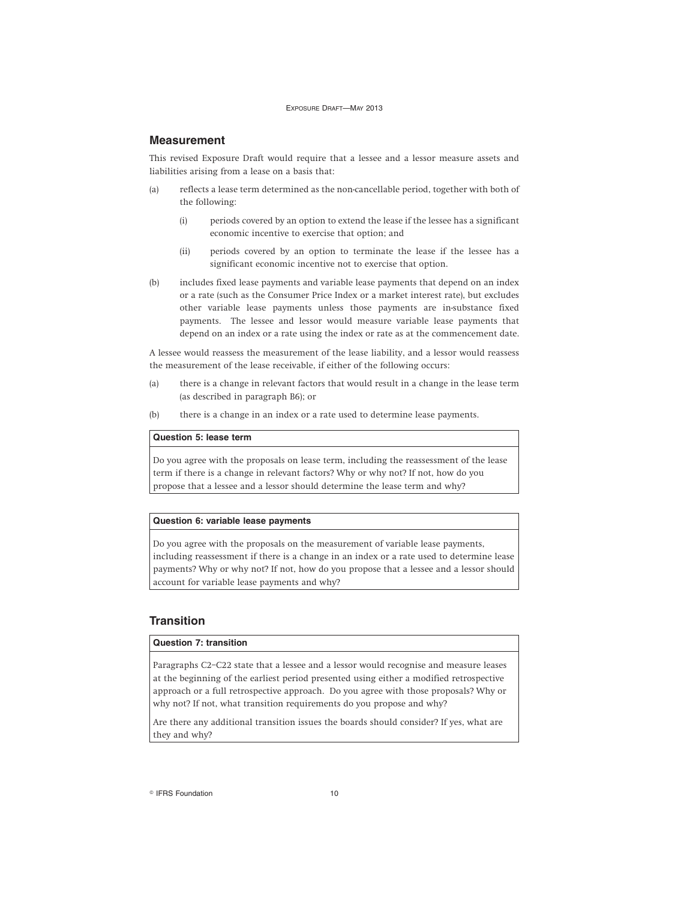## Measurement

This revised Exposure Draft would require that a lessee and a lessor measure assets and liabilities arising from a lease on a basis that:

(a) reflects a lease term determined as the non-cancellable period, together with both of the following:

   (i) periods covered by an option to extend the lease if the lessee has a significant economic incentive to exercise that option; and

   (ii) periods covered by an option to terminate the lease if the lessee has a significant economic incentive not to exercise that option.

(b) includes fixed lease payments and variable lease payments that depend on an index or a rate (such as the Consumer Price Index or a market interest rate), but excludes other variable lease payments unless those payments are in-substance fixed payments. The lessee and lessor would measure variable lease payments that depend on an index or a rate using the index or rate as at the commencement date.

A lessee would reassess the measurement of the lease liability, and a lessor would reassess the measurement of the lease receivable, if either of the following occurs:

(a) there is a change in relevant factors that would result in a change in the lease term (as described in paragraph B6); or

(b) there is a change in an index or a rate used to determine lease payments.

| **Question 5: lease term** |
| --- |
| Do you agree with the proposals on lease term, including the reassessment of the lease term if there is a change in relevant factors? Why or why not? If not, how do you propose that a lessee and a lessor should determine the lease term and why? |

| **Question 6: variable lease payments** |
| --- |
| Do you agree with the proposals on the measurement of variable lease payments, including reassessment if there is a change in an index or a rate used to determine lease payments? Why or why not? If not, how do you propose that a lessee and a lessor should account for variable lease payments and why? |

## Transition

| **Question 7: transition** |
| --- |
| Paragraphs C2–C22 state that a lessee and a lessor would recognise and measure leases at the beginning of the earliest period presented using either a modified retrospective approach or a full retrospective approach. Do you agree with those proposals? Why or why not? If not, what transition requirements do you propose and why? Are there any additional transition issues the boards should consider? If yes, what are they and why? |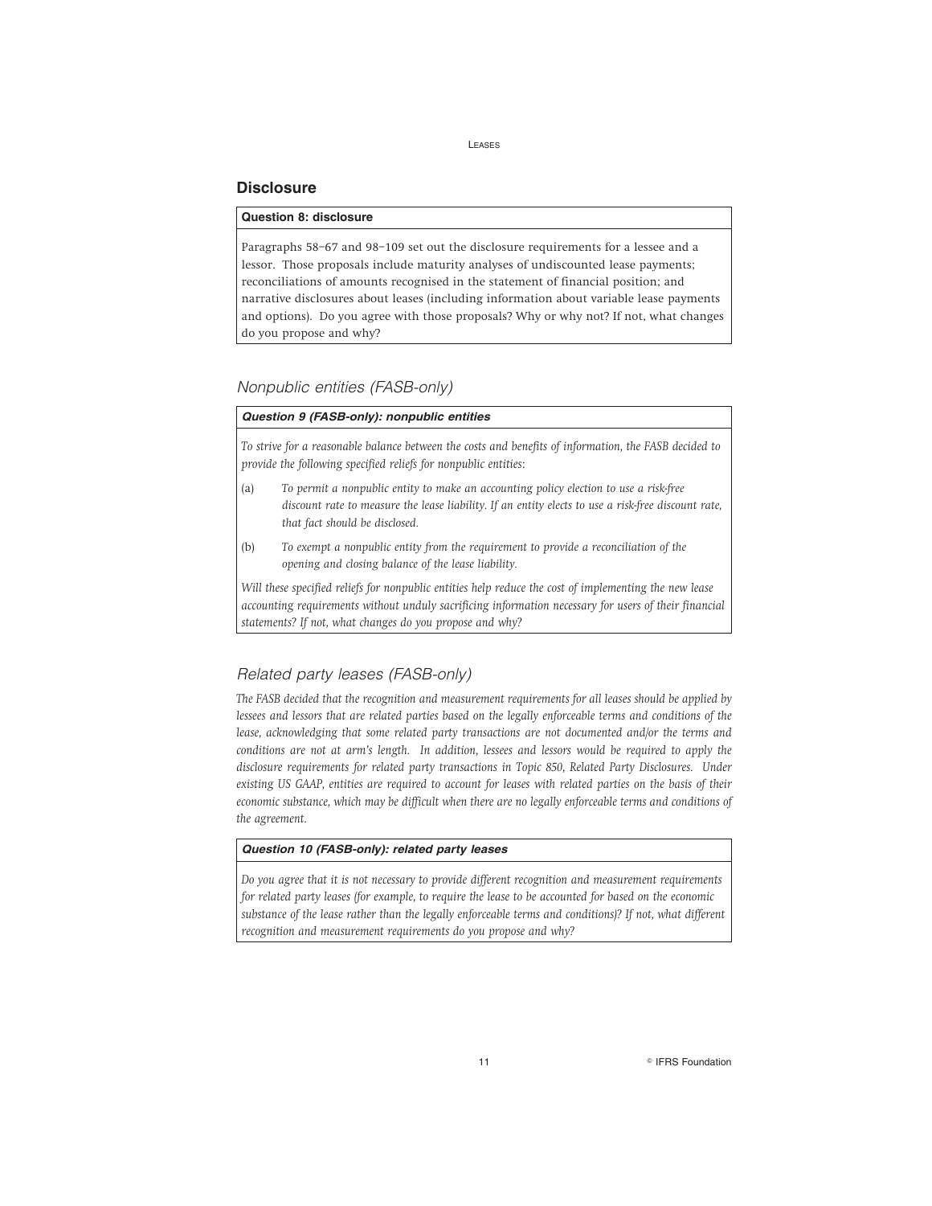## Disclosure

**Question 8: disclosure**

Paragraphs 58–67 and 98–109 set out the disclosure requirements for a lessee and a lessor. Those proposals include maturity analyses of undiscounted lease payments; reconciliations of amounts recognised in the statement of financial position; and narrative disclosures about leases (including information about variable lease payments and options). Do you agree with those proposals? Why or why not? If not, what changes do you propose and why?

### *Nonpublic entities (FASB-only)*

***Question 9 (FASB-only): nonpublic entities***

*To strive for a reasonable balance between the costs and benefits of information, the FASB decided to provide the following specified reliefs for nonpublic entities:*

(a) *To permit a nonpublic entity to make an accounting policy election to use a risk-free discount rate to measure the lease liability. If an entity elects to use a risk-free discount rate, that fact should be disclosed.*

(b) *To exempt a nonpublic entity from the requirement to provide a reconciliation of the opening and closing balance of the lease liability.*

*Will these specified reliefs for nonpublic entities help reduce the cost of implementing the new lease accounting requirements without unduly sacrificing information necessary for users of their financial statements? If not, what changes do you propose and why?*

### *Related party leases (FASB-only)*

*The FASB decided that the recognition and measurement requirements for all leases should be applied by lessees and lessors that are related parties based on the legally enforceable terms and conditions of the lease, acknowledging that some related party transactions are not documented and/or the terms and conditions are not at arm's length. In addition, lessees and lessors would be required to apply the disclosure requirements for related party transactions in Topic 850, Related Party Disclosures. Under existing US GAAP, entities are required to account for leases with related parties on the basis of their economic substance, which may be difficult when there are no legally enforceable terms and conditions of the agreement.*

***Question 10 (FASB-only): related party leases***

*Do you agree that it is not necessary to provide different recognition and measurement requirements for related party leases (for example, to require the lease to be accounted for based on the economic substance of the lease rather than the legally enforceable terms and conditions)? If not, what different recognition and measurement requirements do you propose and why?*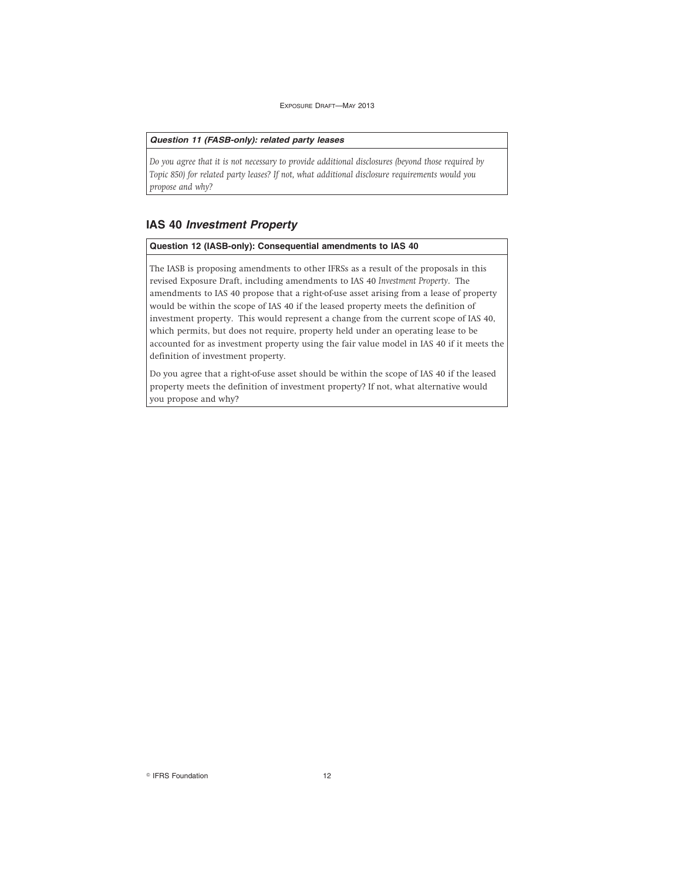***Question 11 (FASB-only): related party leases***

*Do you agree that it is not necessary to provide additional disclosures (beyond those required by Topic 850) for related party leases? If not, what additional disclosure requirements would you propose and why?*

## IAS 40 *Investment Property*

**Question 12 (IASB-only): Consequential amendments to IAS 40**

The IASB is proposing amendments to other IFRSs as a result of the proposals in this revised Exposure Draft, including amendments to IAS 40 *Investment Property*. The amendments to IAS 40 propose that a right-of-use asset arising from a lease of property would be within the scope of IAS 40 if the leased property meets the definition of investment property. This would represent a change from the current scope of IAS 40, which permits, but does not require, property held under an operating lease to be accounted for as investment property using the fair value model in IAS 40 if it meets the definition of investment property.

Do you agree that a right-of-use asset should be within the scope of IAS 40 if the leased property meets the definition of investment property? If not, what alternative would you propose and why?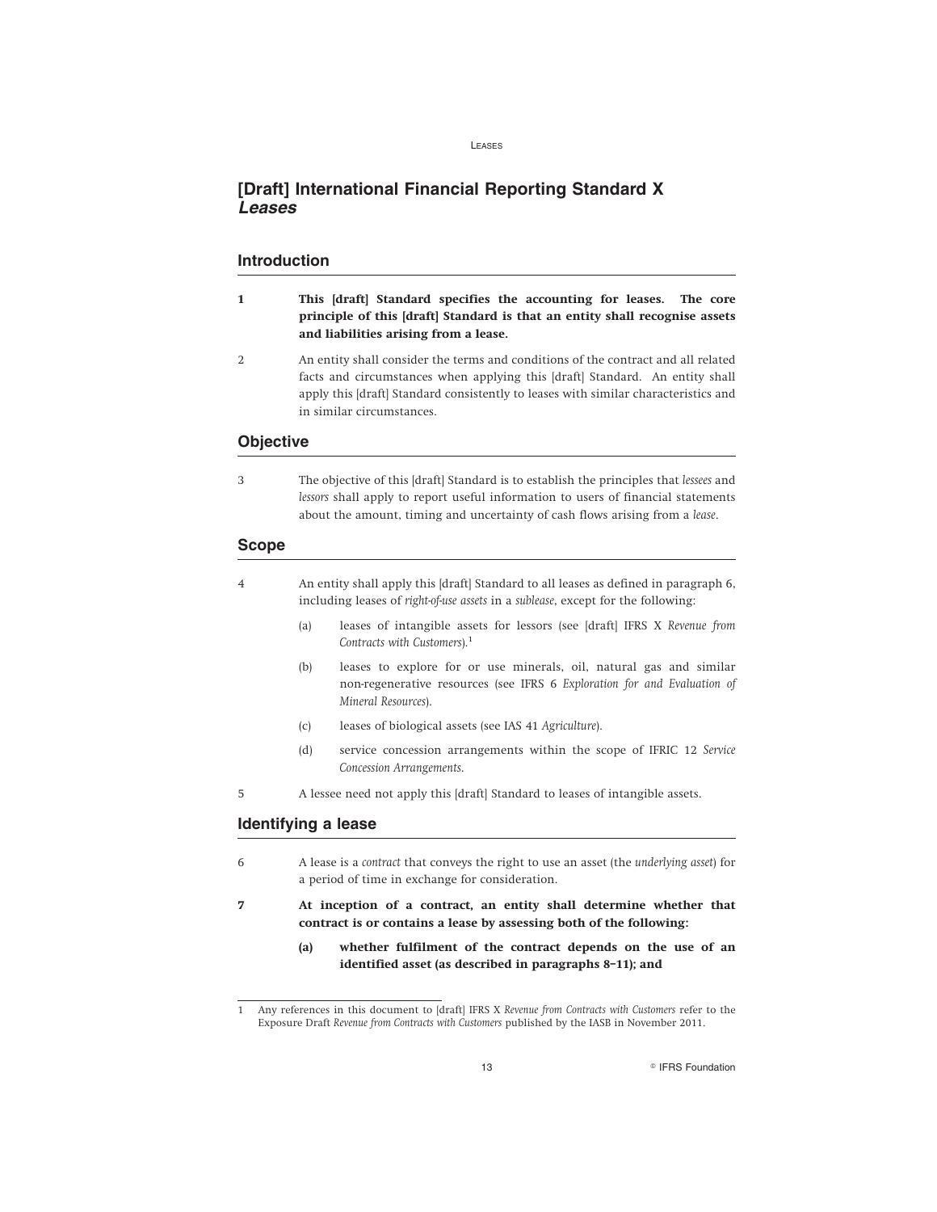# [Draft] International Financial Reporting Standard X *Leases*

## Introduction

1 **This [draft] Standard specifies the accounting for leases. The core principle of this [draft] Standard is that an entity shall recognise assets and liabilities arising from a lease.**

2 An entity shall consider the terms and conditions of the contract and all related facts and circumstances when applying this [draft] Standard. An entity shall apply this [draft] Standard consistently to leases with similar characteristics and in similar circumstances.

## Objective

3 The objective of this [draft] Standard is to establish the principles that *lessees* and *lessors* shall apply to report useful information to users of financial statements about the amount, timing and uncertainty of cash flows arising from a *lease*.

## Scope

4 An entity shall apply this [draft] Standard to all leases as defined in paragraph 6, including leases of *right-of-use assets* in a *sublease*, except for the following:

- (a) leases of intangible assets for lessors (see [draft] IFRS X *Revenue from Contracts with Customers*).[1]
- (b) leases to explore for or use minerals, oil, natural gas and similar non-regenerative resources (see IFRS 6 *Exploration for and Evaluation of Mineral Resources*).
- (c) leases of biological assets (see IAS 41 *Agriculture*).
- (d) service concession arrangements within the scope of IFRIC 12 *Service Concession Arrangements*.

5 A lessee need not apply this [draft] Standard to leases of intangible assets.

## Identifying a lease

6 A lease is a *contract* that conveys the right to use an asset (the *underlying asset*) for a period of time in exchange for consideration.

7 **At inception of a contract, an entity shall determine whether that contract is or contains a lease by assessing both of the following:**

- **(a) whether fulfilment of the contract depends on the use of an identified asset (as described in paragraphs 8–11); and**

---

1 Any references in this document to [draft] IFRS X *Revenue from Contracts with Customers* refer to the Exposure Draft *Revenue from Contracts with Customers* published by the IASB in November 2011.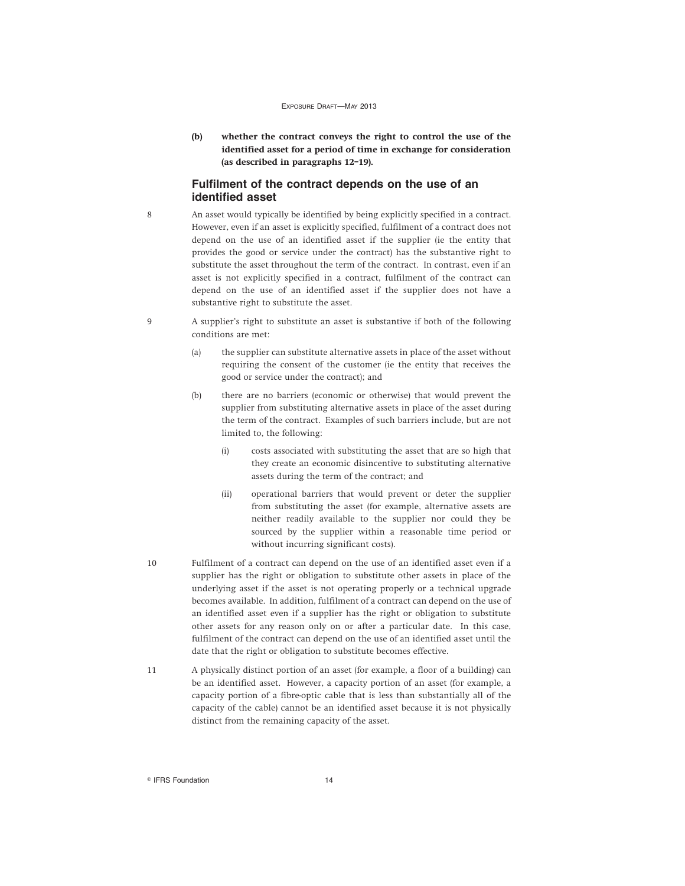**(b) whether the contract conveys the right to control the use of the identified asset for a period of time in exchange for consideration (as described in paragraphs 12–19).**

## Fulfilment of the contract depends on the use of an identified asset

8 An asset would typically be identified by being explicitly specified in a contract. However, even if an asset is explicitly specified, fulfilment of a contract does not depend on the use of an identified asset if the supplier (ie the entity that provides the good or service under the contract) has the substantive right to substitute the asset throughout the term of the contract. In contrast, even if an asset is not explicitly specified in a contract, fulfilment of the contract can depend on the use of an identified asset if the supplier does not have a substantive right to substitute the asset.

9 A supplier's right to substitute an asset is substantive if both of the following conditions are met:

- (a) the supplier can substitute alternative assets in place of the asset without requiring the consent of the customer (ie the entity that receives the good or service under the contract); and
- (b) there are no barriers (economic or otherwise) that would prevent the supplier from substituting alternative assets in place of the asset during the term of the contract. Examples of such barriers include, but are not limited to, the following:
  - (i) costs associated with substituting the asset that are so high that they create an economic disincentive to substituting alternative assets during the term of the contract; and
  - (ii) operational barriers that would prevent or deter the supplier from substituting the asset (for example, alternative assets are neither readily available to the supplier nor could they be sourced by the supplier within a reasonable time period or without incurring significant costs).

10 Fulfilment of a contract can depend on the use of an identified asset even if a supplier has the right or obligation to substitute other assets in place of the underlying asset if the asset is not operating properly or a technical upgrade becomes available. In addition, fulfilment of a contract can depend on the use of an identified asset even if a supplier has the right or obligation to substitute other assets for any reason only on or after a particular date. In this case, fulfilment of the contract can depend on the use of an identified asset until the date that the right or obligation to substitute becomes effective.

11 A physically distinct portion of an asset (for example, a floor of a building) can be an identified asset. However, a capacity portion of an asset (for example, a capacity portion of a fibre-optic cable that is less than substantially all of the capacity of the cable) cannot be an identified asset because it is not physically distinct from the remaining capacity of the asset.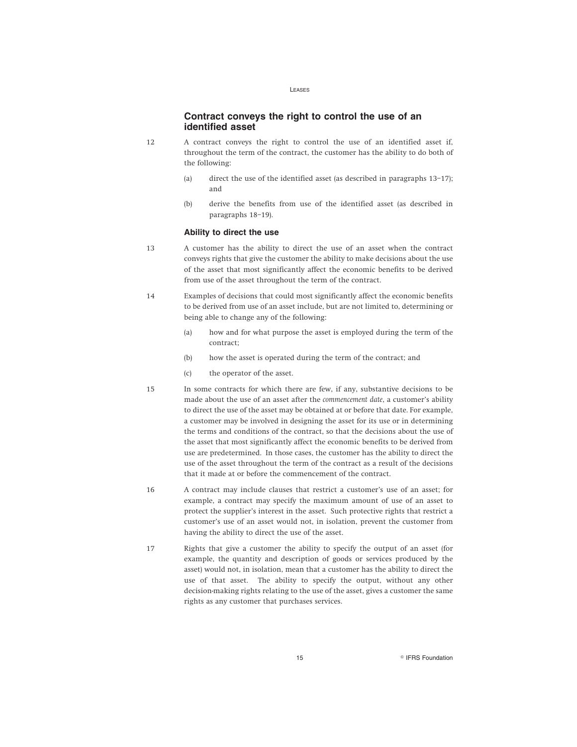## Contract conveys the right to control the use of an identified asset

12 A contract conveys the right to control the use of an identified asset if, throughout the term of the contract, the customer has the ability to do both of the following:

(a) direct the use of the identified asset (as described in paragraphs 13–17); and

(b) derive the benefits from use of the identified asset (as described in paragraphs 18–19).

### Ability to direct the use

13 A customer has the ability to direct the use of an asset when the contract conveys rights that give the customer the ability to make decisions about the use of the asset that most significantly affect the economic benefits to be derived from use of the asset throughout the term of the contract.

14 Examples of decisions that could most significantly affect the economic benefits to be derived from use of an asset include, but are not limited to, determining or being able to change any of the following:

(a) how and for what purpose the asset is employed during the term of the contract;

(b) how the asset is operated during the term of the contract; and

(c) the operator of the asset.

15 In some contracts for which there are few, if any, substantive decisions to be made about the use of an asset after the *commencement date*, a customer's ability to direct the use of the asset may be obtained at or before that date. For example, a customer may be involved in designing the asset for its use or in determining the terms and conditions of the contract, so that the decisions about the use of the asset that most significantly affect the economic benefits to be derived from use are predetermined. In those cases, the customer has the ability to direct the use of the asset throughout the term of the contract as a result of the decisions that it made at or before the commencement of the contract.

16 A contract may include clauses that restrict a customer's use of an asset; for example, a contract may specify the maximum amount of use of an asset to protect the supplier's interest in the asset. Such protective rights that restrict a customer's use of an asset would not, in isolation, prevent the customer from having the ability to direct the use of the asset.

17 Rights that give a customer the ability to specify the output of an asset (for example, the quantity and description of goods or services produced by the asset) would not, in isolation, mean that a customer has the ability to direct the use of that asset. The ability to specify the output, without any other decision-making rights relating to the use of the asset, gives a customer the same rights as any customer that purchases services.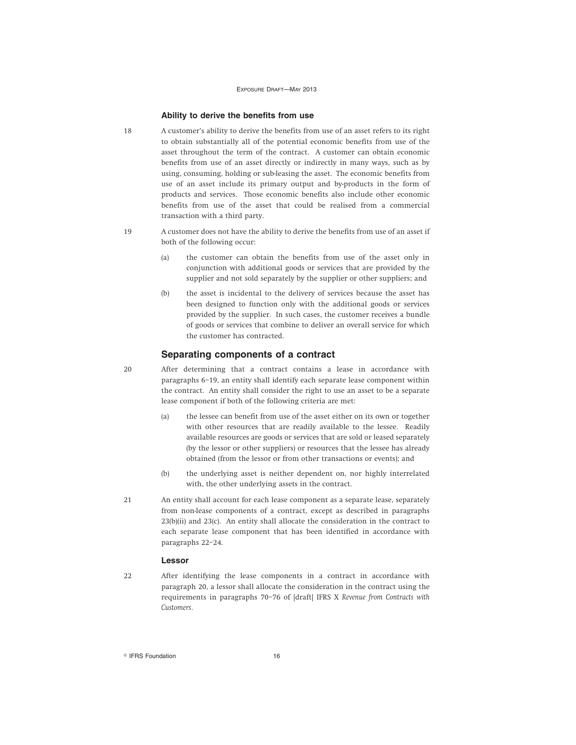### Ability to derive the benefits from use

18 A customer's ability to derive the benefits from use of an asset refers to its right to obtain substantially all of the potential economic benefits from use of the asset throughout the term of the contract. A customer can obtain economic benefits from use of an asset directly or indirectly in many ways, such as by using, consuming, holding or sub-leasing the asset. The economic benefits from use of an asset include its primary output and by-products in the form of products and services. Those economic benefits also include other economic benefits from use of the asset that could be realised from a commercial transaction with a third party.

19 A customer does not have the ability to derive the benefits from use of an asset if both of the following occur:

(a) the customer can obtain the benefits from use of the asset only in conjunction with additional goods or services that are provided by the supplier and not sold separately by the supplier or other suppliers; and

(b) the asset is incidental to the delivery of services because the asset has been designed to function only with the additional goods or services provided by the supplier. In such cases, the customer receives a bundle of goods or services that combine to deliver an overall service for which the customer has contracted.

## Separating components of a contract

20 After determining that a contract contains a lease in accordance with paragraphs 6–19, an entity shall identify each separate lease component within the contract. An entity shall consider the right to use an asset to be a separate lease component if both of the following criteria are met:

(a) the lessee can benefit from use of the asset either on its own or together with other resources that are readily available to the lessee. Readily available resources are goods or services that are sold or leased separately (by the lessor or other suppliers) or resources that the lessee has already obtained (from the lessor or from other transactions or events); and

(b) the underlying asset is neither dependent on, nor highly interrelated with, the other underlying assets in the contract.

21 An entity shall account for each lease component as a separate lease, separately from non-lease components of a contract, except as described in paragraphs 23(b)(ii) and 23(c). An entity shall allocate the consideration in the contract to each separate lease component that has been identified in accordance with paragraphs 22–24.

### Lessor

22 After identifying the lease components in a contract in accordance with paragraph 20, a lessor shall allocate the consideration in the contract using the requirements in paragraphs 70–76 of [draft] IFRS X *Revenue from Contracts with Customers*.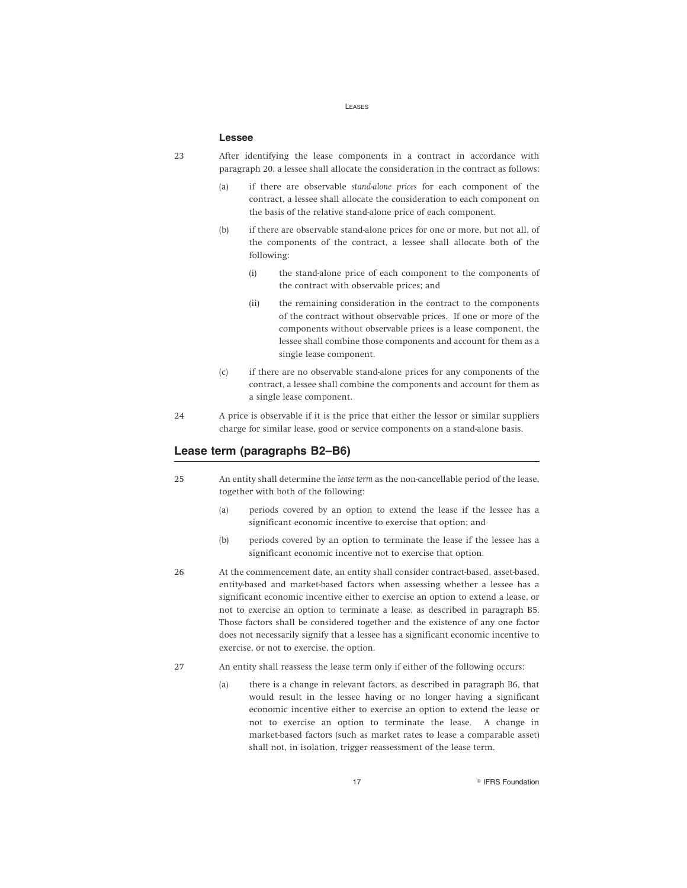### Lessee

23 After identifying the lease components in a contract in accordance with paragraph 20, a lessee shall allocate the consideration in the contract as follows:

(a) if there are observable *stand-alone prices* for each component of the contract, a lessee shall allocate the consideration to each component on the basis of the relative stand-alone price of each component.

(b) if there are observable stand-alone prices for one or more, but not all, of the components of the contract, a lessee shall allocate both of the following:

(i) the stand-alone price of each component to the components of the contract with observable prices; and

(ii) the remaining consideration in the contract to the components of the contract without observable prices. If one or more of the components without observable prices is a lease component, the lessee shall combine those components and account for them as a single lease component.

(c) if there are no observable stand-alone prices for any components of the contract, a lessee shall combine the components and account for them as a single lease component.

24 A price is observable if it is the price that either the lessor or similar suppliers charge for similar lease, good or service components on a stand-alone basis.

## Lease term (paragraphs B2–B6)

25 An entity shall determine the *lease term* as the non-cancellable period of the lease, together with both of the following:

(a) periods covered by an option to extend the lease if the lessee has a significant economic incentive to exercise that option; and

(b) periods covered by an option to terminate the lease if the lessee has a significant economic incentive not to exercise that option.

26 At the commencement date, an entity shall consider contract-based, asset-based, entity-based and market-based factors when assessing whether a lessee has a significant economic incentive either to exercise an option to extend a lease, or not to exercise an option to terminate a lease, as described in paragraph B5. Those factors shall be considered together and the existence of any one factor does not necessarily signify that a lessee has a significant economic incentive to exercise, or not to exercise, the option.

27 An entity shall reassess the lease term only if either of the following occurs:

(a) there is a change in relevant factors, as described in paragraph B6, that would result in the lessee having or no longer having a significant economic incentive either to exercise an option to extend the lease or not to exercise an option to terminate the lease. A change in market-based factors (such as market rates to lease a comparable asset) shall not, in isolation, trigger reassessment of the lease term.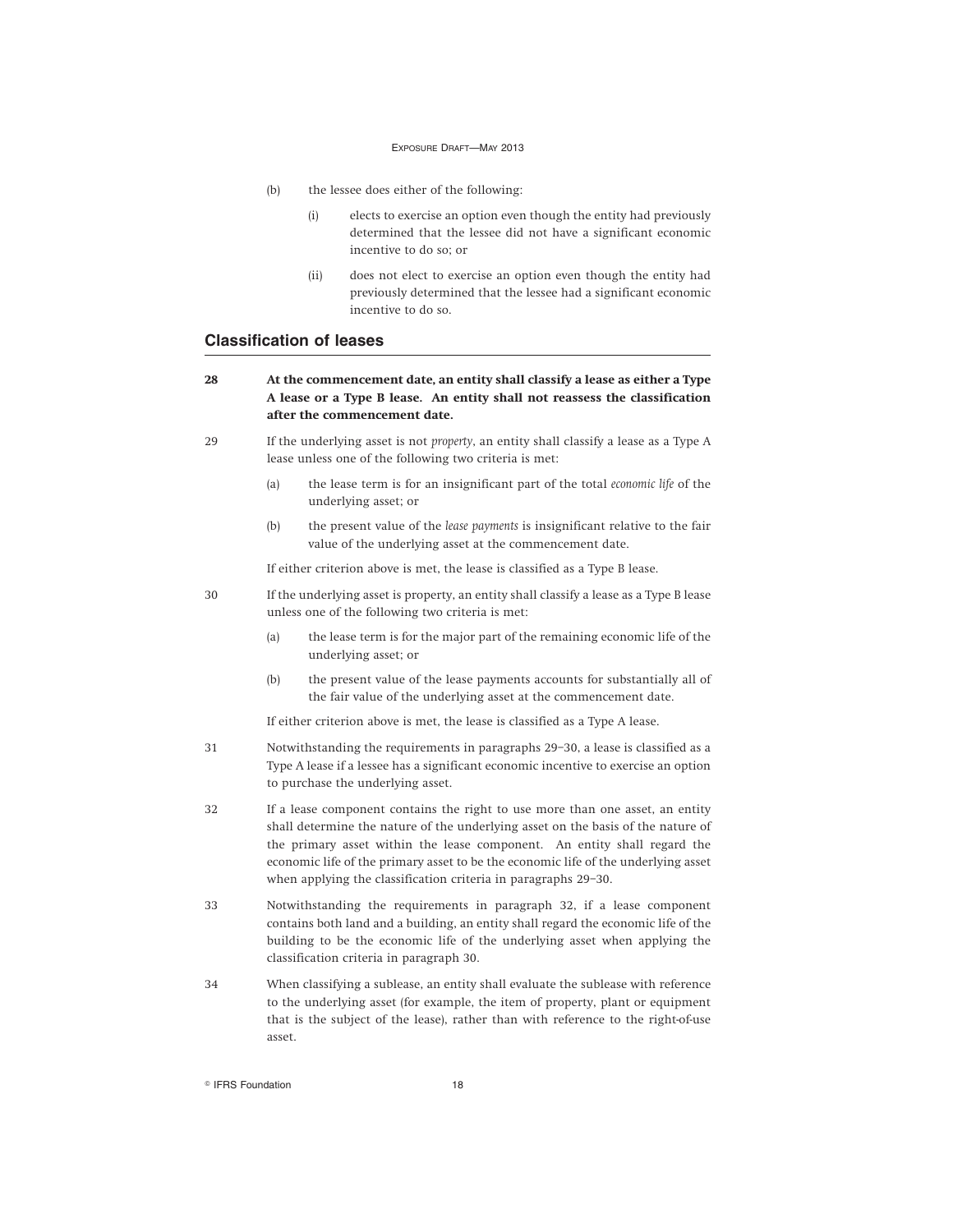(b) the lessee does either of the following:

  (i) elects to exercise an option even though the entity had previously determined that the lessee did not have a significant economic incentive to do so; or

  (ii) does not elect to exercise an option even though the entity had previously determined that the lessee had a significant economic incentive to do so.

## Classification of leases

28 **At the commencement date, an entity shall classify a lease as either a Type A lease or a Type B lease. An entity shall not reassess the classification after the commencement date.**

29 If the underlying asset is not *property*, an entity shall classify a lease as a Type A lease unless one of the following two criteria is met:

  (a) the lease term is for an insignificant part of the total *economic life* of the underlying asset; or

  (b) the present value of the *lease payments* is insignificant relative to the fair value of the underlying asset at the commencement date.

  If either criterion above is met, the lease is classified as a Type B lease.

30 If the underlying asset is property, an entity shall classify a lease as a Type B lease unless one of the following two criteria is met:

  (a) the lease term is for the major part of the remaining economic life of the underlying asset; or

  (b) the present value of the lease payments accounts for substantially all of the fair value of the underlying asset at the commencement date.

  If either criterion above is met, the lease is classified as a Type A lease.

31 Notwithstanding the requirements in paragraphs 29–30, a lease is classified as a Type A lease if a lessee has a significant economic incentive to exercise an option to purchase the underlying asset.

32 If a lease component contains the right to use more than one asset, an entity shall determine the nature of the underlying asset on the basis of the nature of the primary asset within the lease component. An entity shall regard the economic life of the primary asset to be the economic life of the underlying asset when applying the classification criteria in paragraphs 29–30.

33 Notwithstanding the requirements in paragraph 32, if a lease component contains both land and a building, an entity shall regard the economic life of the building to be the economic life of the underlying asset when applying the classification criteria in paragraph 30.

34 When classifying a sublease, an entity shall evaluate the sublease with reference to the underlying asset (for example, the item of property, plant or equipment that is the subject of the lease), rather than with reference to the right-of-use asset.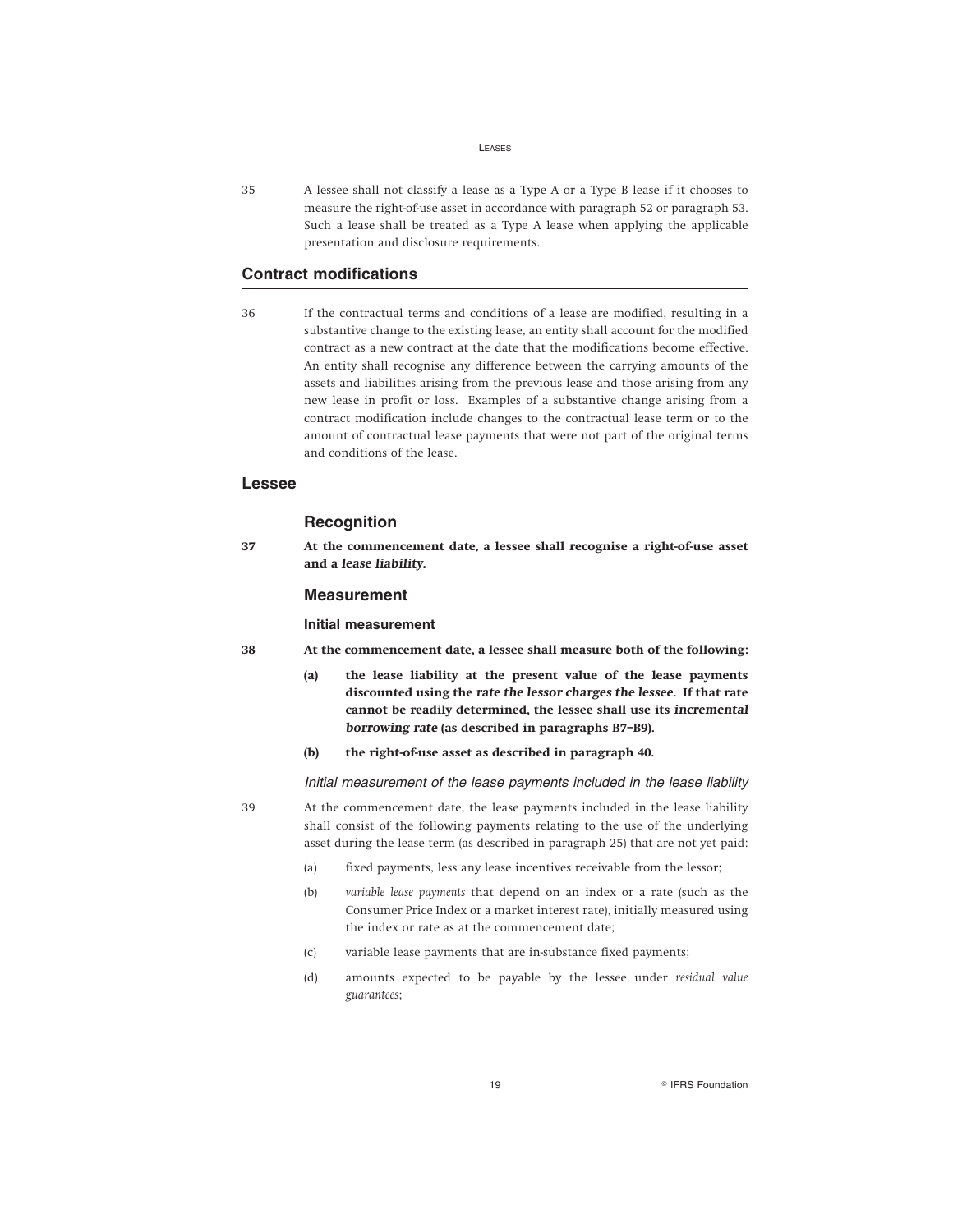35 A lessee shall not classify a lease as a Type A or a Type B lease if it chooses to measure the right-of-use asset in accordance with paragraph 52 or paragraph 53. Such a lease shall be treated as a Type A lease when applying the applicable presentation and disclosure requirements.

## Contract modifications

36 If the contractual terms and conditions of a lease are modified, resulting in a substantive change to the existing lease, an entity shall account for the modified contract as a new contract at the date that the modifications become effective. An entity shall recognise any difference between the carrying amounts of the assets and liabilities arising from the previous lease and those arising from any new lease in profit or loss. Examples of a substantive change arising from a contract modification include changes to the contractual lease term or to the amount of contractual lease payments that were not part of the original terms and conditions of the lease.

## Lessee

### Recognition

**37 At the commencement date, a lessee shall recognise a right-of-use asset and a *lease liability*.**

### Measurement

#### Initial measurement

**38 At the commencement date, a lessee shall measure both of the following:**

**(a) the lease liability at the present value of the lease payments discounted using the *rate the lessor charges the lessee*. If that rate cannot be readily determined, the lessee shall use its *incremental borrowing rate* (as described in paragraphs B7–B9).**

**(b) the right-of-use asset as described in paragraph 40.**

*Initial measurement of the lease payments included in the lease liability*

39 At the commencement date, the lease payments included in the lease liability shall consist of the following payments relating to the use of the underlying asset during the lease term (as described in paragraph 25) that are not yet paid:

(a) fixed payments, less any lease incentives receivable from the lessor;

(b) *variable lease payments* that depend on an index or a rate (such as the Consumer Price Index or a market interest rate), initially measured using the index or rate as at the commencement date;

(c) variable lease payments that are in-substance fixed payments;

(d) amounts expected to be payable by the lessee under *residual value guarantees*;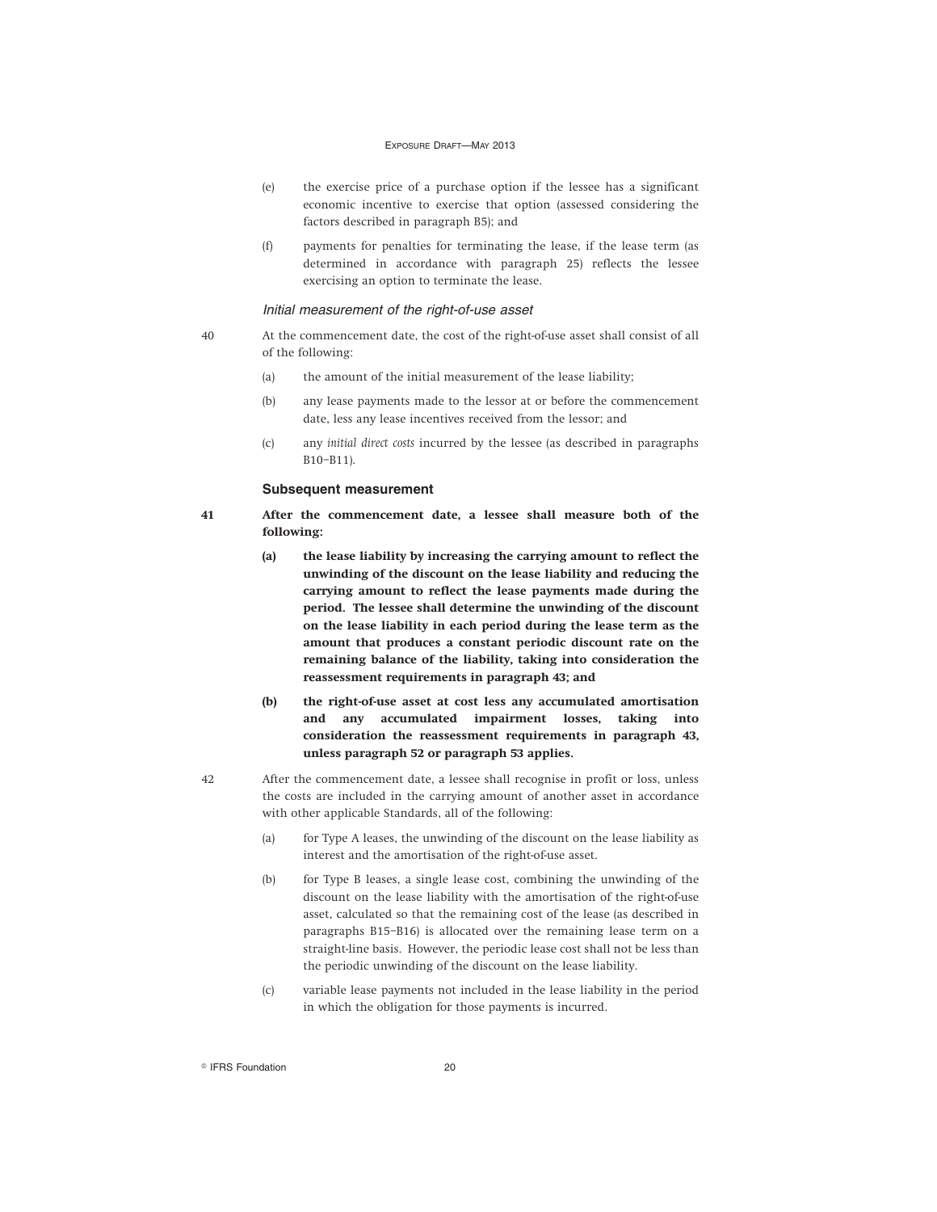(e) the exercise price of a purchase option if the lessee has a significant economic incentive to exercise that option (assessed considering the factors described in paragraph B5); and

(f) payments for penalties for terminating the lease, if the lease term (as determined in accordance with paragraph 25) reflects the lessee exercising an option to terminate the lease.

#### *Initial measurement of the right-of-use asset*

40 At the commencement date, the cost of the right-of-use asset shall consist of all of the following:

(a) the amount of the initial measurement of the lease liability;

(b) any lease payments made to the lessor at or before the commencement date, less any lease incentives received from the lessor; and

(c) any *initial direct costs* incurred by the lessee (as described in paragraphs B10–B11).

### Subsequent measurement

**41 After the commencement date, a lessee shall measure both of the following:**

**(a) the lease liability by increasing the carrying amount to reflect the unwinding of the discount on the lease liability and reducing the carrying amount to reflect the lease payments made during the period. The lessee shall determine the unwinding of the discount on the lease liability in each period during the lease term as the amount that produces a constant periodic discount rate on the remaining balance of the liability, taking into consideration the reassessment requirements in paragraph 43; and**

**(b) the right-of-use asset at cost less any accumulated amortisation and any accumulated impairment losses, taking into consideration the reassessment requirements in paragraph 43, unless paragraph 52 or paragraph 53 applies.**

42 After the commencement date, a lessee shall recognise in profit or loss, unless the costs are included in the carrying amount of another asset in accordance with other applicable Standards, all of the following:

(a) for Type A leases, the unwinding of the discount on the lease liability as interest and the amortisation of the right-of-use asset.

(b) for Type B leases, a single lease cost, combining the unwinding of the discount on the lease liability with the amortisation of the right-of-use asset, calculated so that the remaining cost of the lease (as described in paragraphs B15–B16) is allocated over the remaining lease term on a straight-line basis. However, the periodic lease cost shall not be less than the periodic unwinding of the discount on the lease liability.

(c) variable lease payments not included in the lease liability in the period in which the obligation for those payments is incurred.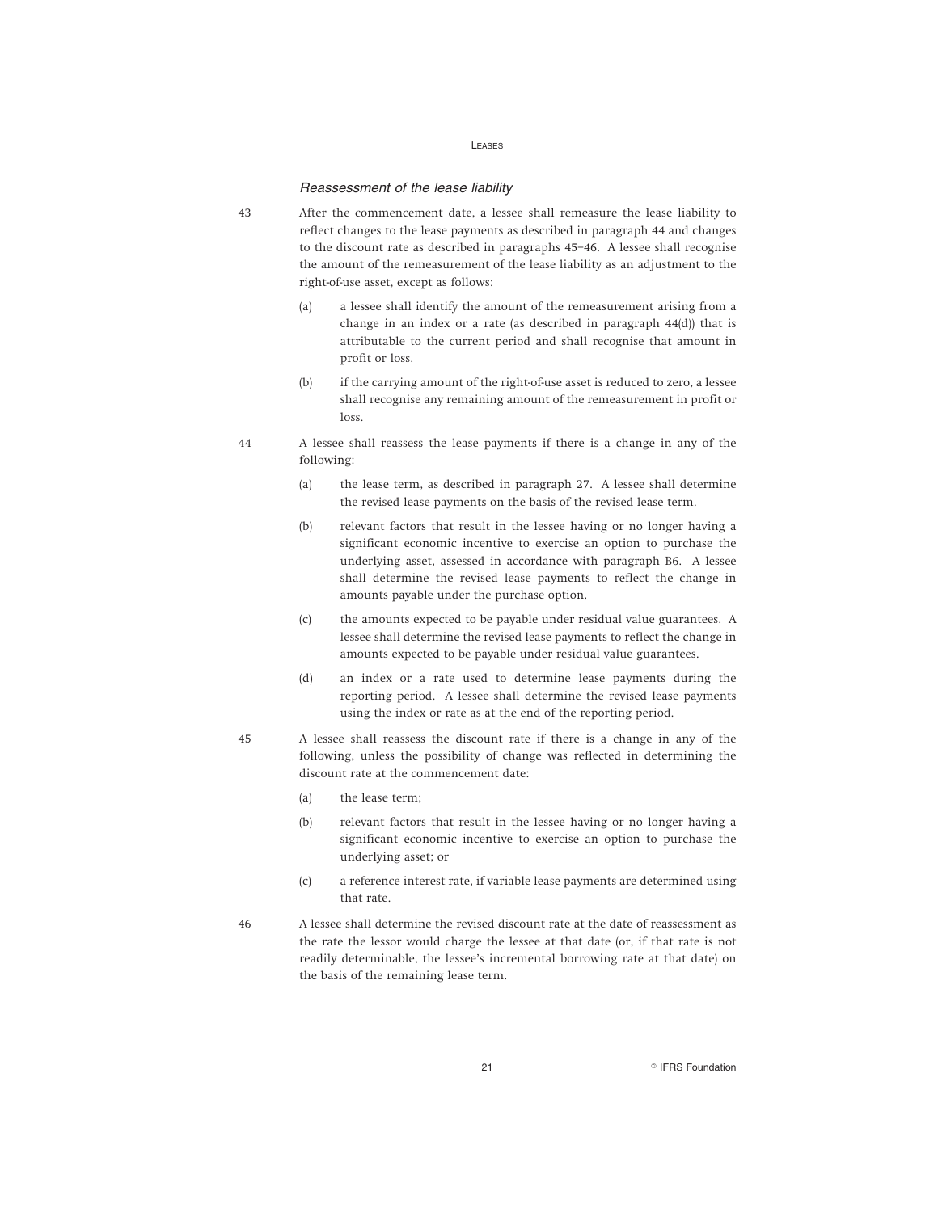### *Reassessment of the lease liability*

43 After the commencement date, a lessee shall remeasure the lease liability to reflect changes to the lease payments as described in paragraph 44 and changes to the discount rate as described in paragraphs 45–46. A lessee shall recognise the amount of the remeasurement of the lease liability as an adjustment to the right-of-use asset, except as follows:

- (a) a lessee shall identify the amount of the remeasurement arising from a change in an index or a rate (as described in paragraph 44(d)) that is attributable to the current period and shall recognise that amount in profit or loss.
- (b) if the carrying amount of the right-of-use asset is reduced to zero, a lessee shall recognise any remaining amount of the remeasurement in profit or loss.

44 A lessee shall reassess the lease payments if there is a change in any of the following:

- (a) the lease term, as described in paragraph 27. A lessee shall determine the revised lease payments on the basis of the revised lease term.
- (b) relevant factors that result in the lessee having or no longer having a significant economic incentive to exercise an option to purchase the underlying asset, assessed in accordance with paragraph B6. A lessee shall determine the revised lease payments to reflect the change in amounts payable under the purchase option.
- (c) the amounts expected to be payable under residual value guarantees. A lessee shall determine the revised lease payments to reflect the change in amounts expected to be payable under residual value guarantees.
- (d) an index or a rate used to determine lease payments during the reporting period. A lessee shall determine the revised lease payments using the index or rate as at the end of the reporting period.

45 A lessee shall reassess the discount rate if there is a change in any of the following, unless the possibility of change was reflected in determining the discount rate at the commencement date:

- (a) the lease term;
- (b) relevant factors that result in the lessee having or no longer having a significant economic incentive to exercise an option to purchase the underlying asset; or
- (c) a reference interest rate, if variable lease payments are determined using that rate.

46 A lessee shall determine the revised discount rate at the date of reassessment as the rate the lessor would charge the lessee at that date (or, if that rate is not readily determinable, the lessee's incremental borrowing rate at that date) on the basis of the remaining lease term.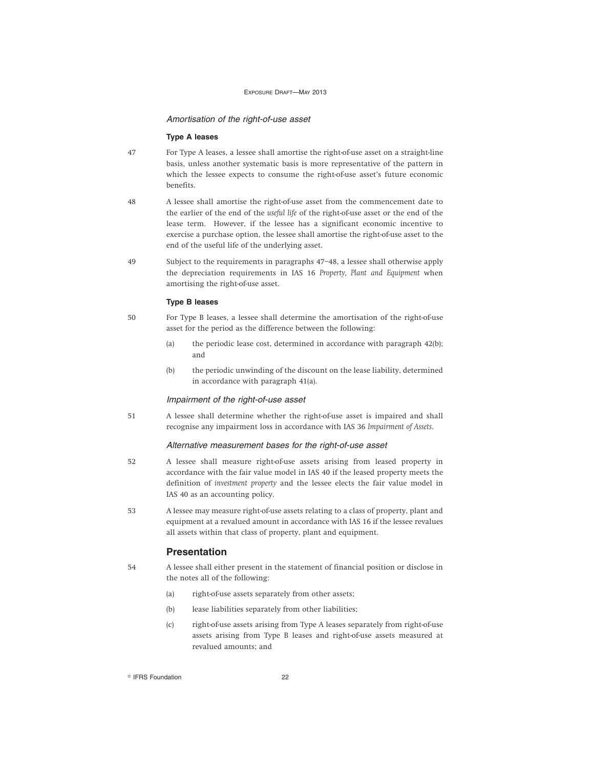### *Amortisation of the right-of-use asset*

#### **Type A leases**

47 For Type A leases, a lessee shall amortise the right-of-use asset on a straight-line basis, unless another systematic basis is more representative of the pattern in which the lessee expects to consume the right-of-use asset's future economic benefits.

48 A lessee shall amortise the right-of-use asset from the commencement date to the earlier of the end of the *useful life* of the right-of-use asset or the end of the lease term. However, if the lessee has a significant economic incentive to exercise a purchase option, the lessee shall amortise the right-of-use asset to the end of the useful life of the underlying asset.

49 Subject to the requirements in paragraphs 47–48, a lessee shall otherwise apply the depreciation requirements in IAS 16 *Property, Plant and Equipment* when amortising the right-of-use asset.

#### **Type B leases**

50 For Type B leases, a lessee shall determine the amortisation of the right-of-use asset for the period as the difference between the following:

- (a) the periodic lease cost, determined in accordance with paragraph 42(b); and
- (b) the periodic unwinding of the discount on the lease liability, determined in accordance with paragraph 41(a).

### *Impairment of the right-of-use asset*

51 A lessee shall determine whether the right-of-use asset is impaired and shall recognise any impairment loss in accordance with IAS 36 *Impairment of Assets*.

### *Alternative measurement bases for the right-of-use asset*

52 A lessee shall measure right-of-use assets arising from leased property in accordance with the fair value model in IAS 40 if the leased property meets the definition of *investment property* and the lessee elects the fair value model in IAS 40 as an accounting policy.

53 A lessee may measure right-of-use assets relating to a class of property, plant and equipment at a revalued amount in accordance with IAS 16 if the lessee revalues all assets within that class of property, plant and equipment.

## **Presentation**

54 A lessee shall either present in the statement of financial position or disclose in the notes all of the following:

- (a) right-of-use assets separately from other assets;
- (b) lease liabilities separately from other liabilities;
- (c) right-of-use assets arising from Type A leases separately from right-of-use assets arising from Type B leases and right-of-use assets measured at revalued amounts; and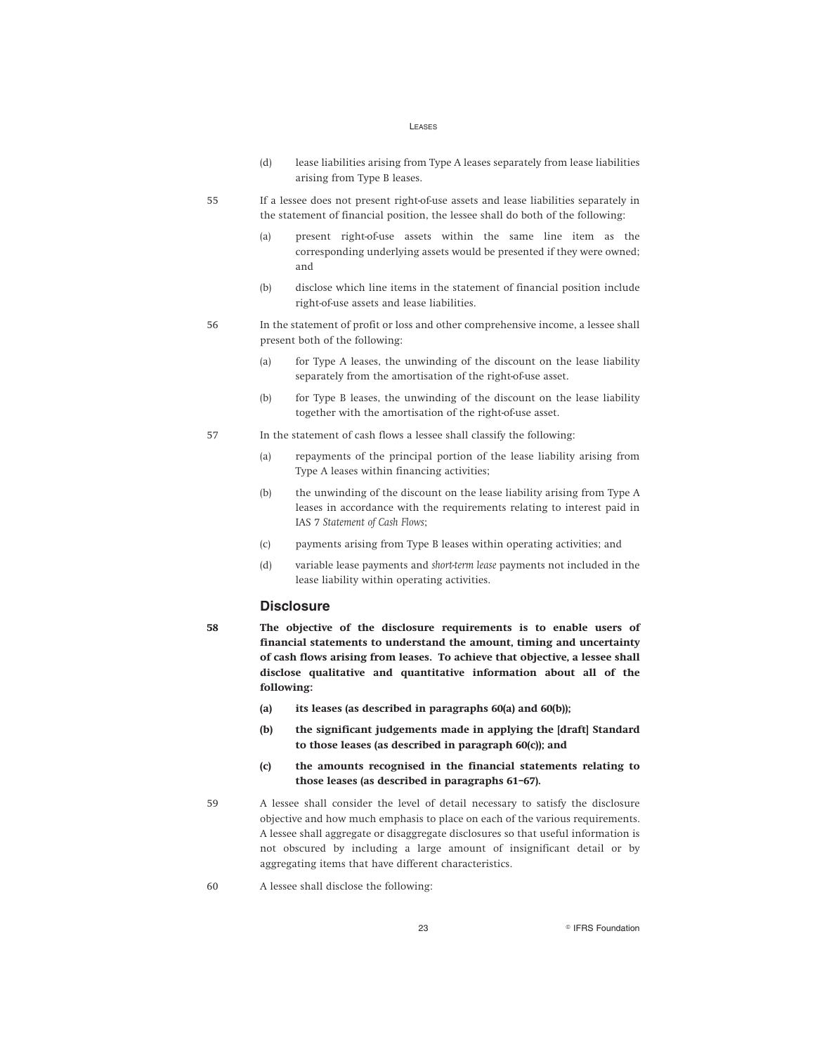(d) lease liabilities arising from Type A leases separately from lease liabilities arising from Type B leases.

55 If a lessee does not present right-of-use assets and lease liabilities separately in the statement of financial position, the lessee shall do both of the following:

(a) present right-of-use assets within the same line item as the corresponding underlying assets would be presented if they were owned; and

(b) disclose which line items in the statement of financial position include right-of-use assets and lease liabilities.

56 In the statement of profit or loss and other comprehensive income, a lessee shall present both of the following:

(a) for Type A leases, the unwinding of the discount on the lease liability separately from the amortisation of the right-of-use asset.

(b) for Type B leases, the unwinding of the discount on the lease liability together with the amortisation of the right-of-use asset.

57 In the statement of cash flows a lessee shall classify the following:

(a) repayments of the principal portion of the lease liability arising from Type A leases within financing activities;

(b) the unwinding of the discount on the lease liability arising from Type A leases in accordance with the requirements relating to interest paid in IAS 7 *Statement of Cash Flows*;

(c) payments arising from Type B leases within operating activities; and

(d) variable lease payments and *short-term lease* payments not included in the lease liability within operating activities.

## Disclosure

**58 The objective of the disclosure requirements is to enable users of financial statements to understand the amount, timing and uncertainty of cash flows arising from leases. To achieve that objective, a lessee shall disclose qualitative and quantitative information about all of the following:**

**(a) its leases (as described in paragraphs 60(a) and 60(b));**

**(b) the significant judgements made in applying the [draft] Standard to those leases (as described in paragraph 60(c)); and**

**(c) the amounts recognised in the financial statements relating to those leases (as described in paragraphs 61–67).**

59 A lessee shall consider the level of detail necessary to satisfy the disclosure objective and how much emphasis to place on each of the various requirements. A lessee shall aggregate or disaggregate disclosures so that useful information is not obscured by including a large amount of insignificant detail or by aggregating items that have different characteristics.

60 A lessee shall disclose the following: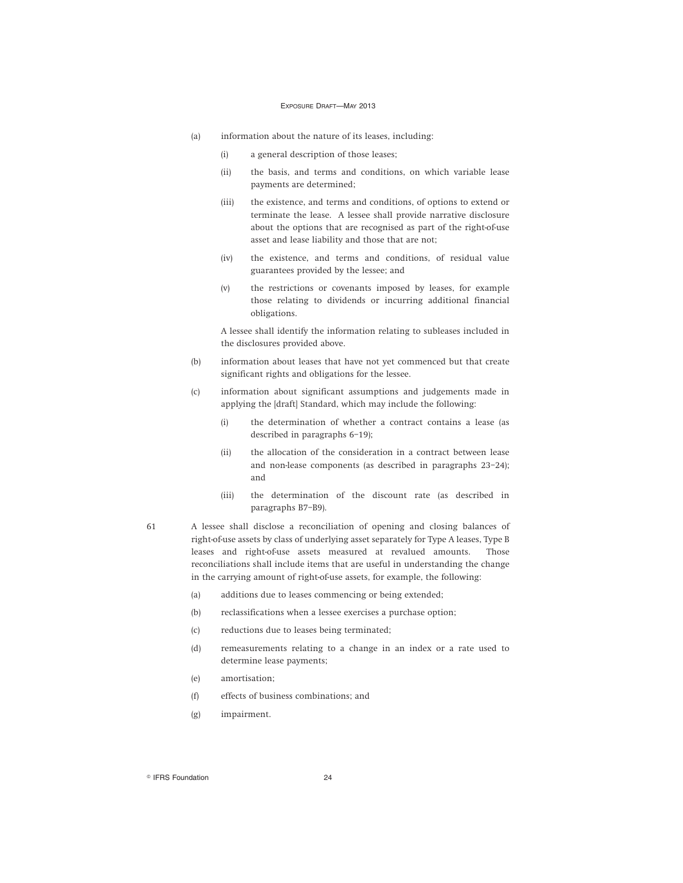(a) information about the nature of its leases, including:

   (i) a general description of those leases;

   (ii) the basis, and terms and conditions, on which variable lease payments are determined;

   (iii) the existence, and terms and conditions, of options to extend or terminate the lease. A lessee shall provide narrative disclosure about the options that are recognised as part of the right-of-use asset and lease liability and those that are not;

   (iv) the existence, and terms and conditions, of residual value guarantees provided by the lessee; and

   (v) the restrictions or covenants imposed by leases, for example those relating to dividends or incurring additional financial obligations.

   A lessee shall identify the information relating to subleases included in the disclosures provided above.

(b) information about leases that have not yet commenced but that create significant rights and obligations for the lessee.

(c) information about significant assumptions and judgements made in applying the [draft] Standard, which may include the following:

   (i) the determination of whether a contract contains a lease (as described in paragraphs 6–19);

   (ii) the allocation of the consideration in a contract between lease and non-lease components (as described in paragraphs 23–24); and

   (iii) the determination of the discount rate (as described in paragraphs B7–B9).

61 A lessee shall disclose a reconciliation of opening and closing balances of right-of-use assets by class of underlying asset separately for Type A leases, Type B leases and right-of-use assets measured at revalued amounts. Those reconciliations shall include items that are useful in understanding the change in the carrying amount of right-of-use assets, for example, the following:

(a) additions due to leases commencing or being extended;

(b) reclassifications when a lessee exercises a purchase option;

(c) reductions due to leases being terminated;

(d) remeasurements relating to a change in an index or a rate used to determine lease payments;

(e) amortisation;

(f) effects of business combinations; and

(g) impairment.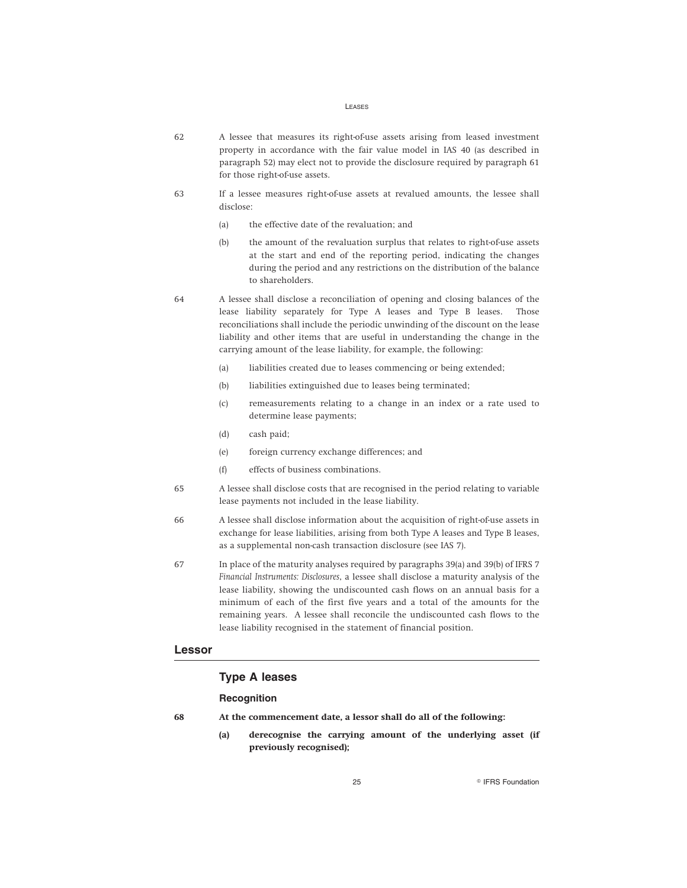62 A lessee that measures its right-of-use assets arising from leased investment property in accordance with the fair value model in IAS 40 (as described in paragraph 52) may elect not to provide the disclosure required by paragraph 61 for those right-of-use assets.

63 If a lessee measures right-of-use assets at revalued amounts, the lessee shall disclose:

(a) the effective date of the revaluation; and

(b) the amount of the revaluation surplus that relates to right-of-use assets at the start and end of the reporting period, indicating the changes during the period and any restrictions on the distribution of the balance to shareholders.

64 A lessee shall disclose a reconciliation of opening and closing balances of the lease liability separately for Type A leases and Type B leases. Those reconciliations shall include the periodic unwinding of the discount on the lease liability and other items that are useful in understanding the change in the carrying amount of the lease liability, for example, the following:

(a) liabilities created due to leases commencing or being extended;

(b) liabilities extinguished due to leases being terminated;

(c) remeasurements relating to a change in an index or a rate used to determine lease payments;

(d) cash paid;

(e) foreign currency exchange differences; and

(f) effects of business combinations.

65 A lessee shall disclose costs that are recognised in the period relating to variable lease payments not included in the lease liability.

66 A lessee shall disclose information about the acquisition of right-of-use assets in exchange for lease liabilities, arising from both Type A leases and Type B leases, as a supplemental non-cash transaction disclosure (see IAS 7).

67 In place of the maturity analyses required by paragraphs 39(a) and 39(b) of IFRS 7 *Financial Instruments: Disclosures*, a lessee shall disclose a maturity analysis of the lease liability, showing the undiscounted cash flows on an annual basis for a minimum of each of the first five years and a total of the amounts for the remaining years. A lessee shall reconcile the undiscounted cash flows to the lease liability recognised in the statement of financial position.

## Lessor

### Type A leases

#### Recognition

**68 At the commencement date, a lessor shall do all of the following:**

**(a) derecognise the carrying amount of the underlying asset (if previously recognised);**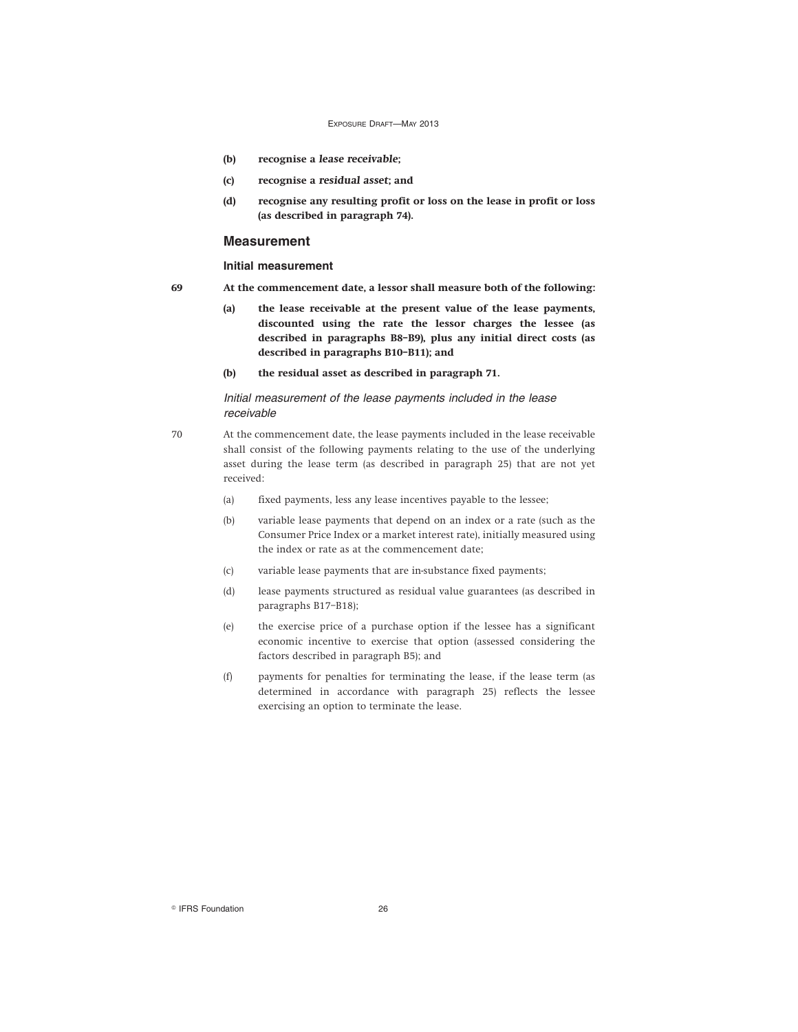**(b) recognise a *lease receivable*;**

**(c) recognise a *residual asset*; and**

**(d) recognise any resulting profit or loss on the lease in profit or loss (as described in paragraph 74).**

## Measurement

### Initial measurement

69 **At the commencement date, a lessor shall measure both of the following:**

**(a) the lease receivable at the present value of the lease payments, discounted using the rate the lessor charges the lessee (as described in paragraphs B8–B9), plus any initial direct costs (as described in paragraphs B10–B11); and**

**(b) the residual asset as described in paragraph 71.**

#### *Initial measurement of the lease payments included in the lease receivable*

70 At the commencement date, the lease payments included in the lease receivable shall consist of the following payments relating to the use of the underlying asset during the lease term (as described in paragraph 25) that are not yet received:

(a) fixed payments, less any lease incentives payable to the lessee;

(b) variable lease payments that depend on an index or a rate (such as the Consumer Price Index or a market interest rate), initially measured using the index or rate as at the commencement date;

(c) variable lease payments that are in-substance fixed payments;

(d) lease payments structured as residual value guarantees (as described in paragraphs B17–B18);

(e) the exercise price of a purchase option if the lessee has a significant economic incentive to exercise that option (assessed considering the factors described in paragraph B5); and

(f) payments for penalties for terminating the lease, if the lease term (as determined in accordance with paragraph 25) reflects the lessee exercising an option to terminate the lease.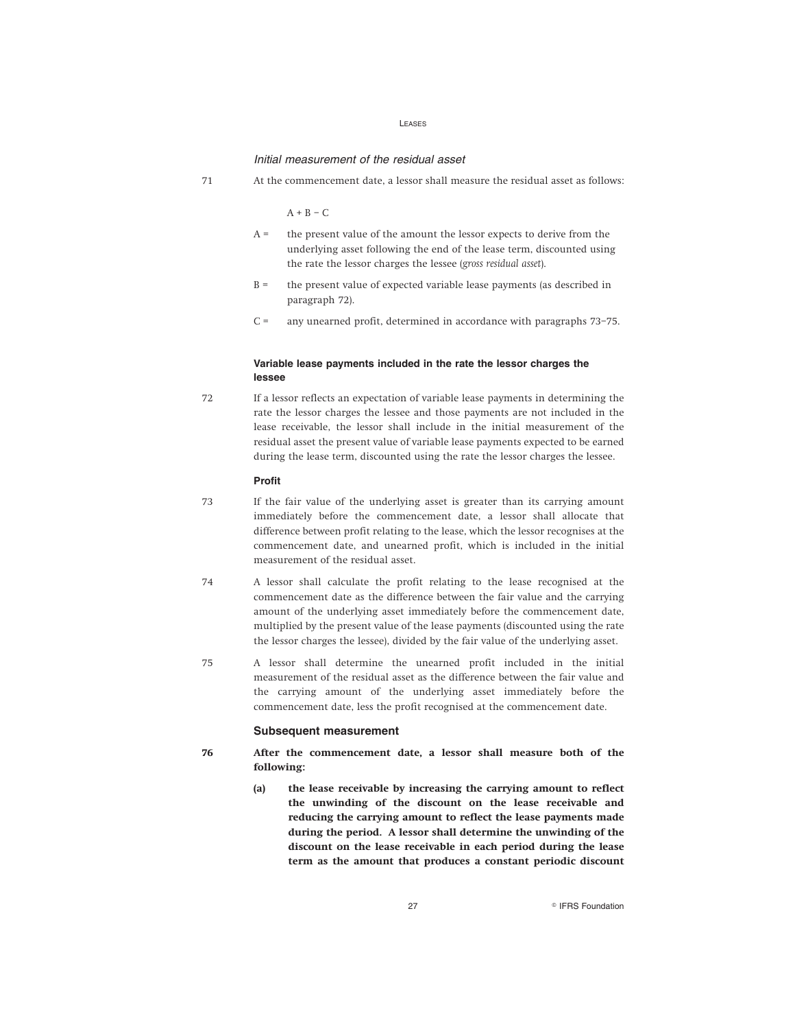*Initial measurement of the residual asset*

71 At the commencement date, a lessor shall measure the residual asset as follows:

$A + B - C$

A = the present value of the amount the lessor expects to derive from the underlying asset following the end of the lease term, discounted using the rate the lessor charges the lessee (*gross residual asset*).

B = the present value of expected variable lease payments (as described in paragraph 72).

C = any unearned profit, determined in accordance with paragraphs 73–75.

#### Variable lease payments included in the rate the lessor charges the lessee

72 If a lessor reflects an expectation of variable lease payments in determining the rate the lessor charges the lessee and those payments are not included in the lease receivable, the lessor shall include in the initial measurement of the residual asset the present value of variable lease payments expected to be earned during the lease term, discounted using the rate the lessor charges the lessee.

#### Profit

73 If the fair value of the underlying asset is greater than its carrying amount immediately before the commencement date, a lessor shall allocate that difference between profit relating to the lease, which the lessor recognises at the commencement date, and unearned profit, which is included in the initial measurement of the residual asset.

74 A lessor shall calculate the profit relating to the lease recognised at the commencement date as the difference between the fair value and the carrying amount of the underlying asset immediately before the commencement date, multiplied by the present value of the lease payments (discounted using the rate the lessor charges the lessee), divided by the fair value of the underlying asset.

75 A lessor shall determine the unearned profit included in the initial measurement of the residual asset as the difference between the fair value and the carrying amount of the underlying asset immediately before the commencement date, less the profit recognised at the commencement date.

### Subsequent measurement

**76 After the commencement date, a lessor shall measure both of the following:**

**(a) the lease receivable by increasing the carrying amount to reflect the unwinding of the discount on the lease receivable and reducing the carrying amount to reflect the lease payments made during the period. A lessor shall determine the unwinding of the discount on the lease receivable in each period during the lease term as the amount that produces a constant periodic discount**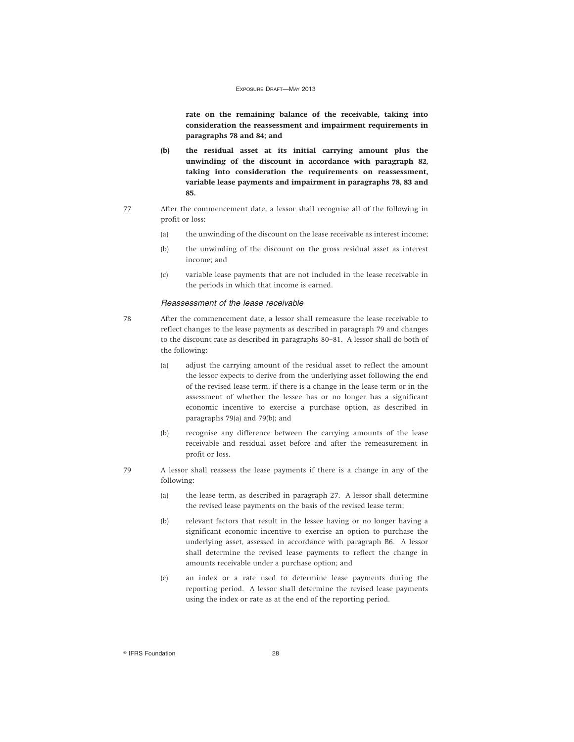**rate on the remaining balance of the receivable, taking into consideration the reassessment and impairment requirements in paragraphs 78 and 84; and**

**(b) the residual asset at its initial carrying amount plus the unwinding of the discount in accordance with paragraph 82, taking into consideration the requirements on reassessment, variable lease payments and impairment in paragraphs 78, 83 and 85.**

77 After the commencement date, a lessor shall recognise all of the following in profit or loss:

(a) the unwinding of the discount on the lease receivable as interest income;

(b) the unwinding of the discount on the gross residual asset as interest income; and

(c) variable lease payments that are not included in the lease receivable in the periods in which that income is earned.

### *Reassessment of the lease receivable*

78 After the commencement date, a lessor shall remeasure the lease receivable to reflect changes to the lease payments as described in paragraph 79 and changes to the discount rate as described in paragraphs 80–81. A lessor shall do both of the following:

(a) adjust the carrying amount of the residual asset to reflect the amount the lessor expects to derive from the underlying asset following the end of the revised lease term, if there is a change in the lease term or in the assessment of whether the lessee has or no longer has a significant economic incentive to exercise a purchase option, as described in paragraphs 79(a) and 79(b); and

(b) recognise any difference between the carrying amounts of the lease receivable and residual asset before and after the remeasurement in profit or loss.

79 A lessor shall reassess the lease payments if there is a change in any of the following:

(a) the lease term, as described in paragraph 27. A lessor shall determine the revised lease payments on the basis of the revised lease term;

(b) relevant factors that result in the lessee having or no longer having a significant economic incentive to exercise an option to purchase the underlying asset, assessed in accordance with paragraph B6. A lessor shall determine the revised lease payments to reflect the change in amounts receivable under a purchase option; and

(c) an index or a rate used to determine lease payments during the reporting period. A lessor shall determine the revised lease payments using the index or rate as at the end of the reporting period.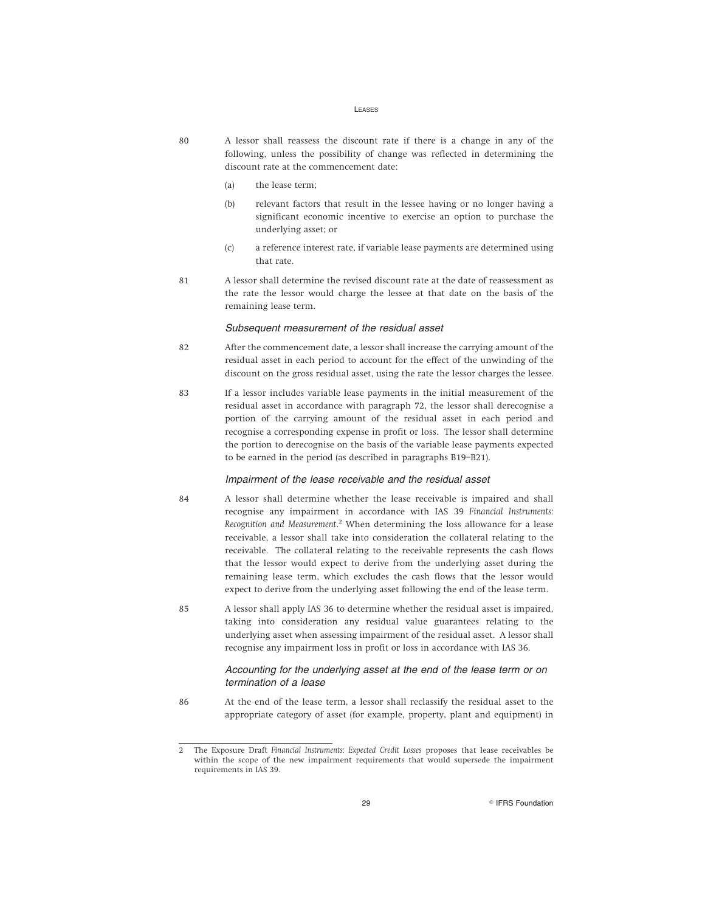80 A lessor shall reassess the discount rate if there is a change in any of the following, unless the possibility of change was reflected in determining the discount rate at the commencement date:

(a) the lease term;

(b) relevant factors that result in the lessee having or no longer having a significant economic incentive to exercise an option to purchase the underlying asset; or

(c) a reference interest rate, if variable lease payments are determined using that rate.

81 A lessor shall determine the revised discount rate at the date of reassessment as the rate the lessor would charge the lessee at that date on the basis of the remaining lease term.

*Subsequent measurement of the residual asset*

82 After the commencement date, a lessor shall increase the carrying amount of the residual asset in each period to account for the effect of the unwinding of the discount on the gross residual asset, using the rate the lessor charges the lessee.

83 If a lessor includes variable lease payments in the initial measurement of the residual asset in accordance with paragraph 72, the lessor shall derecognise a portion of the carrying amount of the residual asset in each period and recognise a corresponding expense in profit or loss. The lessor shall determine the portion to derecognise on the basis of the variable lease payments expected to be earned in the period (as described in paragraphs B19–B21).

*Impairment of the lease receivable and the residual asset*

84 A lessor shall determine whether the lease receivable is impaired and shall recognise any impairment in accordance with IAS 39 *Financial Instruments: Recognition and Measurement*.[2] When determining the loss allowance for a lease receivable, a lessor shall take into consideration the collateral relating to the receivable. The collateral relating to the receivable represents the cash flows that the lessor would expect to derive from the underlying asset during the remaining lease term, which excludes the cash flows that the lessor would expect to derive from the underlying asset following the end of the lease term.

85 A lessor shall apply IAS 36 to determine whether the residual asset is impaired, taking into consideration any residual value guarantees relating to the underlying asset when assessing impairment of the residual asset. A lessor shall recognise any impairment loss in profit or loss in accordance with IAS 36.

*Accounting for the underlying asset at the end of the lease term or on termination of a lease*

86 At the end of the lease term, a lessor shall reclassify the residual asset to the appropriate category of asset (for example, property, plant and equipment) in

---

2 The Exposure Draft *Financial Instruments: Expected Credit Losses* proposes that lease receivables be within the scope of the new impairment requirements that would supersede the impairment requirements in IAS 39.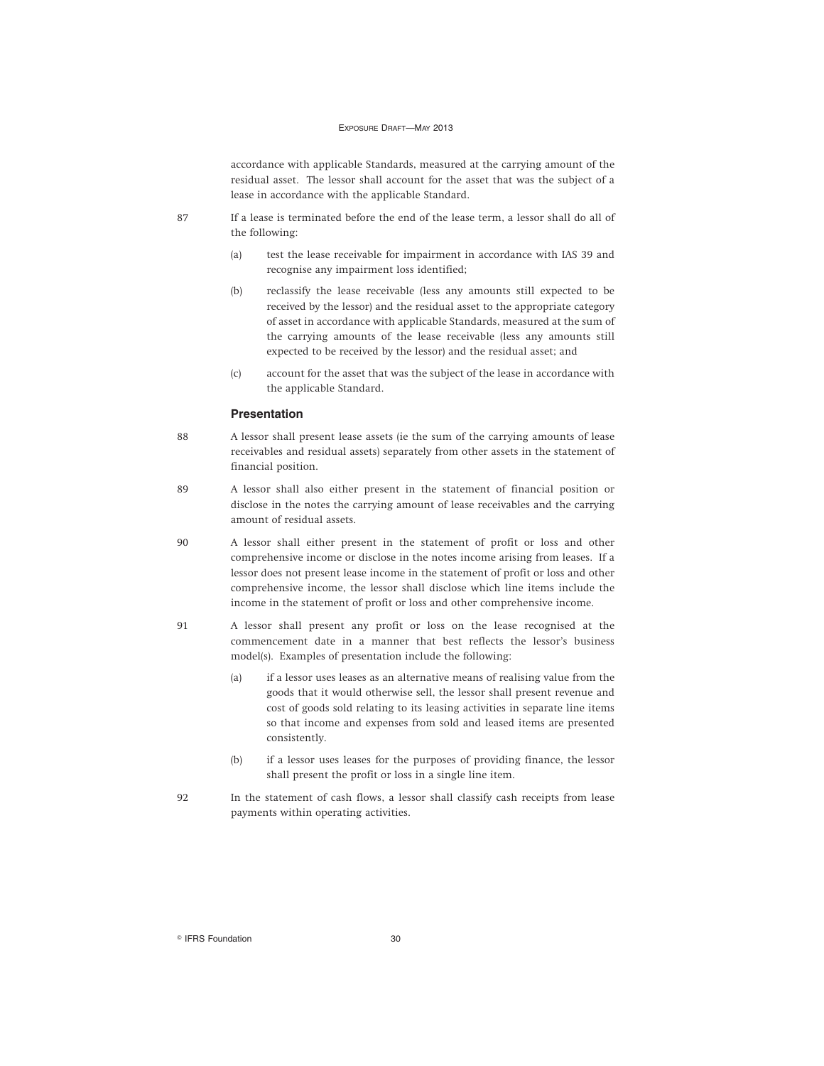accordance with applicable Standards, measured at the carrying amount of the residual asset. The lessor shall account for the asset that was the subject of a lease in accordance with the applicable Standard.

87 If a lease is terminated before the end of the lease term, a lessor shall do all of the following:

(a) test the lease receivable for impairment in accordance with IAS 39 and recognise any impairment loss identified;

(b) reclassify the lease receivable (less any amounts still expected to be received by the lessor) and the residual asset to the appropriate category of asset in accordance with applicable Standards, measured at the sum of the carrying amounts of the lease receivable (less any amounts still expected to be received by the lessor) and the residual asset; and

(c) account for the asset that was the subject of the lease in accordance with the applicable Standard.

### Presentation

88 A lessor shall present lease assets (ie the sum of the carrying amounts of lease receivables and residual assets) separately from other assets in the statement of financial position.

89 A lessor shall also either present in the statement of financial position or disclose in the notes the carrying amount of lease receivables and the carrying amount of residual assets.

90 A lessor shall either present in the statement of profit or loss and other comprehensive income or disclose in the notes income arising from leases. If a lessor does not present lease income in the statement of profit or loss and other comprehensive income, the lessor shall disclose which line items include the income in the statement of profit or loss and other comprehensive income.

91 A lessor shall present any profit or loss on the lease recognised at the commencement date in a manner that best reflects the lessor's business model(s). Examples of presentation include the following:

(a) if a lessor uses leases as an alternative means of realising value from the goods that it would otherwise sell, the lessor shall present revenue and cost of goods sold relating to its leasing activities in separate line items so that income and expenses from sold and leased items are presented consistently.

(b) if a lessor uses leases for the purposes of providing finance, the lessor shall present the profit or loss in a single line item.

92 In the statement of cash flows, a lessor shall classify cash receipts from lease payments within operating activities.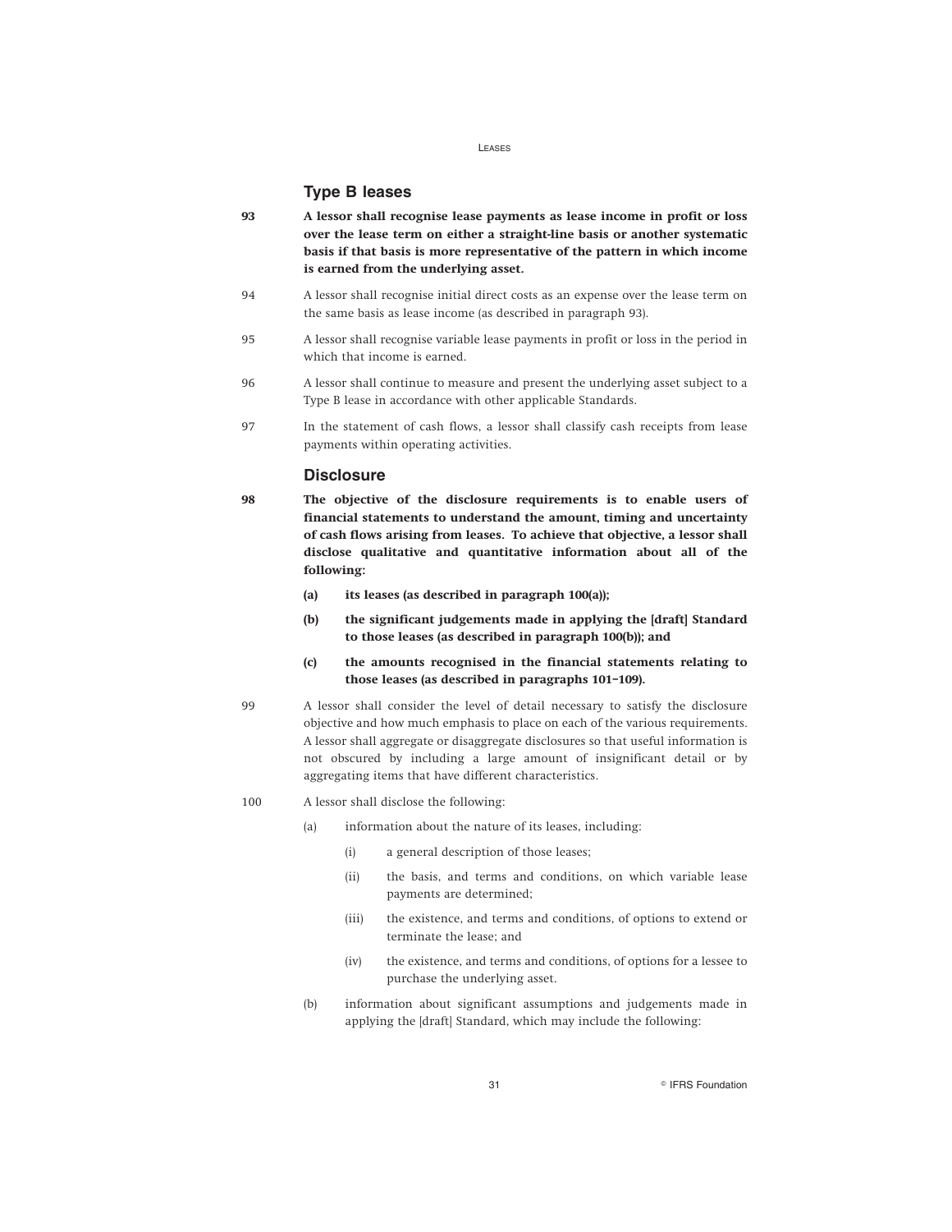### Type B leases

**93** **A lessor shall recognise lease payments as lease income in profit or loss over the lease term on either a straight-line basis or another systematic basis if that basis is more representative of the pattern in which income is earned from the underlying asset.**

94 A lessor shall recognise initial direct costs as an expense over the lease term on the same basis as lease income (as described in paragraph 93).

95 A lessor shall recognise variable lease payments in profit or loss in the period in which that income is earned.

96 A lessor shall continue to measure and present the underlying asset subject to a Type B lease in accordance with other applicable Standards.

97 In the statement of cash flows, a lessor shall classify cash receipts from lease payments within operating activities.

### Disclosure

**98** **The objective of the disclosure requirements is to enable users of financial statements to understand the amount, timing and uncertainty of cash flows arising from leases. To achieve that objective, a lessor shall disclose qualitative and quantitative information about all of the following:**

- **(a) its leases (as described in paragraph 100(a));**
- **(b) the significant judgements made in applying the [draft] Standard to those leases (as described in paragraph 100(b)); and**
- **(c) the amounts recognised in the financial statements relating to those leases (as described in paragraphs 101–109).**

99 A lessor shall consider the level of detail necessary to satisfy the disclosure objective and how much emphasis to place on each of the various requirements. A lessor shall aggregate or disaggregate disclosures so that useful information is not obscured by including a large amount of insignificant detail or by aggregating items that have different characteristics.

100 A lessor shall disclose the following:

- (a) information about the nature of its leases, including:
  - (i) a general description of those leases;
  - (ii) the basis, and terms and conditions, on which variable lease payments are determined;
  - (iii) the existence, and terms and conditions, of options to extend or terminate the lease; and
  - (iv) the existence, and terms and conditions, of options for a lessee to purchase the underlying asset.
- (b) information about significant assumptions and judgements made in applying the [draft] Standard, which may include the following: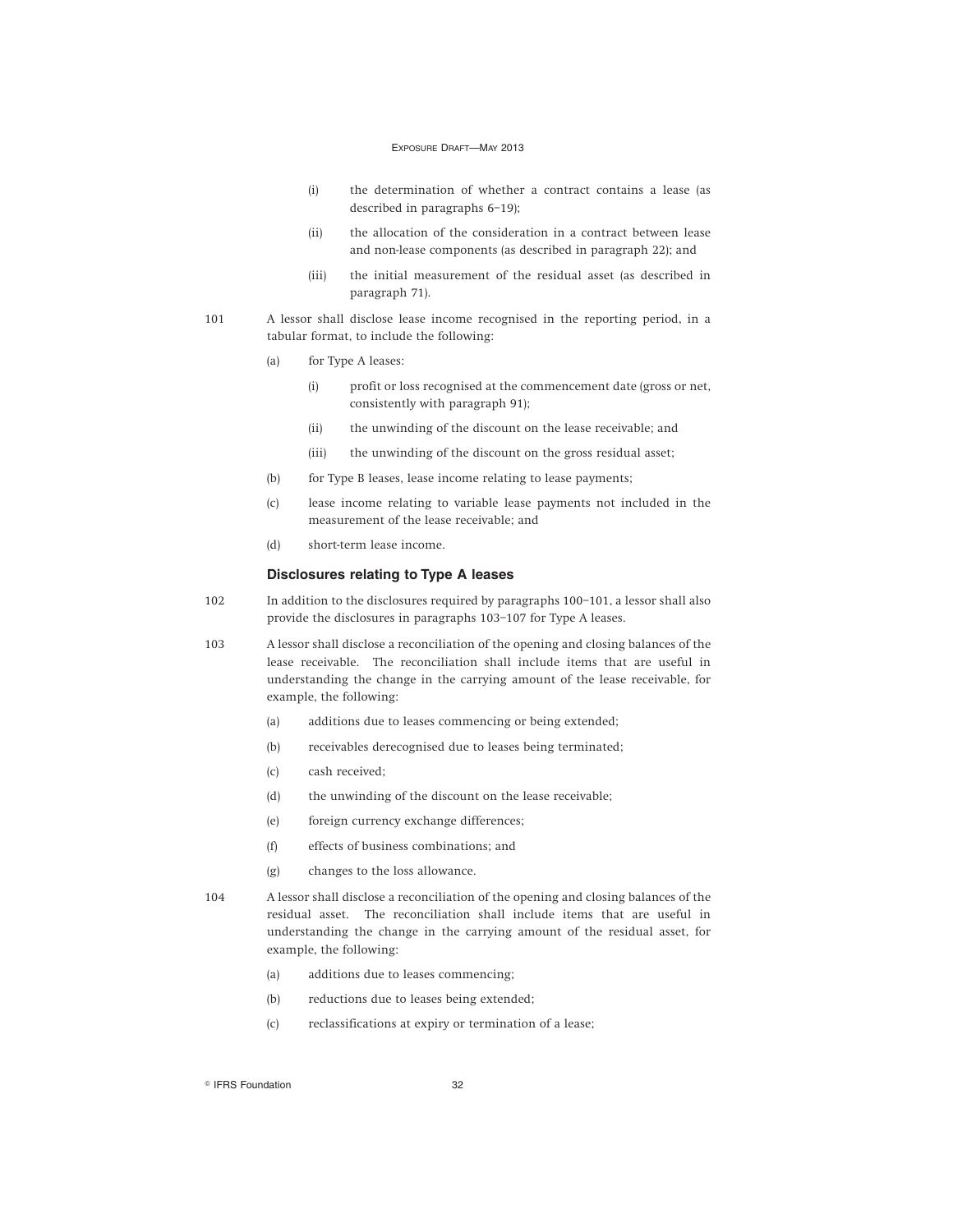(i) the determination of whether a contract contains a lease (as described in paragraphs 6–19);

(ii) the allocation of the consideration in a contract between lease and non-lease components (as described in paragraph 22); and

(iii) the initial measurement of the residual asset (as described in paragraph 71).

101 A lessor shall disclose lease income recognised in the reporting period, in a tabular format, to include the following:

(a) for Type A leases:

(i) profit or loss recognised at the commencement date (gross or net, consistently with paragraph 91);

(ii) the unwinding of the discount on the lease receivable; and

(iii) the unwinding of the discount on the gross residual asset;

(b) for Type B leases, lease income relating to lease payments;

(c) lease income relating to variable lease payments not included in the measurement of the lease receivable; and

(d) short-term lease income.

### Disclosures relating to Type A leases

102 In addition to the disclosures required by paragraphs 100–101, a lessor shall also provide the disclosures in paragraphs 103–107 for Type A leases.

103 A lessor shall disclose a reconciliation of the opening and closing balances of the lease receivable. The reconciliation shall include items that are useful in understanding the change in the carrying amount of the lease receivable, for example, the following:

(a) additions due to leases commencing or being extended;

(b) receivables derecognised due to leases being terminated;

(c) cash received;

(d) the unwinding of the discount on the lease receivable;

(e) foreign currency exchange differences;

(f) effects of business combinations; and

(g) changes to the loss allowance.

104 A lessor shall disclose a reconciliation of the opening and closing balances of the residual asset. The reconciliation shall include items that are useful in understanding the change in the carrying amount of the residual asset, for example, the following:

(a) additions due to leases commencing;

(b) reductions due to leases being extended;

(c) reclassifications at expiry or termination of a lease;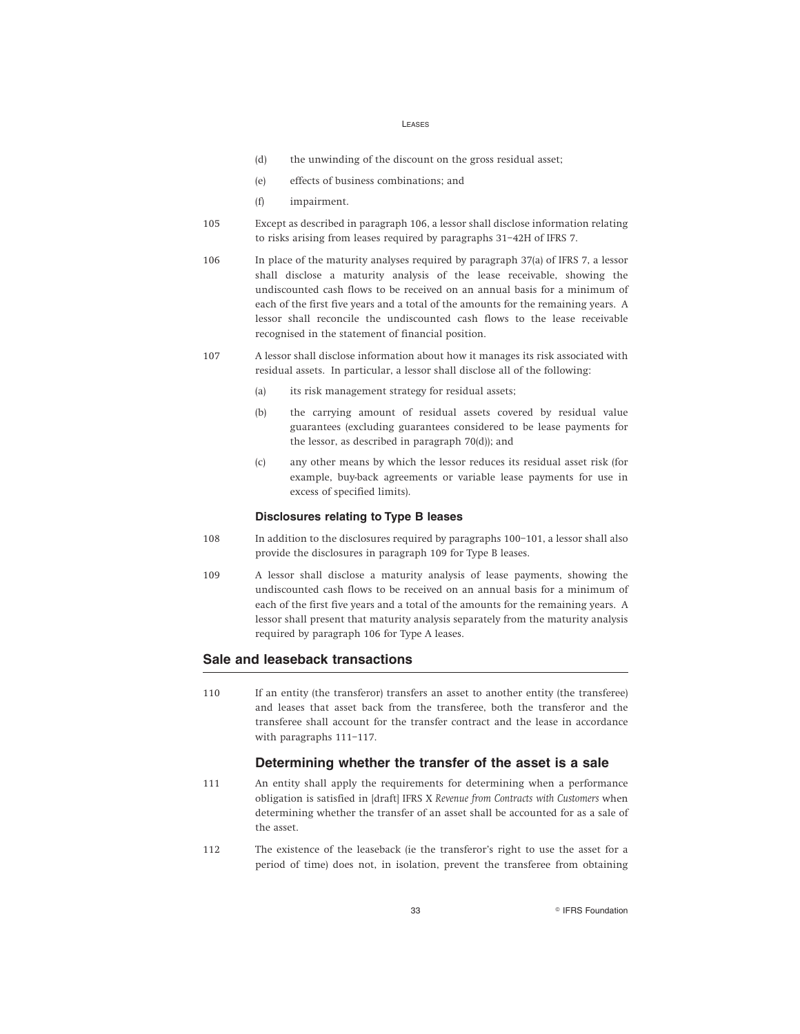(d) the unwinding of the discount on the gross residual asset;

(e) effects of business combinations; and

(f) impairment.

105 Except as described in paragraph 106, a lessor shall disclose information relating to risks arising from leases required by paragraphs 31–42H of IFRS 7.

106 In place of the maturity analyses required by paragraph 37(a) of IFRS 7, a lessor shall disclose a maturity analysis of the lease receivable, showing the undiscounted cash flows to be received on an annual basis for a minimum of each of the first five years and a total of the amounts for the remaining years. A lessor shall reconcile the undiscounted cash flows to the lease receivable recognised in the statement of financial position.

107 A lessor shall disclose information about how it manages its risk associated with residual assets. In particular, a lessor shall disclose all of the following:

(a) its risk management strategy for residual assets;

(b) the carrying amount of residual assets covered by residual value guarantees (excluding guarantees considered to be lease payments for the lessor, as described in paragraph 70(d)); and

(c) any other means by which the lessor reduces its residual asset risk (for example, buy-back agreements or variable lease payments for use in excess of specified limits).

### Disclosures relating to Type B leases

108 In addition to the disclosures required by paragraphs 100–101, a lessor shall also provide the disclosures in paragraph 109 for Type B leases.

109 A lessor shall disclose a maturity analysis of lease payments, showing the undiscounted cash flows to be received on an annual basis for a minimum of each of the first five years and a total of the amounts for the remaining years. A lessor shall present that maturity analysis separately from the maturity analysis required by paragraph 106 for Type A leases.

## Sale and leaseback transactions

110 If an entity (the transferor) transfers an asset to another entity (the transferee) and leases that asset back from the transferee, both the transferor and the transferee shall account for the transfer contract and the lease in accordance with paragraphs 111–117.

### Determining whether the transfer of the asset is a sale

111 An entity shall apply the requirements for determining when a performance obligation is satisfied in [draft] IFRS X *Revenue from Contracts with Customers* when determining whether the transfer of an asset shall be accounted for as a sale of the asset.

112 The existence of the leaseback (ie the transferor's right to use the asset for a period of time) does not, in isolation, prevent the transferee from obtaining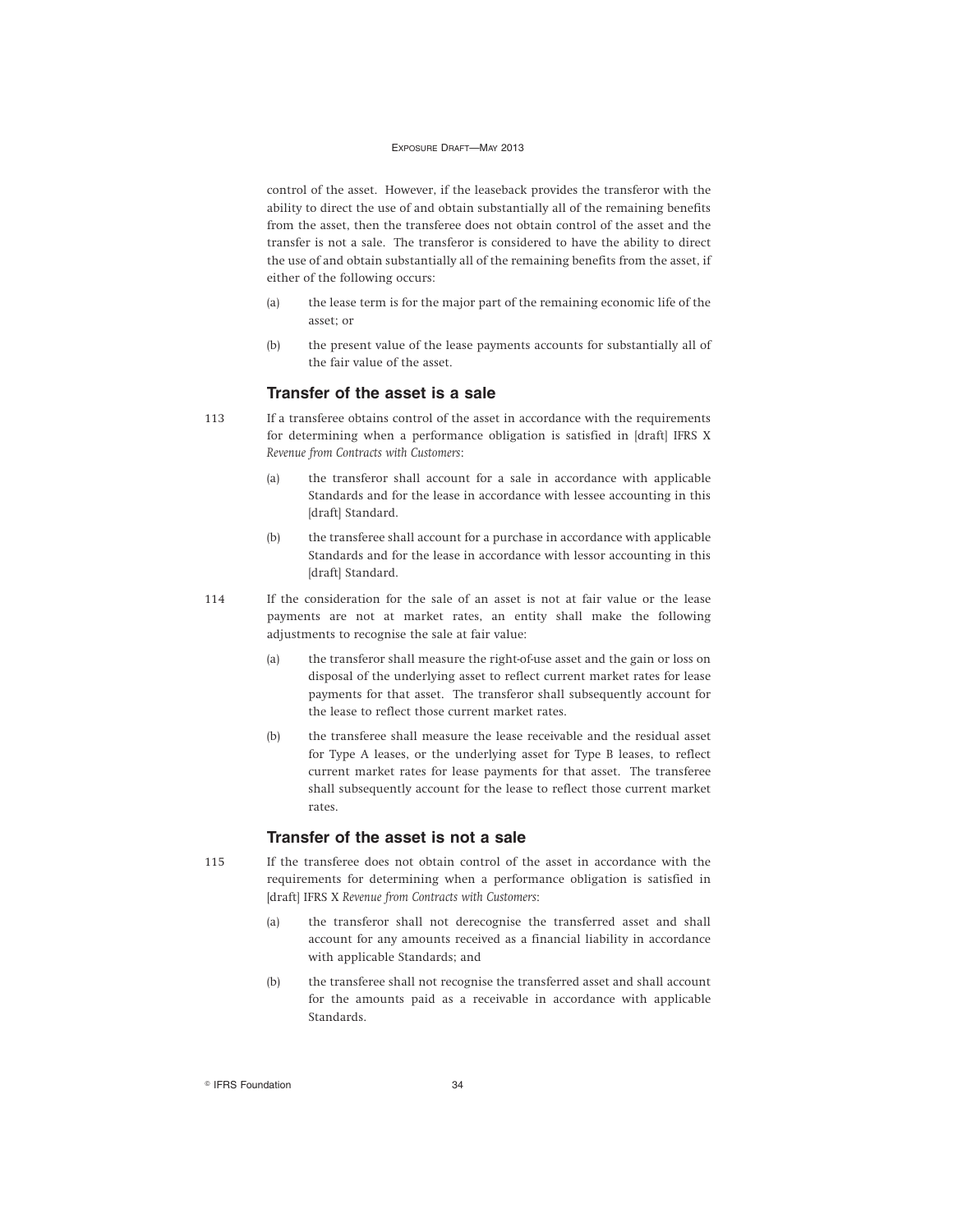control of the asset. However, if the leaseback provides the transferor with the ability to direct the use of and obtain substantially all of the remaining benefits from the asset, then the transferee does not obtain control of the asset and the transfer is not a sale. The transferor is considered to have the ability to direct the use of and obtain substantially all of the remaining benefits from the asset, if either of the following occurs:

(a) the lease term is for the major part of the remaining economic life of the asset; or

(b) the present value of the lease payments accounts for substantially all of the fair value of the asset.

## Transfer of the asset is a sale

113 If a transferee obtains control of the asset in accordance with the requirements for determining when a performance obligation is satisfied in [draft] IFRS X *Revenue from Contracts with Customers*:

(a) the transferor shall account for a sale in accordance with applicable Standards and for the lease in accordance with lessee accounting in this [draft] Standard.

(b) the transferee shall account for a purchase in accordance with applicable Standards and for the lease in accordance with lessor accounting in this [draft] Standard.

114 If the consideration for the sale of an asset is not at fair value or the lease payments are not at market rates, an entity shall make the following adjustments to recognise the sale at fair value:

(a) the transferor shall measure the right-of-use asset and the gain or loss on disposal of the underlying asset to reflect current market rates for lease payments for that asset. The transferor shall subsequently account for the lease to reflect those current market rates.

(b) the transferee shall measure the lease receivable and the residual asset for Type A leases, or the underlying asset for Type B leases, to reflect current market rates for lease payments for that asset. The transferee shall subsequently account for the lease to reflect those current market rates.

## Transfer of the asset is not a sale

115 If the transferee does not obtain control of the asset in accordance with the requirements for determining when a performance obligation is satisfied in [draft] IFRS X *Revenue from Contracts with Customers*:

(a) the transferor shall not derecognise the transferred asset and shall account for any amounts received as a financial liability in accordance with applicable Standards; and

(b) the transferee shall not recognise the transferred asset and shall account for the amounts paid as a receivable in accordance with applicable Standards.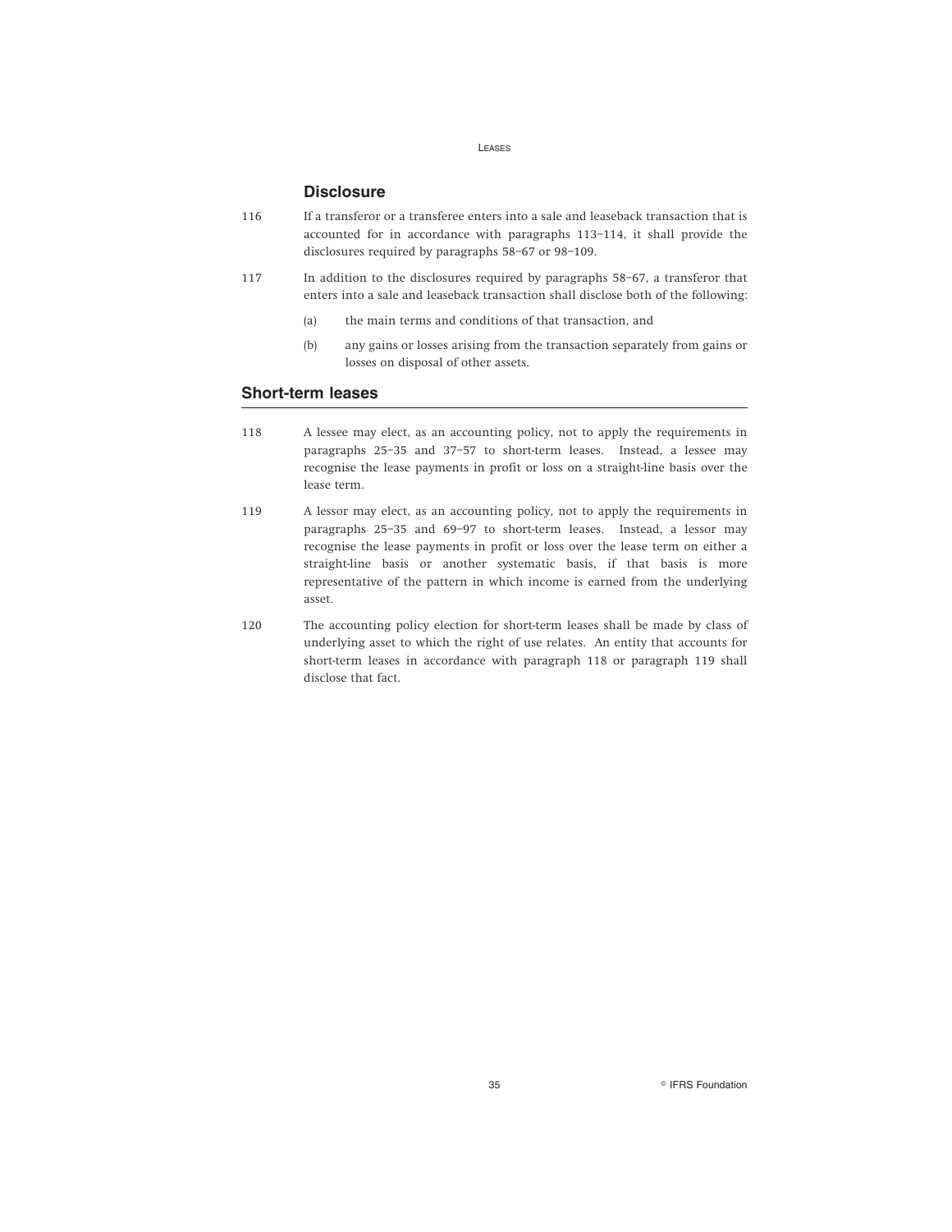### Disclosure

116 If a transferor or a transferee enters into a sale and leaseback transaction that is accounted for in accordance with paragraphs 113–114, it shall provide the disclosures required by paragraphs 58–67 or 98–109.

117 In addition to the disclosures required by paragraphs 58–67, a transferor that enters into a sale and leaseback transaction shall disclose both of the following:

(a) the main terms and conditions of that transaction, and

(b) any gains or losses arising from the transaction separately from gains or losses on disposal of other assets.

## Short-term leases

118 A lessee may elect, as an accounting policy, not to apply the requirements in paragraphs 25–35 and 37–57 to short-term leases. Instead, a lessee may recognise the lease payments in profit or loss on a straight-line basis over the lease term.

119 A lessor may elect, as an accounting policy, not to apply the requirements in paragraphs 25–35 and 69–97 to short-term leases. Instead, a lessor may recognise the lease payments in profit or loss over the lease term on either a straight-line basis or another systematic basis, if that basis is more representative of the pattern in which income is earned from the underlying asset.

120 The accounting policy election for short-term leases shall be made by class of underlying asset to which the right of use relates. An entity that accounts for short-term leases in accordance with paragraph 118 or paragraph 119 shall disclose that fact.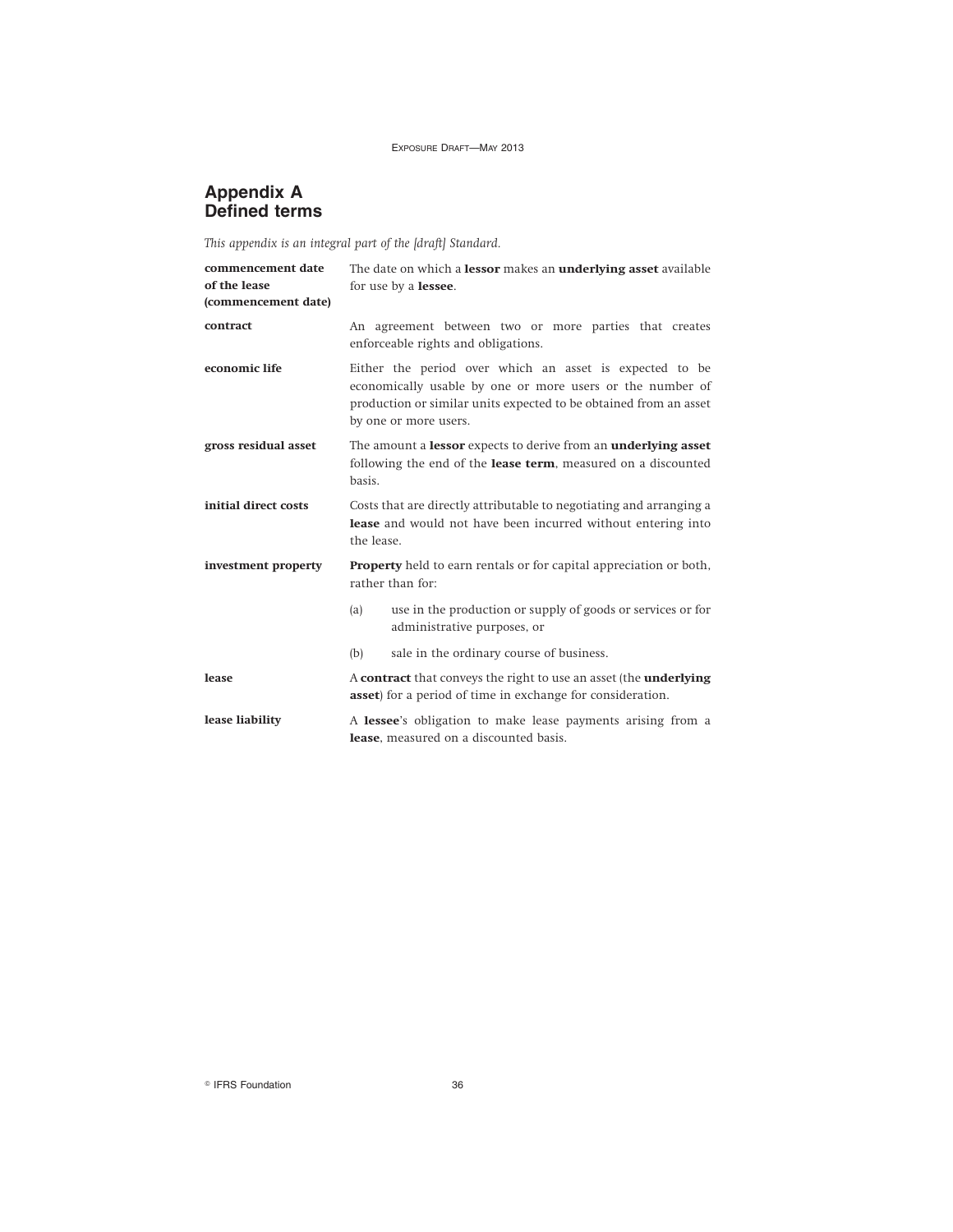# Appendix A
# Defined terms

*This appendix is an integral part of the [draft] Standard.*

| | |
|---|---|
| **commencement date of the lease (commencement date)** | The date on which a **lessor** makes an **underlying asset** available for use by a **lessee**. |
| **contract** | An agreement between two or more parties that creates enforceable rights and obligations. |
| **economic life** | Either the period over which an asset is expected to be economically usable by one or more users or the number of production or similar units expected to be obtained from an asset by one or more users. |
| **gross residual asset** | The amount a **lessor** expects to derive from an **underlying asset** following the end of the **lease term**, measured on a discounted basis. |
| **initial direct costs** | Costs that are directly attributable to negotiating and arranging a **lease** and would not have been incurred without entering into the lease. |
| **investment property** | **Property** held to earn rentals or for capital appreciation or both, rather than for: (a) use in the production or supply of goods or services or for administrative purposes, or (b) sale in the ordinary course of business. |
| **lease** | A **contract** that conveys the right to use an asset (the **underlying asset**) for a period of time in exchange for consideration. |
| **lease liability** | A **lessee**'s obligation to make lease payments arising from a **lease**, measured on a discounted basis. |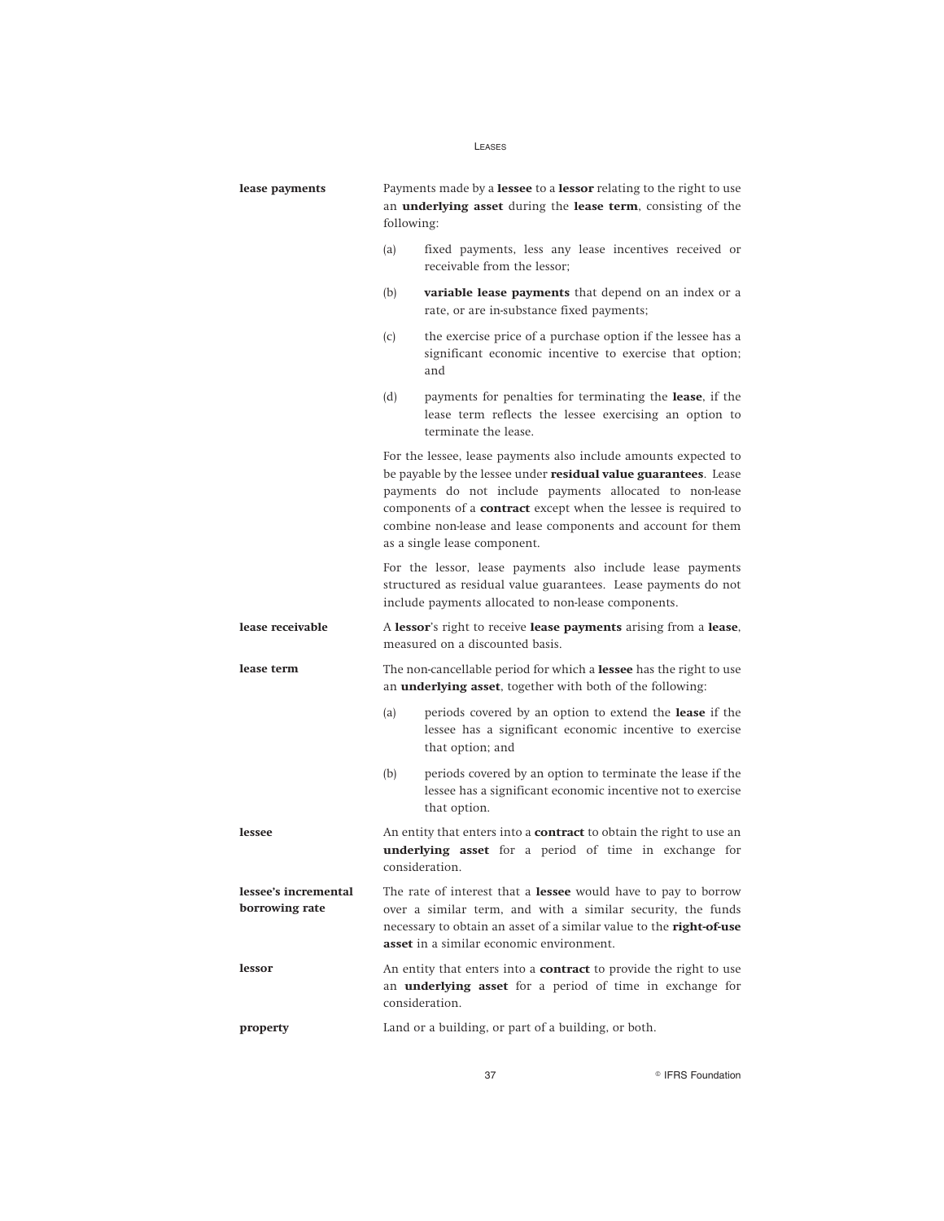**lease payments** Payments made by a **lessee** to a **lessor** relating to the right to use an **underlying asset** during the **lease term**, consisting of the following:

(a) fixed payments, less any lease incentives received or receivable from the lessor;

(b) **variable lease payments** that depend on an index or a rate, or are in-substance fixed payments;

(c) the exercise price of a purchase option if the lessee has a significant economic incentive to exercise that option; and

(d) payments for penalties for terminating the **lease**, if the lease term reflects the lessee exercising an option to terminate the lease.

For the lessee, lease payments also include amounts expected to be payable by the lessee under **residual value guarantees**. Lease payments do not include payments allocated to non-lease components of a **contract** except when the lessee is required to combine non-lease and lease components and account for them as a single lease component.

For the lessor, lease payments also include lease payments structured as residual value guarantees. Lease payments do not include payments allocated to non-lease components.

**lease receivable** A **lessor**'s right to receive **lease payments** arising from a **lease**, measured on a discounted basis.

**lease term** The non-cancellable period for which a **lessee** has the right to use an **underlying asset**, together with both of the following:

(a) periods covered by an option to extend the **lease** if the lessee has a significant economic incentive to exercise that option; and

(b) periods covered by an option to terminate the lease if the lessee has a significant economic incentive not to exercise that option.

**lessee** An entity that enters into a **contract** to obtain the right to use an **underlying asset** for a period of time in exchange for consideration.

**lessee's incremental borrowing rate** The rate of interest that a **lessee** would have to pay to borrow over a similar term, and with a similar security, the funds necessary to obtain an asset of a similar value to the **right-of-use asset** in a similar economic environment.

**lessor** An entity that enters into a **contract** to provide the right to use an **underlying asset** for a period of time in exchange for consideration.

**property** Land or a building, or part of a building, or both.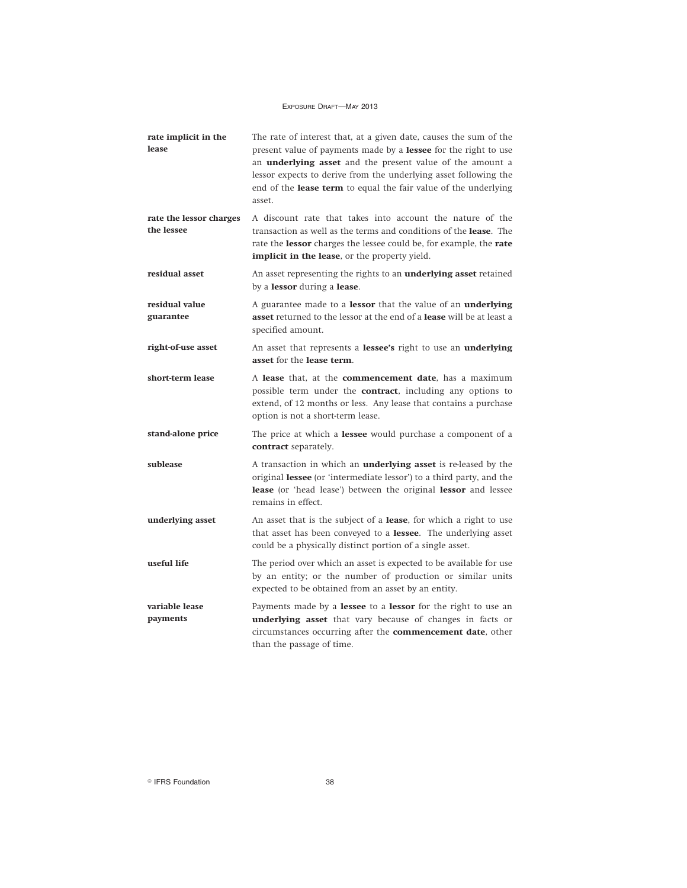| | |
|---|---|
| **rate implicit in the lease** | The rate of interest that, at a given date, causes the sum of the present value of payments made by a **lessee** for the right to use an **underlying asset** and the present value of the amount a lessor expects to derive from the underlying asset following the end of the **lease term** to equal the fair value of the underlying asset. |
| **rate the lessor charges the lessee** | A discount rate that takes into account the nature of the transaction as well as the terms and conditions of the **lease**. The rate the **lessor** charges the lessee could be, for example, the **rate implicit in the lease**, or the property yield. |
| **residual asset** | An asset representing the rights to an **underlying asset** retained by a **lessor** during a **lease**. |
| **residual value guarantee** | A guarantee made to a **lessor** that the value of an **underlying asset** returned to the lessor at the end of a **lease** will be at least a specified amount. |
| **right-of-use asset** | An asset that represents a **lessee's** right to use an **underlying asset** for the **lease term**. |
| **short-term lease** | A **lease** that, at the **commencement date**, has a maximum possible term under the **contract**, including any options to extend, of 12 months or less. Any lease that contains a purchase option is not a short-term lease. |
| **stand-alone price** | The price at which a **lessee** would purchase a component of a **contract** separately. |
| **sublease** | A transaction in which an **underlying asset** is re-leased by the original **lessee** (or 'intermediate lessor') to a third party, and the **lease** (or 'head lease') between the original **lessor** and lessee remains in effect. |
| **underlying asset** | An asset that is the subject of a **lease**, for which a right to use that asset has been conveyed to a **lessee**. The underlying asset could be a physically distinct portion of a single asset. |
| **useful life** | The period over which an asset is expected to be available for use by an entity; or the number of production or similar units expected to be obtained from an asset by an entity. |
| **variable lease payments** | Payments made by a **lessee** to a **lessor** for the right to use an **underlying asset** that vary because of changes in facts or circumstances occurring after the **commencement date**, other than the passage of time. |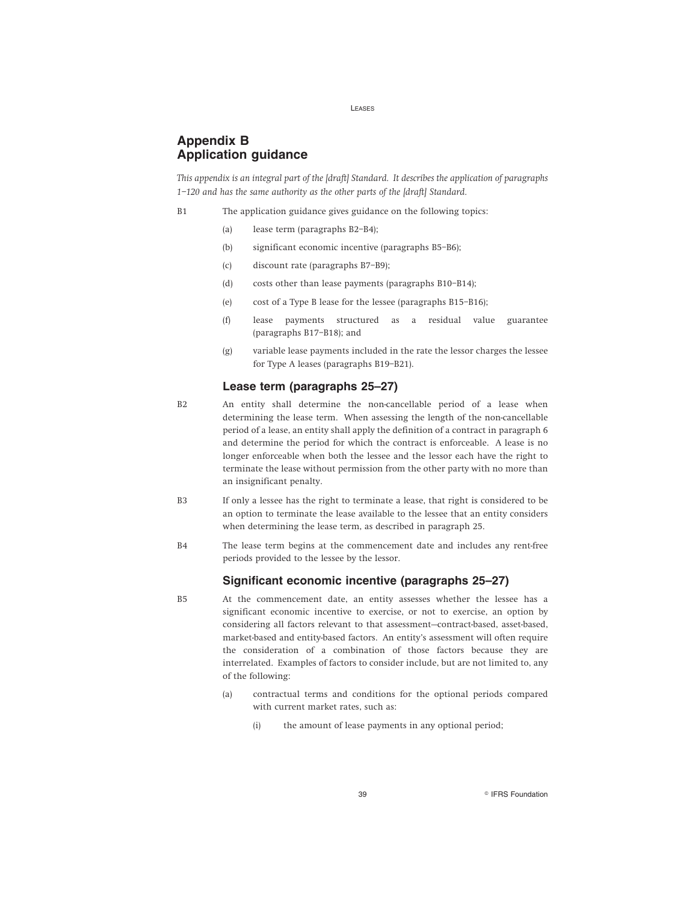## Appendix B
## Application guidance

*This appendix is an integral part of the [draft] Standard. It describes the application of paragraphs 1–120 and has the same authority as the other parts of the [draft] Standard.*

B1 The application guidance gives guidance on the following topics:

(a) lease term (paragraphs B2–B4);

(b) significant economic incentive (paragraphs B5–B6);

(c) discount rate (paragraphs B7–B9);

(d) costs other than lease payments (paragraphs B10–B14);

(e) cost of a Type B lease for the lessee (paragraphs B15–B16);

(f) lease payments structured as a residual value guarantee (paragraphs B17–B18); and

(g) variable lease payments included in the rate the lessor charges the lessee for Type A leases (paragraphs B19–B21).

### Lease term (paragraphs 25–27)

B2 An entity shall determine the non-cancellable period of a lease when determining the lease term. When assessing the length of the non-cancellable period of a lease, an entity shall apply the definition of a contract in paragraph 6 and determine the period for which the contract is enforceable. A lease is no longer enforceable when both the lessee and the lessor each have the right to terminate the lease without permission from the other party with no more than an insignificant penalty.

B3 If only a lessee has the right to terminate a lease, that right is considered to be an option to terminate the lease available to the lessee that an entity considers when determining the lease term, as described in paragraph 25.

B4 The lease term begins at the commencement date and includes any rent-free periods provided to the lessee by the lessor.

### Significant economic incentive (paragraphs 25–27)

B5 At the commencement date, an entity assesses whether the lessee has a significant economic incentive to exercise, or not to exercise, an option by considering all factors relevant to that assessment—contract-based, asset-based, market-based and entity-based factors. An entity's assessment will often require the consideration of a combination of those factors because they are interrelated. Examples of factors to consider include, but are not limited to, any of the following:

(a) contractual terms and conditions for the optional periods compared with current market rates, such as:

(i) the amount of lease payments in any optional period;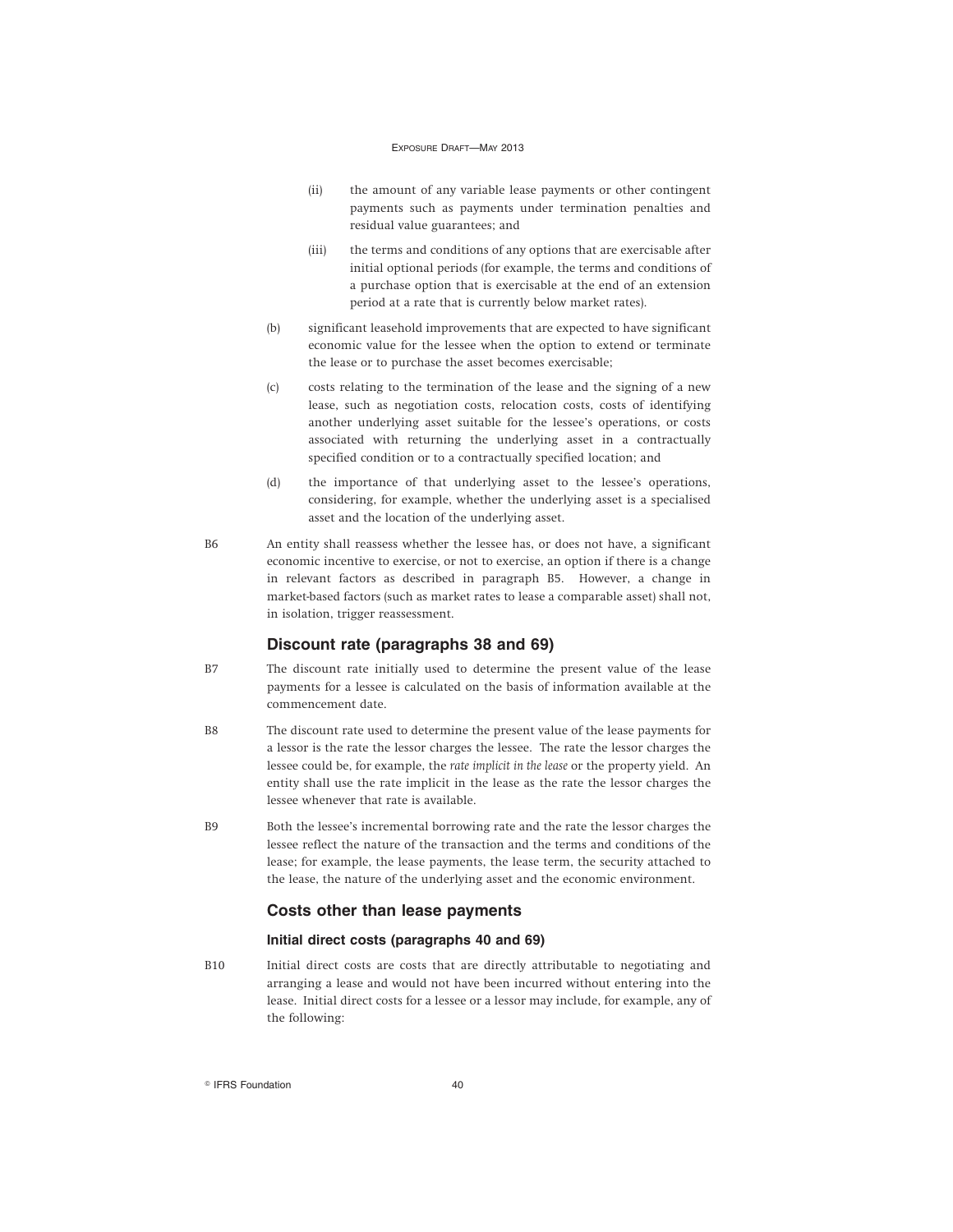(ii) the amount of any variable lease payments or other contingent payments such as payments under termination penalties and residual value guarantees; and

(iii) the terms and conditions of any options that are exercisable after initial optional periods (for example, the terms and conditions of a purchase option that is exercisable at the end of an extension period at a rate that is currently below market rates).

(b) significant leasehold improvements that are expected to have significant economic value for the lessee when the option to extend or terminate the lease or to purchase the asset becomes exercisable;

(c) costs relating to the termination of the lease and the signing of a new lease, such as negotiation costs, relocation costs, costs of identifying another underlying asset suitable for the lessee's operations, or costs associated with returning the underlying asset in a contractually specified condition or to a contractually specified location; and

(d) the importance of that underlying asset to the lessee's operations, considering, for example, whether the underlying asset is a specialised asset and the location of the underlying asset.

B6 An entity shall reassess whether the lessee has, or does not have, a significant economic incentive to exercise, or not to exercise, an option if there is a change in relevant factors as described in paragraph B5. However, a change in market-based factors (such as market rates to lease a comparable asset) shall not, in isolation, trigger reassessment.

## Discount rate (paragraphs 38 and 69)

B7 The discount rate initially used to determine the present value of the lease payments for a lessee is calculated on the basis of information available at the commencement date.

B8 The discount rate used to determine the present value of the lease payments for a lessor is the rate the lessor charges the lessee. The rate the lessor charges the lessee could be, for example, the *rate implicit in the lease* or the property yield. An entity shall use the rate implicit in the lease as the rate the lessor charges the lessee whenever that rate is available.

B9 Both the lessee's incremental borrowing rate and the rate the lessor charges the lessee reflect the nature of the transaction and the terms and conditions of the lease; for example, the lease payments, the lease term, the security attached to the lease, the nature of the underlying asset and the economic environment.

## Costs other than lease payments

### Initial direct costs (paragraphs 40 and 69)

B10 Initial direct costs are costs that are directly attributable to negotiating and arranging a lease and would not have been incurred without entering into the lease. Initial direct costs for a lessee or a lessor may include, for example, any of the following: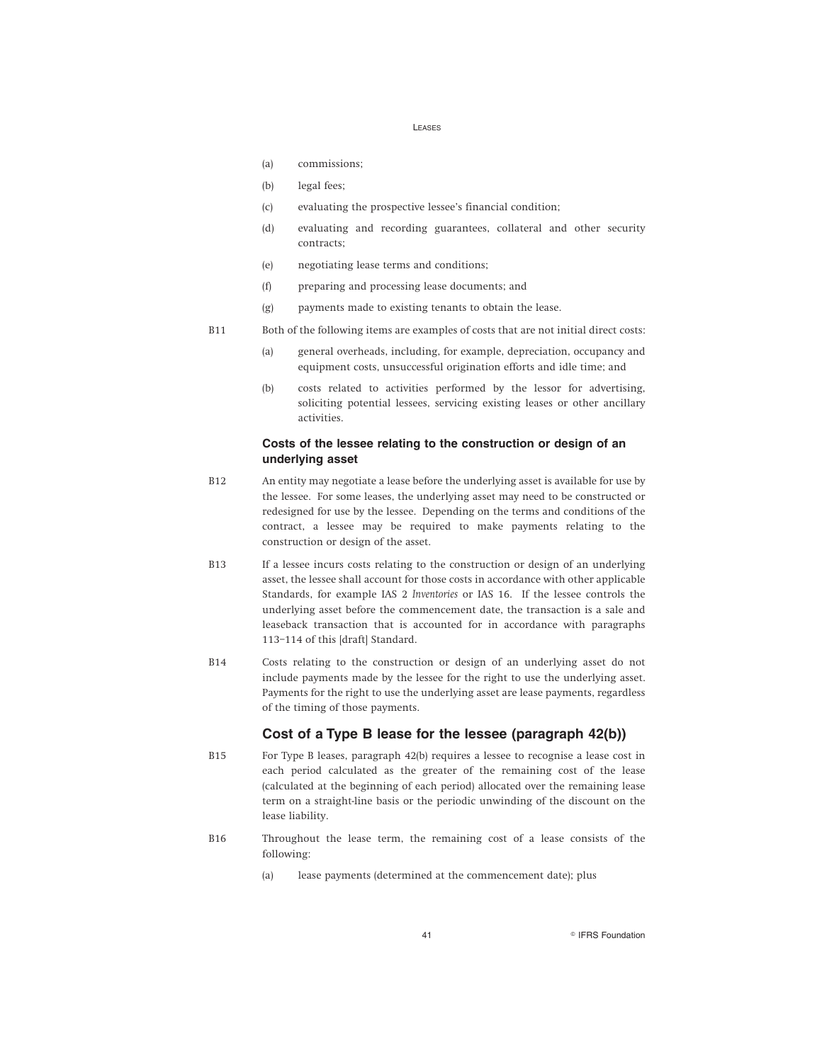(a) commissions;

(b) legal fees;

(c) evaluating the prospective lessee's financial condition;

(d) evaluating and recording guarantees, collateral and other security contracts;

(e) negotiating lease terms and conditions;

(f) preparing and processing lease documents; and

(g) payments made to existing tenants to obtain the lease.

B11 Both of the following items are examples of costs that are not initial direct costs:

(a) general overheads, including, for example, depreciation, occupancy and equipment costs, unsuccessful origination efforts and idle time; and

(b) costs related to activities performed by the lessor for advertising, soliciting potential lessees, servicing existing leases or other ancillary activities.

### Costs of the lessee relating to the construction or design of an underlying asset

B12 An entity may negotiate a lease before the underlying asset is available for use by the lessee. For some leases, the underlying asset may need to be constructed or redesigned for use by the lessee. Depending on the terms and conditions of the contract, a lessee may be required to make payments relating to the construction or design of the asset.

B13 If a lessee incurs costs relating to the construction or design of an underlying asset, the lessee shall account for those costs in accordance with other applicable Standards, for example IAS 2 *Inventories* or IAS 16. If the lessee controls the underlying asset before the commencement date, the transaction is a sale and leaseback transaction that is accounted for in accordance with paragraphs 113–114 of this [draft] Standard.

B14 Costs relating to the construction or design of an underlying asset do not include payments made by the lessee for the right to use the underlying asset. Payments for the right to use the underlying asset are lease payments, regardless of the timing of those payments.

## Cost of a Type B lease for the lessee (paragraph 42(b))

B15 For Type B leases, paragraph 42(b) requires a lessee to recognise a lease cost in each period calculated as the greater of the remaining cost of the lease (calculated at the beginning of each period) allocated over the remaining lease term on a straight-line basis or the periodic unwinding of the discount on the lease liability.

B16 Throughout the lease term, the remaining cost of a lease consists of the following:

(a) lease payments (determined at the commencement date); plus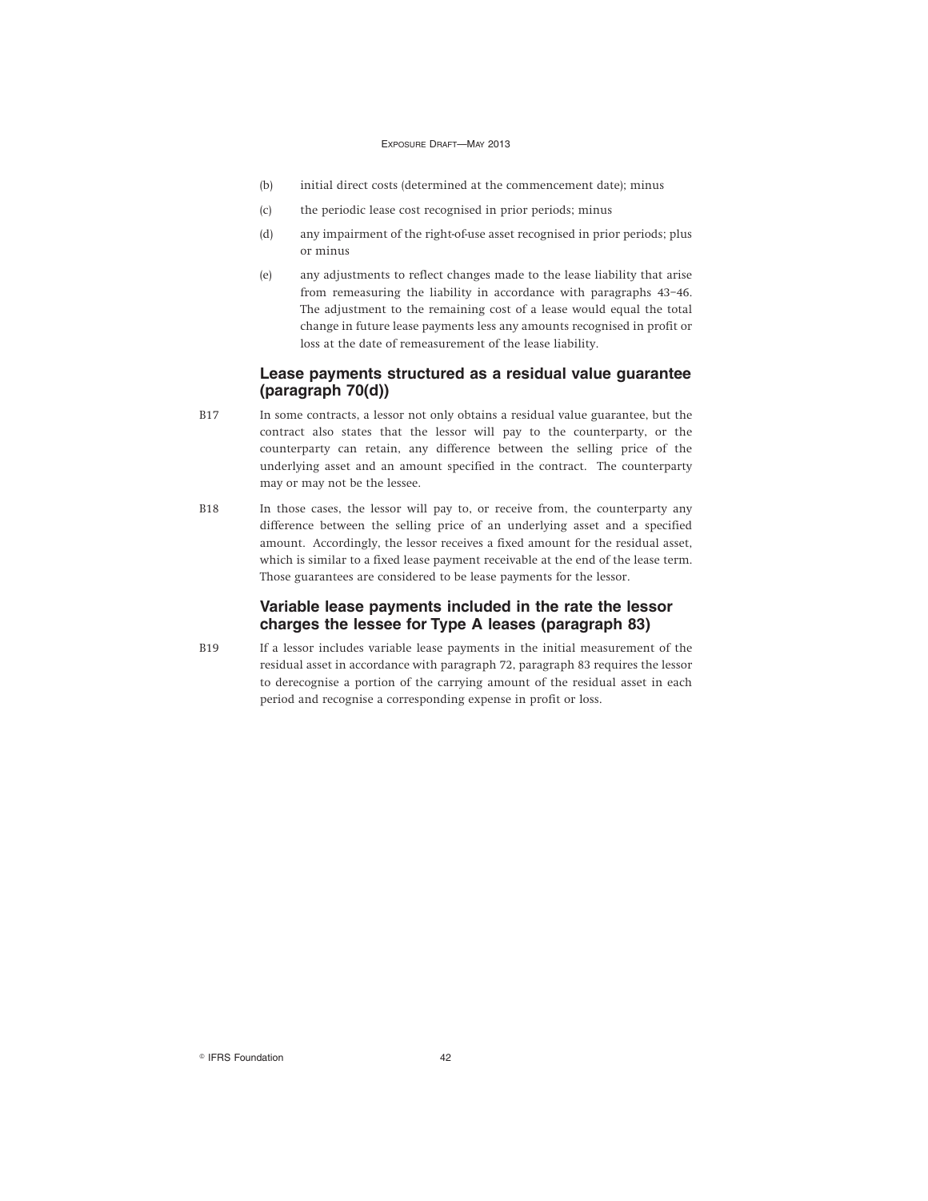(b) initial direct costs (determined at the commencement date); minus

(c) the periodic lease cost recognised in prior periods; minus

(d) any impairment of the right-of-use asset recognised in prior periods; plus or minus

(e) any adjustments to reflect changes made to the lease liability that arise from remeasuring the liability in accordance with paragraphs 43–46. The adjustment to the remaining cost of a lease would equal the total change in future lease payments less any amounts recognised in profit or loss at the date of remeasurement of the lease liability.

## Lease payments structured as a residual value guarantee (paragraph 70(d))

B17 In some contracts, a lessor not only obtains a residual value guarantee, but the contract also states that the lessor will pay to the counterparty, or the counterparty can retain, any difference between the selling price of the underlying asset and an amount specified in the contract. The counterparty may or may not be the lessee.

B18 In those cases, the lessor will pay to, or receive from, the counterparty any difference between the selling price of an underlying asset and a specified amount. Accordingly, the lessor receives a fixed amount for the residual asset, which is similar to a fixed lease payment receivable at the end of the lease term. Those guarantees are considered to be lease payments for the lessor.

## Variable lease payments included in the rate the lessor charges the lessee for Type A leases (paragraph 83)

B19 If a lessor includes variable lease payments in the initial measurement of the residual asset in accordance with paragraph 72, paragraph 83 requires the lessor to derecognise a portion of the carrying amount of the residual asset in each period and recognise a corresponding expense in profit or loss.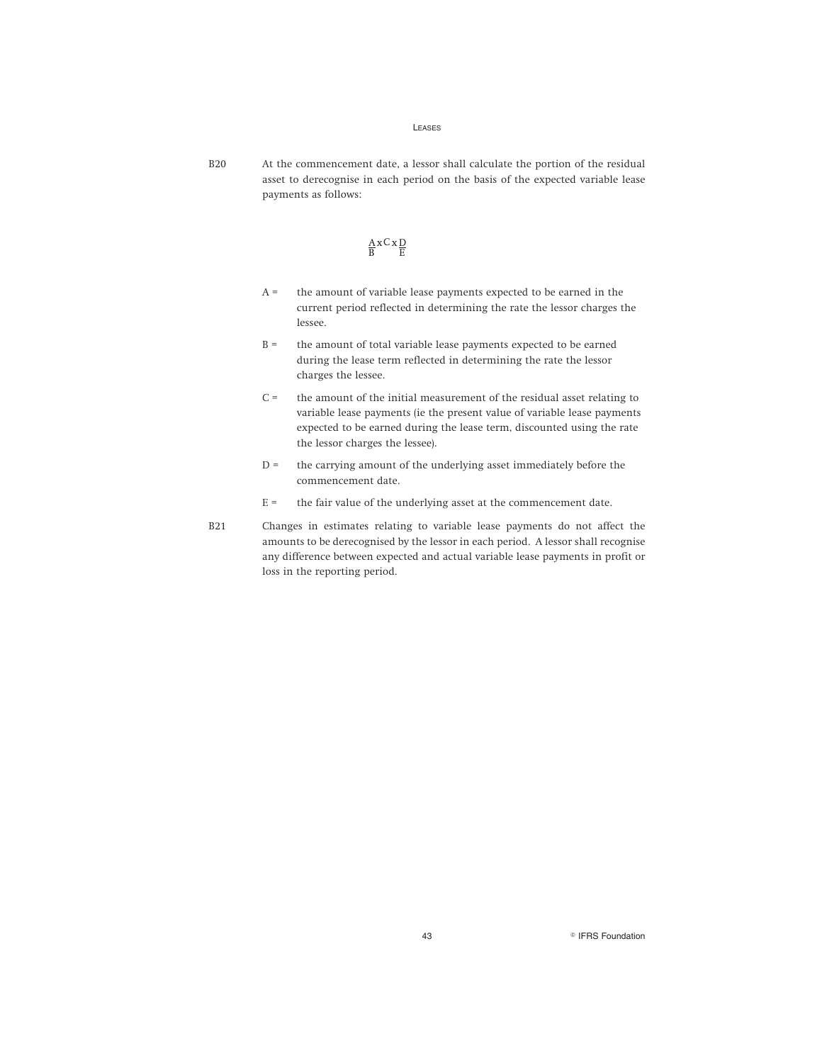B20 At the commencement date, a lessor shall calculate the portion of the residual asset to derecognise in each period on the basis of the expected variable lease payments as follows:

$$\frac{A}{B} \times C \times \frac{D}{E}$$

A = the amount of variable lease payments expected to be earned in the current period reflected in determining the rate the lessor charges the lessee.

B = the amount of total variable lease payments expected to be earned during the lease term reflected in determining the rate the lessor charges the lessee.

C = the amount of the initial measurement of the residual asset relating to variable lease payments (ie the present value of variable lease payments expected to be earned during the lease term, discounted using the rate the lessor charges the lessee).

D = the carrying amount of the underlying asset immediately before the commencement date.

E = the fair value of the underlying asset at the commencement date.

B21 Changes in estimates relating to variable lease payments do not affect the amounts to be derecognised by the lessor in each period. A lessor shall recognise any difference between expected and actual variable lease payments in profit or loss in the reporting period.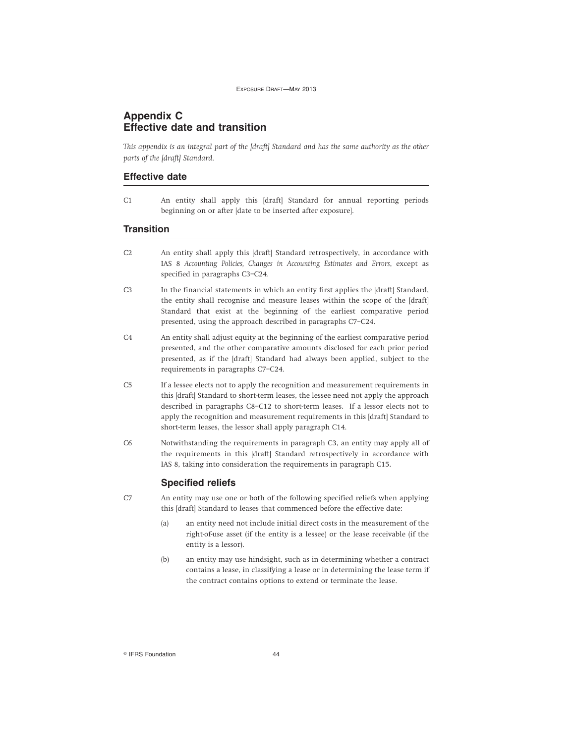# Appendix C
# Effective date and transition

*This appendix is an integral part of the [draft] Standard and has the same authority as the other parts of the [draft] Standard.*

## Effective date

C1 An entity shall apply this [draft] Standard for annual reporting periods beginning on or after [date to be inserted after exposure].

## Transition

C2 An entity shall apply this [draft] Standard retrospectively, in accordance with IAS 8 *Accounting Policies, Changes in Accounting Estimates and Errors*, except as specified in paragraphs C3–C24.

C3 In the financial statements in which an entity first applies the [draft] Standard, the entity shall recognise and measure leases within the scope of the [draft] Standard that exist at the beginning of the earliest comparative period presented, using the approach described in paragraphs C7–C24.

C4 An entity shall adjust equity at the beginning of the earliest comparative period presented, and the other comparative amounts disclosed for each prior period presented, as if the [draft] Standard had always been applied, subject to the requirements in paragraphs C7–C24.

C5 If a lessee elects not to apply the recognition and measurement requirements in this [draft] Standard to short-term leases, the lessee need not apply the approach described in paragraphs C8–C12 to short-term leases. If a lessor elects not to apply the recognition and measurement requirements in this [draft] Standard to short-term leases, the lessor shall apply paragraph C14.

C6 Notwithstanding the requirements in paragraph C3, an entity may apply all of the requirements in this [draft] Standard retrospectively in accordance with IAS 8, taking into consideration the requirements in paragraph C15.

### Specified reliefs

C7 An entity may use one or both of the following specified reliefs when applying this [draft] Standard to leases that commenced before the effective date:

(a) an entity need not include initial direct costs in the measurement of the right-of-use asset (if the entity is a lessee) or the lease receivable (if the entity is a lessor).

(b) an entity may use hindsight, such as in determining whether a contract contains a lease, in classifying a lease or in determining the lease term if the contract contains options to extend or terminate the lease.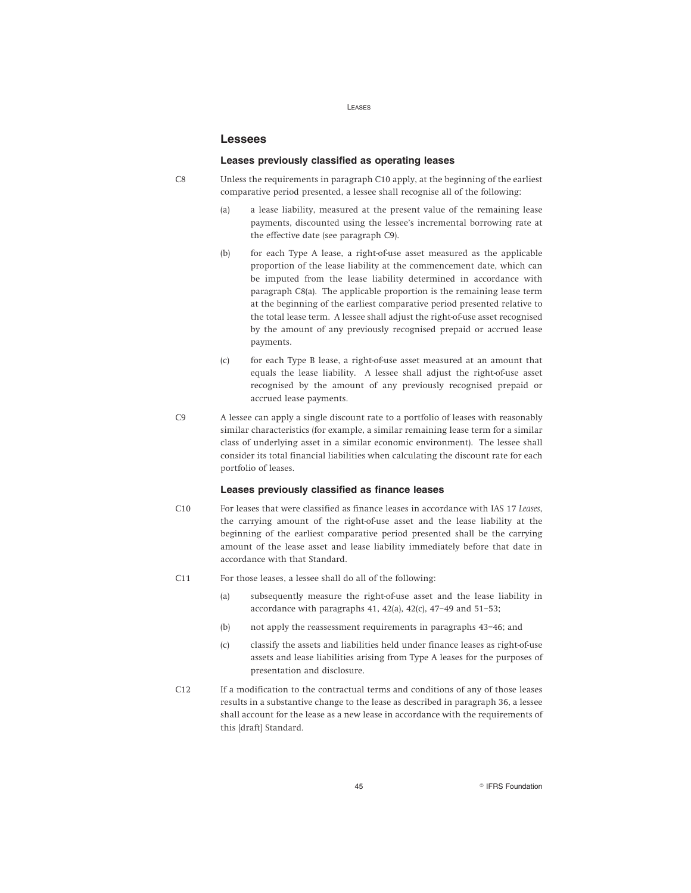## Lessees

### Leases previously classified as operating leases

C8 Unless the requirements in paragraph C10 apply, at the beginning of the earliest comparative period presented, a lessee shall recognise all of the following:

(a) a lease liability, measured at the present value of the remaining lease payments, discounted using the lessee's incremental borrowing rate at the effective date (see paragraph C9).

(b) for each Type A lease, a right-of-use asset measured as the applicable proportion of the lease liability at the commencement date, which can be imputed from the lease liability determined in accordance with paragraph C8(a). The applicable proportion is the remaining lease term at the beginning of the earliest comparative period presented relative to the total lease term. A lessee shall adjust the right-of-use asset recognised by the amount of any previously recognised prepaid or accrued lease payments.

(c) for each Type B lease, a right-of-use asset measured at an amount that equals the lease liability. A lessee shall adjust the right-of-use asset recognised by the amount of any previously recognised prepaid or accrued lease payments.

C9 A lessee can apply a single discount rate to a portfolio of leases with reasonably similar characteristics (for example, a similar remaining lease term for a similar class of underlying asset in a similar economic environment). The lessee shall consider its total financial liabilities when calculating the discount rate for each portfolio of leases.

### Leases previously classified as finance leases

C10 For leases that were classified as finance leases in accordance with IAS 17 *Leases*, the carrying amount of the right-of-use asset and the lease liability at the beginning of the earliest comparative period presented shall be the carrying amount of the lease asset and lease liability immediately before that date in accordance with that Standard.

C11 For those leases, a lessee shall do all of the following:

(a) subsequently measure the right-of-use asset and the lease liability in accordance with paragraphs 41, 42(a), 42(c), 47–49 and 51–53;

(b) not apply the reassessment requirements in paragraphs 43–46; and

(c) classify the assets and liabilities held under finance leases as right-of-use assets and lease liabilities arising from Type A leases for the purposes of presentation and disclosure.

C12 If a modification to the contractual terms and conditions of any of those leases results in a substantive change to the lease as described in paragraph 36, a lessee shall account for the lease as a new lease in accordance with the requirements of this [draft] Standard.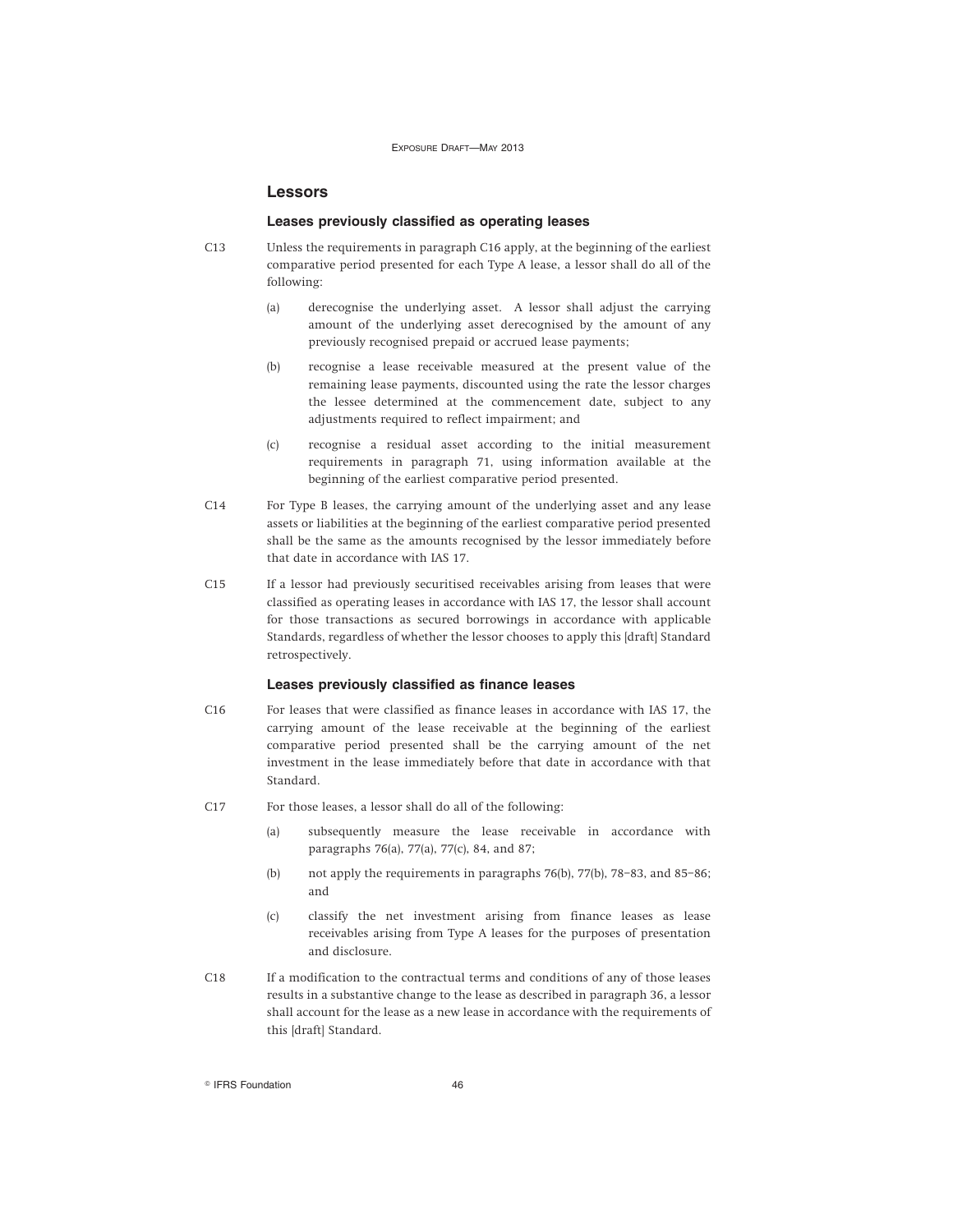## Lessors

### Leases previously classified as operating leases

C13 Unless the requirements in paragraph C16 apply, at the beginning of the earliest comparative period presented for each Type A lease, a lessor shall do all of the following:

(a) derecognise the underlying asset. A lessor shall adjust the carrying amount of the underlying asset derecognised by the amount of any previously recognised prepaid or accrued lease payments;

(b) recognise a lease receivable measured at the present value of the remaining lease payments, discounted using the rate the lessor charges the lessee determined at the commencement date, subject to any adjustments required to reflect impairment; and

(c) recognise a residual asset according to the initial measurement requirements in paragraph 71, using information available at the beginning of the earliest comparative period presented.

C14 For Type B leases, the carrying amount of the underlying asset and any lease assets or liabilities at the beginning of the earliest comparative period presented shall be the same as the amounts recognised by the lessor immediately before that date in accordance with IAS 17.

C15 If a lessor had previously securitised receivables arising from leases that were classified as operating leases in accordance with IAS 17, the lessor shall account for those transactions as secured borrowings in accordance with applicable Standards, regardless of whether the lessor chooses to apply this [draft] Standard retrospectively.

### Leases previously classified as finance leases

C16 For leases that were classified as finance leases in accordance with IAS 17, the carrying amount of the lease receivable at the beginning of the earliest comparative period presented shall be the carrying amount of the net investment in the lease immediately before that date in accordance with that Standard.

C17 For those leases, a lessor shall do all of the following:

(a) subsequently measure the lease receivable in accordance with paragraphs 76(a), 77(a), 77(c), 84, and 87;

(b) not apply the requirements in paragraphs 76(b), 77(b), 78–83, and 85–86; and

(c) classify the net investment arising from finance leases as lease receivables arising from Type A leases for the purposes of presentation and disclosure.

C18 If a modification to the contractual terms and conditions of any of those leases results in a substantive change to the lease as described in paragraph 36, a lessor shall account for the lease as a new lease in accordance with the requirements of this [draft] Standard.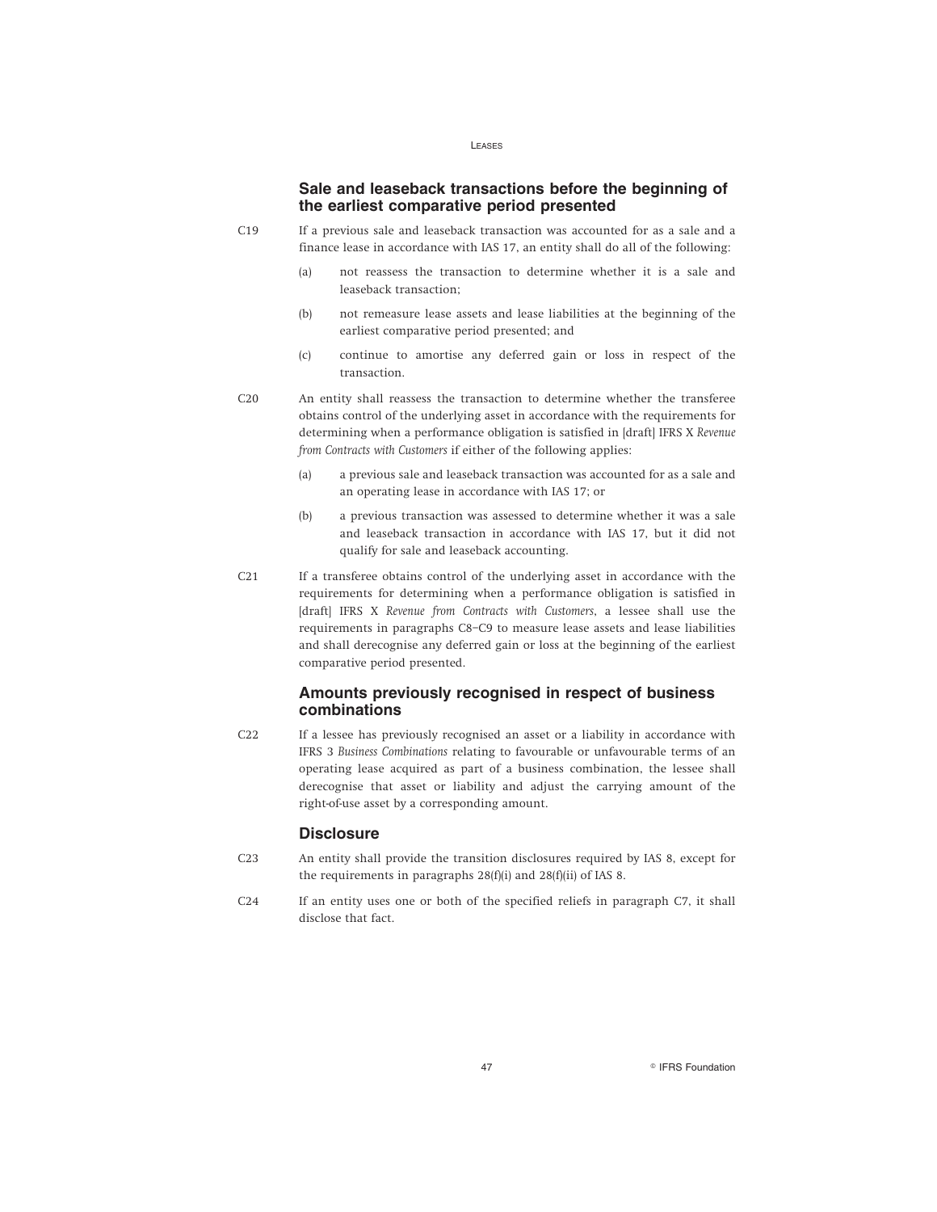## Sale and leaseback transactions before the beginning of the earliest comparative period presented

C19 If a previous sale and leaseback transaction was accounted for as a sale and a finance lease in accordance with IAS 17, an entity shall do all of the following:

(a) not reassess the transaction to determine whether it is a sale and leaseback transaction;

(b) not remeasure lease assets and lease liabilities at the beginning of the earliest comparative period presented; and

(c) continue to amortise any deferred gain or loss in respect of the transaction.

C20 An entity shall reassess the transaction to determine whether the transferee obtains control of the underlying asset in accordance with the requirements for determining when a performance obligation is satisfied in [draft] IFRS X *Revenue from Contracts with Customers* if either of the following applies:

(a) a previous sale and leaseback transaction was accounted for as a sale and an operating lease in accordance with IAS 17; or

(b) a previous transaction was assessed to determine whether it was a sale and leaseback transaction in accordance with IAS 17, but it did not qualify for sale and leaseback accounting.

C21 If a transferee obtains control of the underlying asset in accordance with the requirements for determining when a performance obligation is satisfied in [draft] IFRS X *Revenue from Contracts with Customers*, a lessee shall use the requirements in paragraphs C8–C9 to measure lease assets and lease liabilities and shall derecognise any deferred gain or loss at the beginning of the earliest comparative period presented.

## Amounts previously recognised in respect of business combinations

C22 If a lessee has previously recognised an asset or a liability in accordance with IFRS 3 *Business Combinations* relating to favourable or unfavourable terms of an operating lease acquired as part of a business combination, the lessee shall derecognise that asset or liability and adjust the carrying amount of the right-of-use asset by a corresponding amount.

## Disclosure

C23 An entity shall provide the transition disclosures required by IAS 8, except for the requirements in paragraphs 28(f)(i) and 28(f)(ii) of IAS 8.

C24 If an entity uses one or both of the specified reliefs in paragraph C7, it shall disclose that fact.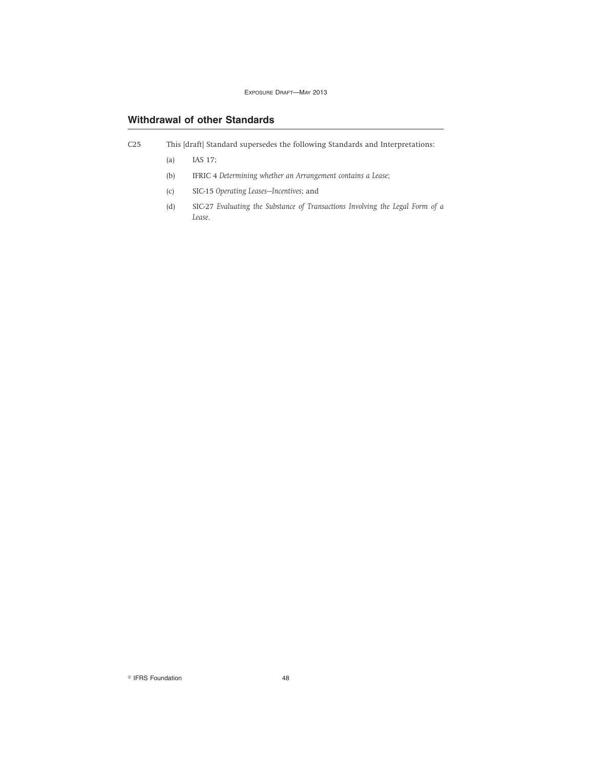## Withdrawal of other Standards

C25 This [draft] Standard supersedes the following Standards and Interpretations:

(a) IAS 17;

(b) IFRIC 4 *Determining whether an Arrangement contains a Lease*;

(c) SIC-15 *Operating Leases—Incentives*; and

(d) SIC-27 *Evaluating the Substance of Transactions Involving the Legal Form of a Lease*.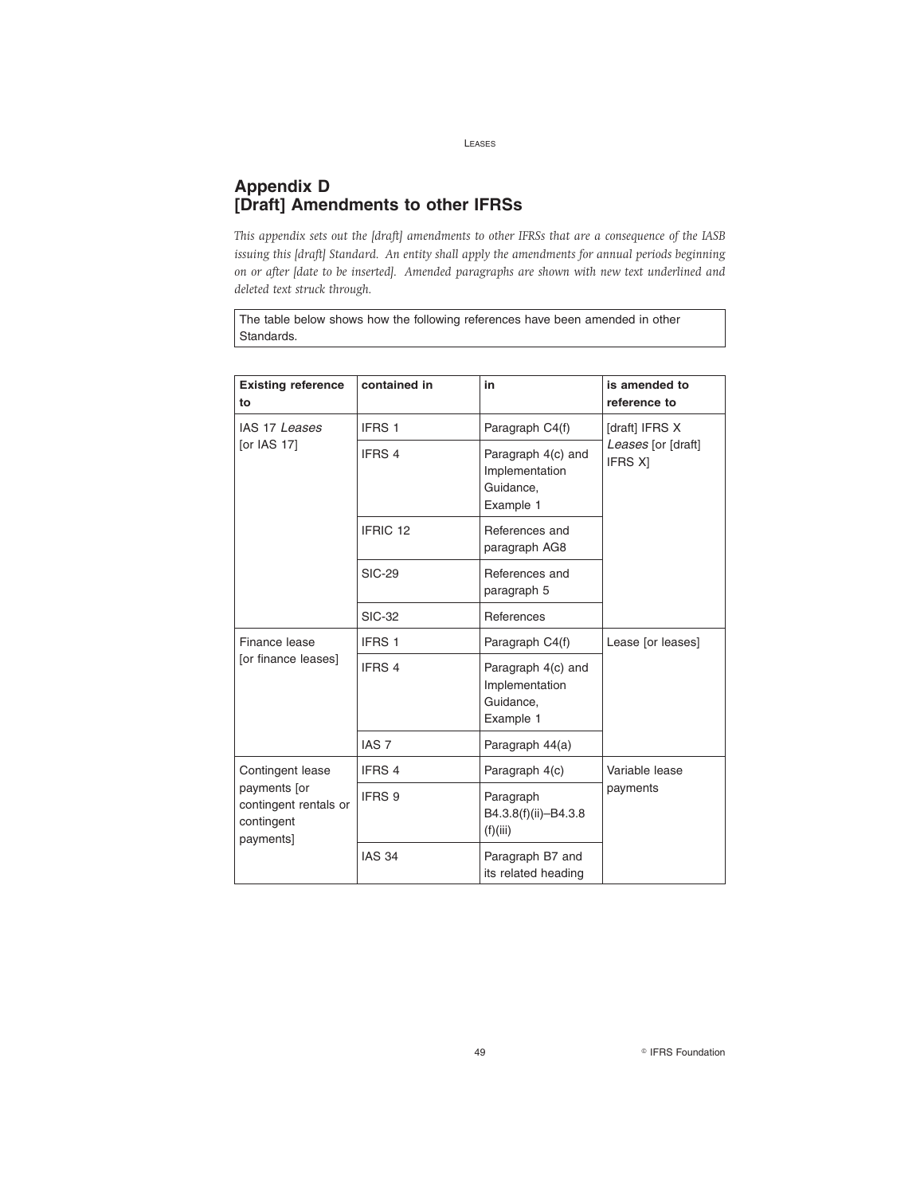## Appendix D
## [Draft] Amendments to other IFRSs

*This appendix sets out the [draft] amendments to other IFRSs that are a consequence of the IASB issuing this [draft] Standard. An entity shall apply the amendments for annual periods beginning on or after [date to be inserted]. Amended paragraphs are shown with new text underlined and deleted text struck through.*

The table below shows how the following references have been amended in other Standards.

| Existing reference to | contained in | in | is amended to reference to |
|---|---|---|---|
| IAS 17 *Leases* [or IAS 17] | IFRS 1 | Paragraph C4(f) | [draft] IFRS X *Leases* [or [draft] IFRS X] |
| | IFRS 4 | Paragraph 4(c) and Implementation Guidance, Example 1 | |
| | IFRIC 12 | References and paragraph AG8 | |
| | SIC-29 | References and paragraph 5 | |
| | SIC-32 | References | |
| Finance lease [or finance leases] | IFRS 1 | Paragraph C4(f) | Lease [or leases] |
| | IFRS 4 | Paragraph 4(c) and Implementation Guidance, Example 1 | |
| | IAS 7 | Paragraph 44(a) | |
| Contingent lease payments [or contingent rentals or contingent payments] | IFRS 4 | Paragraph 4(c) | Variable lease payments |
| | IFRS 9 | Paragraph B4.3.8(f)(ii)–B4.3.8(f)(iii) | |
| | IAS 34 | Paragraph B7 and its related heading | |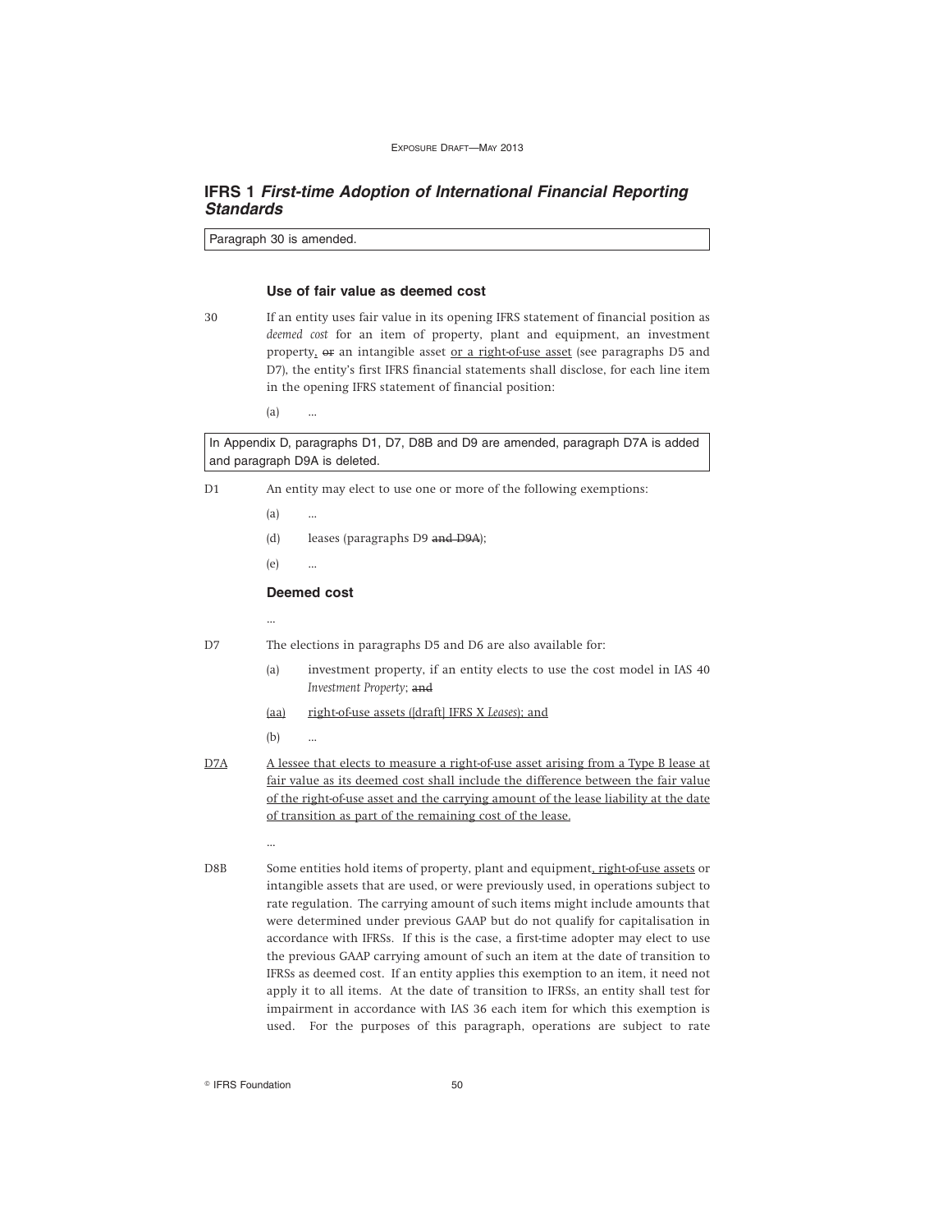## IFRS 1 *First-time Adoption of International Financial Reporting Standards*

Paragraph 30 is amended.

### Use of fair value as deemed cost

30 If an entity uses fair value in its opening IFRS statement of financial position as *deemed cost* for an item of property, plant and equipment, an investment property, ~~or~~ an intangible asset <u>or a right-of-use asset</u> (see paragraphs D5 and D7), the entity's first IFRS financial statements shall disclose, for each line item in the opening IFRS statement of financial position:

(a) ...

In Appendix D, paragraphs D1, D7, D8B and D9 are amended, paragraph D7A is added and paragraph D9A is deleted.

D1 An entity may elect to use one or more of the following exemptions:

(a) ...

(d) leases (paragraphs D9 ~~and D9A~~);

(e) ...

### Deemed cost

...

D7 The elections in paragraphs D5 and D6 are also available for:

(a) investment property, if an entity elects to use the cost model in IAS 40 *Investment Property*; ~~and~~

<u>(aa)</u> <u>right-of-use assets ([draft] IFRS X *Leases*); and</u>

(b) ...

<u>D7A</u> <u>A lessee that elects to measure a right-of-use asset arising from a Type B lease at fair value as its deemed cost shall include the difference between the fair value of the right-of-use asset and the carrying amount of the lease liability at the date of transition as part of the remaining cost of the lease.</u>

...

D8B Some entities hold items of property, plant and equipment<u>, right-of-use assets</u> or intangible assets that are used, or were previously used, in operations subject to rate regulation. The carrying amount of such items might include amounts that were determined under previous GAAP but do not qualify for capitalisation in accordance with IFRSs. If this is the case, a first-time adopter may elect to use the previous GAAP carrying amount of such an item at the date of transition to IFRSs as deemed cost. If an entity applies this exemption to an item, it need not apply it to all items. At the date of transition to IFRSs, an entity shall test for impairment in accordance with IAS 36 each item for which this exemption is used. For the purposes of this paragraph, operations are subject to rate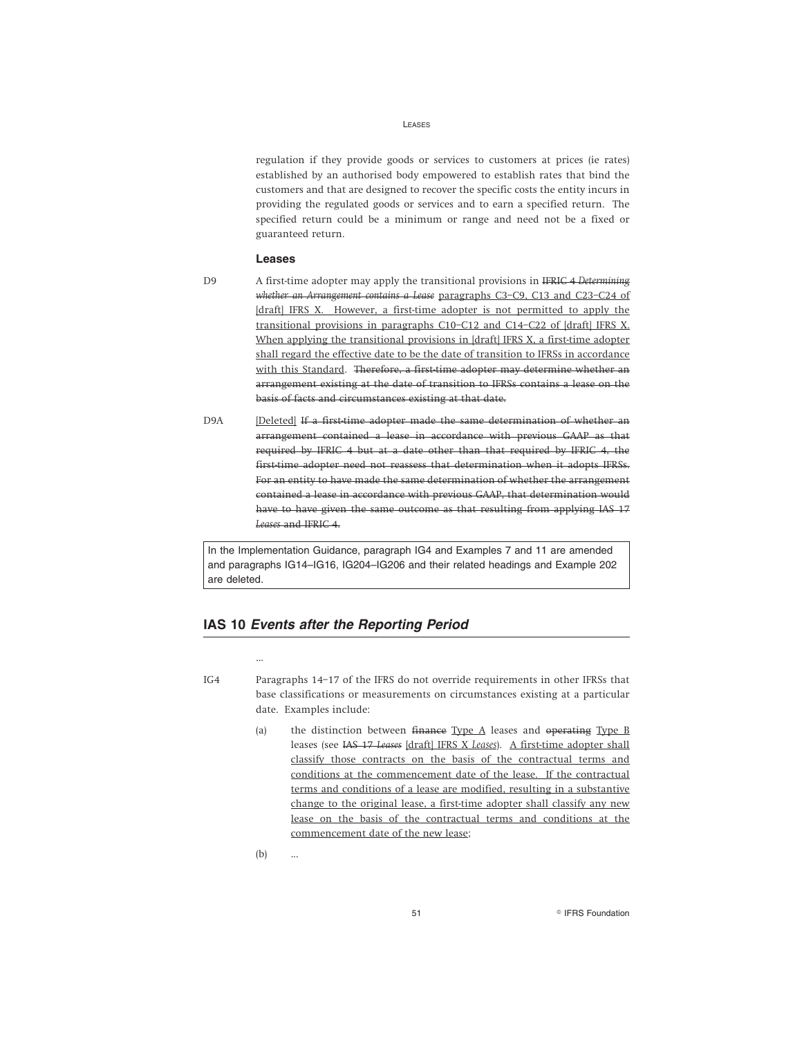regulation if they provide goods or services to customers at prices (ie rates) established by an authorised body empowered to establish rates that bind the customers and that are designed to recover the specific costs the entity incurs in providing the regulated goods or services and to earn a specified return. The specified return could be a minimum or range and need not be a fixed or guaranteed return.

### Leases

D9 A first-time adopter may apply the transitional provisions in ~~IFRIC 4 *Determining whether an Arrangement contains a Lease*~~ paragraphs C3–C9, C13 and C23–C24 of [draft] IFRS X. However, a first-time adopter is not permitted to apply the transitional provisions in paragraphs C10–C12 and C14–C22 of [draft] IFRS X. When applying the transitional provisions in [draft] IFRS X, a first-time adopter shall regard the effective date to be the date of transition to IFRSs in accordance with this Standard. ~~Therefore, a first-time adopter may determine whether an arrangement existing at the date of transition to IFRSs contains a lease on the basis of facts and circumstances existing at that date.~~

D9A [Deleted] ~~If a first-time adopter made the same determination of whether an arrangement contained a lease in accordance with previous GAAP as that required by IFRIC 4 but at a date other than that required by IFRIC 4, the first-time adopter need not reassess that determination when it adopts IFRSs. For an entity to have made the same determination of whether the arrangement contained a lease in accordance with previous GAAP, that determination would have to have given the same outcome as that resulting from applying IAS 17 *Leases* and IFRIC 4.~~

In the Implementation Guidance, paragraph IG4 and Examples 7 and 11 are amended and paragraphs IG14–IG16, IG204–IG206 and their related headings and Example 202 are deleted.

## IAS 10 *Events after the Reporting Period*

...

IG4 Paragraphs 14–17 of the IFRS do not override requirements in other IFRSs that base classifications or measurements on circumstances existing at a particular date. Examples include:

(a) the distinction between ~~finance~~ Type A leases and ~~operating~~ Type B leases (see ~~IAS 17 *Leases*~~ [draft] IFRS X *Leases*). A first-time adopter shall classify those contracts on the basis of the contractual terms and conditions at the commencement date of the lease. If the contractual terms and conditions of a lease are modified, resulting in a substantive change to the original lease, a first-time adopter shall classify any new lease on the basis of the contractual terms and conditions at the commencement date of the new lease;

(b) ...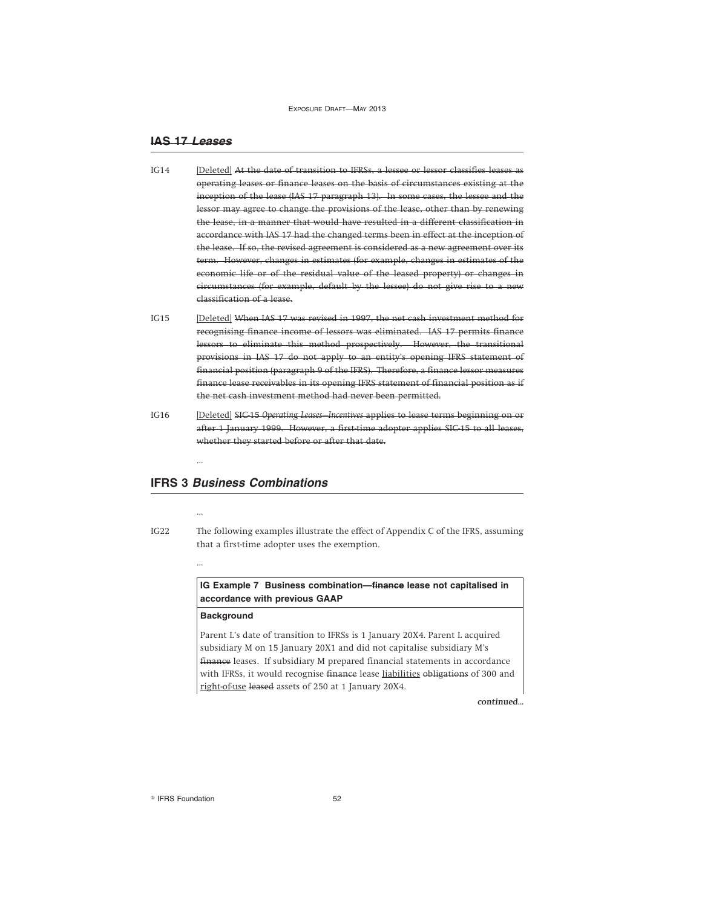## ~~IAS 17 *Leases*~~

IG14 <u>[Deleted]</u> ~~At the date of transition to IFRSs, a lessee or lessor classifies leases as operating leases or finance leases on the basis of circumstances existing at the inception of the lease (IAS 17 paragraph 13). In some cases, the lessee and the lessor may agree to change the provisions of the lease, other than by renewing the lease, in a manner that would have resulted in a different classification in accordance with IAS 17 had the changed terms been in effect at the inception of the lease. If so, the revised agreement is considered as a new agreement over its term. However, changes in estimates (for example, changes in estimates of the economic life or of the residual value of the leased property) or changes in circumstances (for example, default by the lessee) do not give rise to a new classification of a lease.~~

IG15 <u>[Deleted]</u> ~~When IAS 17 was revised in 1997, the net cash investment method for recognising finance income of lessors was eliminated. IAS 17 permits finance lessors to eliminate this method prospectively. However, the transitional provisions in IAS 17 do not apply to an entity's opening IFRS statement of financial position (paragraph 9 of the IFRS). Therefore, a finance lessor measures finance lease receivables in its opening IFRS statement of financial position as if the net cash investment method had never been permitted.~~

IG16 <u>[Deleted]</u> ~~SIC-15 *Operating Leases—Incentives* applies to lease terms beginning on or after 1 January 1999. However, a first-time adopter applies SIC-15 to all leases, whether they started before or after that date.~~

...

## IFRS 3 *Business Combinations*

...

IG22 The following examples illustrate the effect of Appendix C of the IFRS, assuming that a first-time adopter uses the exemption.

...

**IG Example 7 Business combination—~~finance~~ lease not capitalised in accordance with previous GAAP**

**Background**

Parent L's date of transition to IFRSs is 1 January 20X4. Parent L acquired subsidiary M on 15 January 20X1 and did not capitalise subsidiary M's ~~finance~~ leases. If subsidiary M prepared financial statements in accordance with IFRSs, it would recognise ~~finance~~ lease <u>liabilities</u> ~~obligations~~ of 300 and <u>right-of-use</u> ~~leased~~ assets of 250 at 1 January 20X4.

*continued...*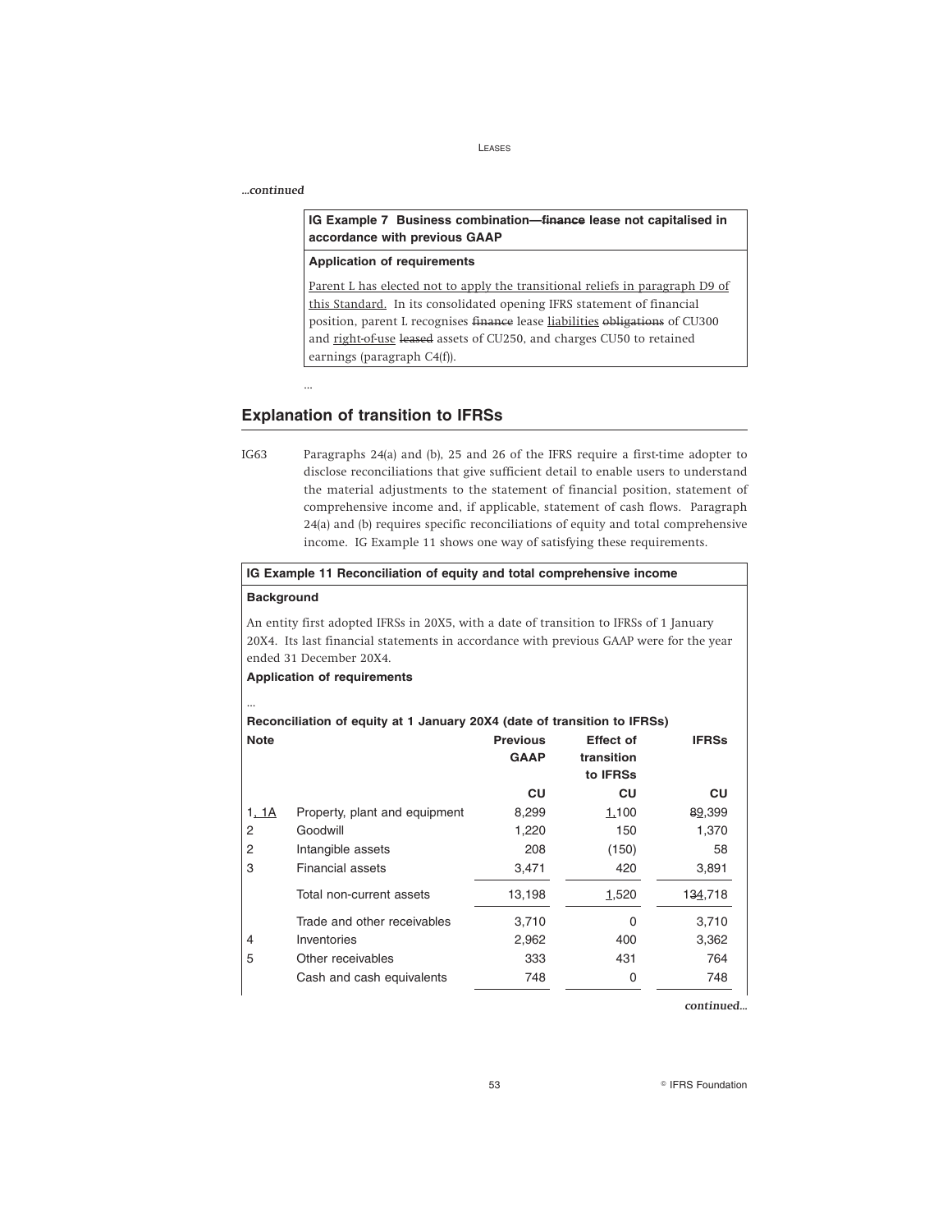*...continued*

**IG Example 7 Business combination—~~finance~~ lease not capitalised in accordance with previous GAAP**

**Application of requirements**

Parent L has elected not to apply the transitional reliefs in paragraph D9 of this Standard. In its consolidated opening IFRS statement of financial position, parent L recognises ~~finance~~ lease liabilities ~~obligations~~ of CU300 and right-of-use ~~leased~~ assets of CU250, and charges CU50 to retained earnings (paragraph C4(f)).

...

## Explanation of transition to IFRSs

IG63 Paragraphs 24(a) and (b), 25 and 26 of the IFRS require a first-time adopter to disclose reconciliations that give sufficient detail to enable users to understand the material adjustments to the statement of financial position, statement of comprehensive income and, if applicable, statement of cash flows. Paragraph 24(a) and (b) requires specific reconciliations of equity and total comprehensive income. IG Example 11 shows one way of satisfying these requirements.

**IG Example 11 Reconciliation of equity and total comprehensive income**

**Background**

An entity first adopted IFRSs in 20X5, with a date of transition to IFRSs of 1 January 20X4. Its last financial statements in accordance with previous GAAP were for the year ended 31 December 20X4.

**Application of requirements**

...

**Reconciliation of equity at 1 January 20X4 (date of transition to IFRSs)**

| Note | | Previous GAAP | Effect of transition to IFRSs | IFRSs |
|---|---|---|---|---|
| | | CU | CU | CU |
| 1, 1A | Property, plant and equipment | 8,299 | 1,100 | ~~8~~9,399 |
| 2 | Goodwill | 1,220 | 150 | 1,370 |
| 2 | Intangible assets | 208 | (150) | 58 |
| 3 | Financial assets | 3,471 | 420 | 3,891 |
| | Total non-current assets | 13,198 | 1,520 | 13~~4~~,718 |
| | Trade and other receivables | 3,710 | 0 | 3,710 |
| 4 | Inventories | 2,962 | 400 | 3,362 |
| 5 | Other receivables | 333 | 431 | 764 |
| | Cash and cash equivalents | 748 | 0 | 748 |

*continued...*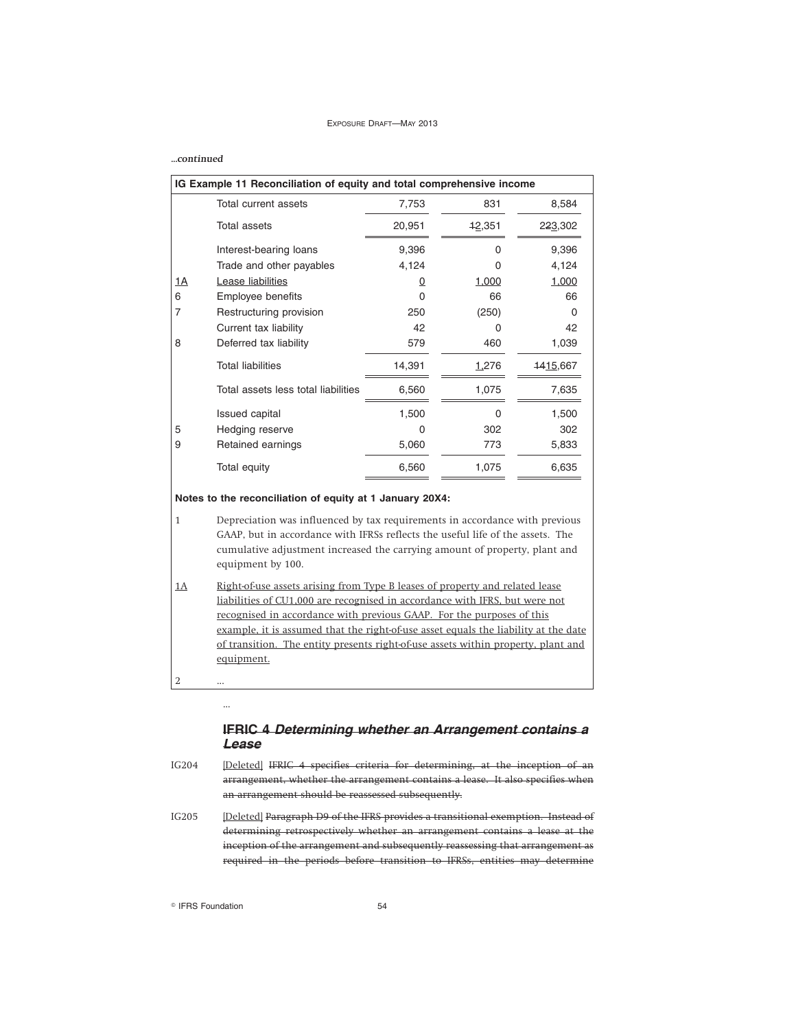*...continued*

| | IG Example 11 Reconciliation of equity and total comprehensive income | | | |
|---|---|---|---|---|
| | Total current assets | 7,753 | 831 | 8,584 |
| | Total assets | 20,951 | ~~1~~2,351 | 22~~3~~3,302 |
| | Interest-bearing loans | 9,396 | 0 | 9,396 |
| | Trade and other payables | 4,124 | 0 | 4,124 |
| 1A | Lease liabilities | 0 | 1,000 | 1,000 |
| 6 | Employee benefits | 0 | 66 | 66 |
| 7 | Restructuring provision | 250 | (250) | 0 |
| | Current tax liability | 42 | 0 | 42 |
| 8 | Deferred tax liability | 579 | 460 | 1,039 |
| | Total liabilities | 14,391 | 1,276 | ~~14~~15,667 |
| | Total assets less total liabilities | 6,560 | 1,075 | 7,635 |
| | Issued capital | 1,500 | 0 | 1,500 |
| 5 | Hedging reserve | 0 | 302 | 302 |
| 9 | Retained earnings | 5,060 | 773 | 5,833 |
| | Total equity | 6,560 | 1,075 | 6,635 |

**Notes to the reconciliation of equity at 1 January 20X4:**

1 Depreciation was influenced by tax requirements in accordance with previous GAAP, but in accordance with IFRSs reflects the useful life of the assets. The cumulative adjustment increased the carrying amount of property, plant and equipment by 100.

1A Right-of-use assets arising from Type B leases of property and related lease liabilities of CU1,000 are recognised in accordance with IFRS, but were not recognised in accordance with previous GAAP. For the purposes of this example, it is assumed that the right-of-use asset equals the liability at the date of transition. The entity presents right-of-use assets within property, plant and equipment.

2 ...

...

## ~~IFRIC 4 *Determining whether an Arrangement contains a Lease*~~

IG204 [Deleted] ~~IFRIC 4 specifies criteria for determining, at the inception of an arrangement, whether the arrangement contains a lease. It also specifies when an arrangement should be reassessed subsequently.~~

IG205 [Deleted] ~~Paragraph D9 of the IFRS provides a transitional exemption. Instead of determining retrospectively whether an arrangement contains a lease at the inception of the arrangement and subsequently reassessing that arrangement as required in the periods before transition to IFRSs, entities may determine~~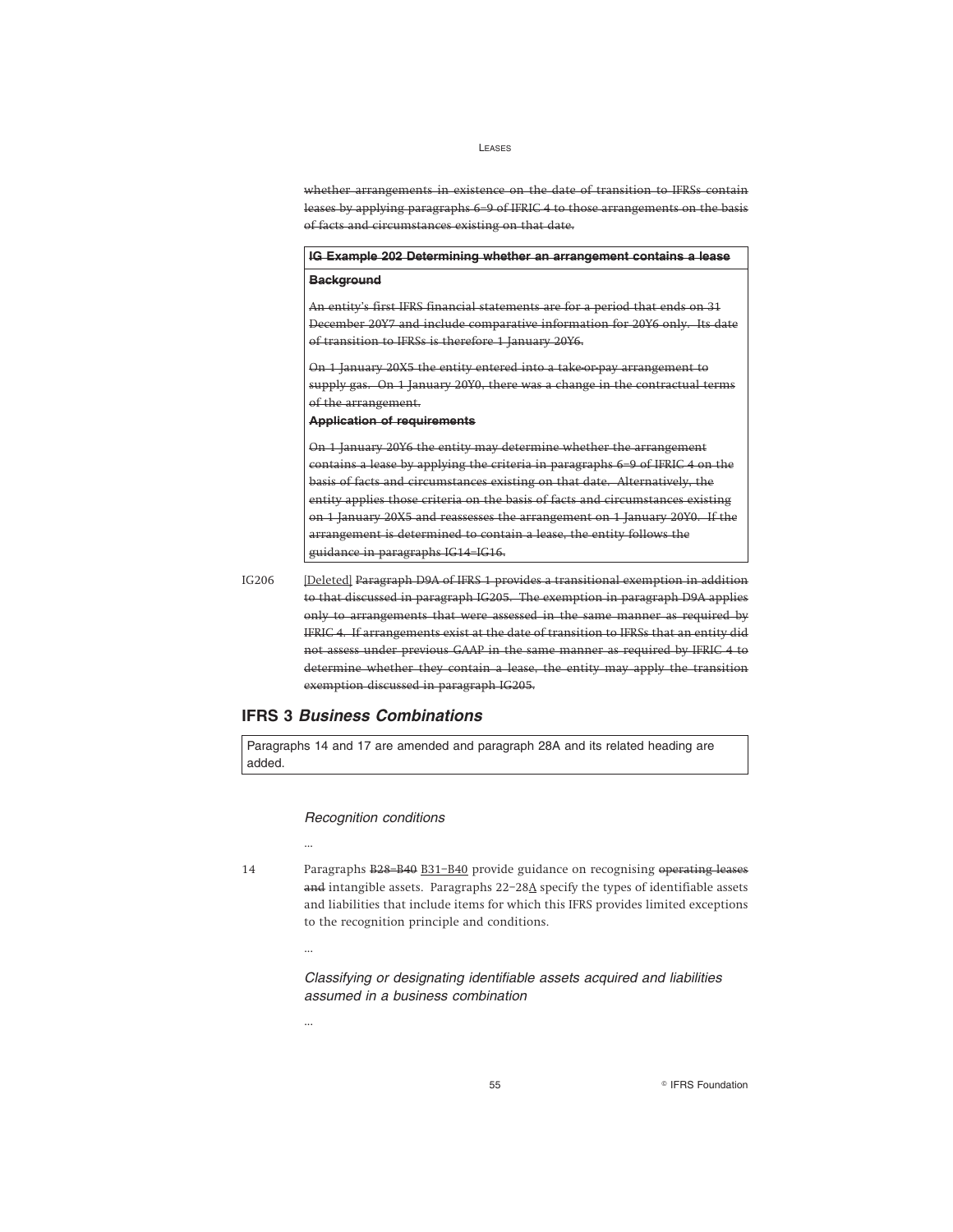~~whether arrangements in existence on the date of transition to IFRSs contain leases by applying paragraphs 6–9 of IFRIC 4 to those arrangements on the basis of facts and circumstances existing on that date.~~

> **~~IG Example 202 Determining whether an arrangement contains a lease~~**
>
> **~~Background~~**
>
> ~~An entity's first IFRS financial statements are for a period that ends on 31 December 20Y7 and include comparative information for 20Y6 only. Its date of transition to IFRSs is therefore 1 January 20Y6.~~
>
> ~~On 1 January 20X5 the entity entered into a take-or-pay arrangement to supply gas. On 1 January 20Y0, there was a change in the contractual terms of the arrangement.~~
>
> **~~Application of requirements~~**
>
> ~~On 1 January 20Y6 the entity may determine whether the arrangement contains a lease by applying the criteria in paragraphs 6–9 of IFRIC 4 on the basis of facts and circumstances existing on that date. Alternatively, the entity applies those criteria on the basis of facts and circumstances existing on 1 January 20X5 and reassesses the arrangement on 1 January 20Y0. If the arrangement is determined to contain a lease, the entity follows the guidance in paragraphs IG14–IG16.~~

IG206 <u>[Deleted]</u> ~~Paragraph D9A of IFRS 1 provides a transitional exemption in addition to that discussed in paragraph IG205. The exemption in paragraph D9A applies only to arrangements that were assessed in the same manner as required by IFRIC 4. If arrangements exist at the date of transition to IFRSs that an entity did not assess under previous GAAP in the same manner as required by IFRIC 4 to determine whether they contain a lease, the entity may apply the transition exemption discussed in paragraph IG205.~~

## IFRS 3 *Business Combinations*

> Paragraphs 14 and 17 are amended and paragraph 28A and its related heading are added.

*Recognition conditions*

...

14 Paragraphs ~~B28–B40~~ <u>B31–B40</u> provide guidance on recognising ~~operating leases and~~ intangible assets. Paragraphs 22–28<u>A</u> specify the types of identifiable assets and liabilities that include items for which this IFRS provides limited exceptions to the recognition principle and conditions.

...

*Classifying or designating identifiable assets acquired and liabilities assumed in a business combination*

...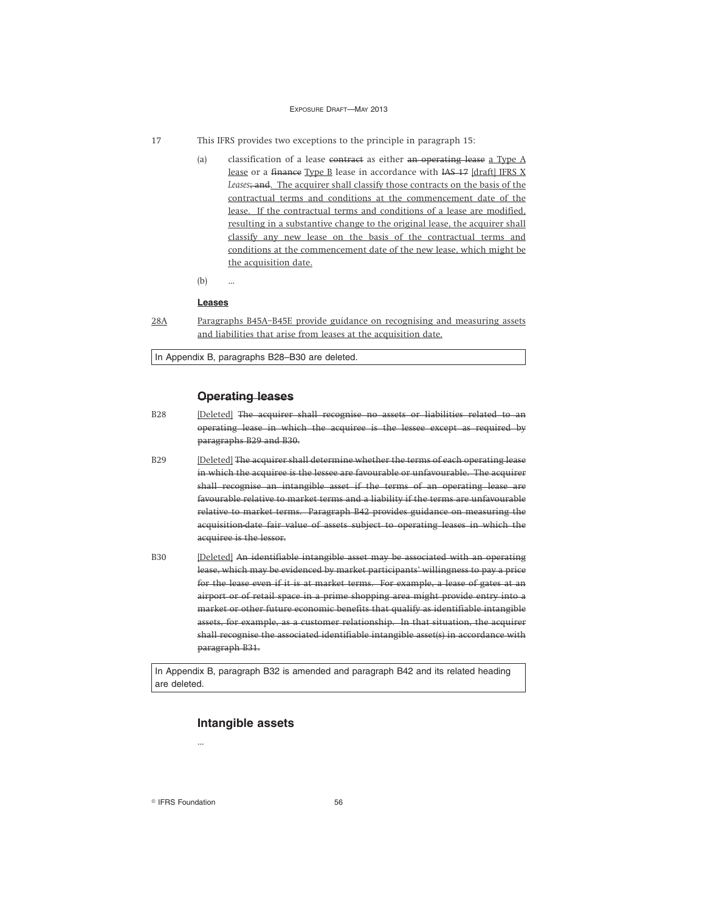17 This IFRS provides two exceptions to the principle in paragraph 15:

(a) classification of a lease ~~contract~~ as either ~~an operating lease~~ <u>a Type A lease</u> or a ~~finance~~ <u>Type B</u> lease in accordance with ~~IAS 17~~ <u>[draft] IFRS X</u> *Leases*~~; and~~<u>. The acquirer shall classify those contracts on the basis of the contractual terms and conditions at the commencement date of the lease. If the contractual terms and conditions of a lease are modified, resulting in a substantive change to the original lease, the acquirer shall classify any new lease on the basis of the contractual terms and conditions at the commencement date of the new lease, which might be the acquisition date.</u>

(b) ...

<u>**Leases**</u>

<u>28A</u> <u>Paragraphs B45A–B45E provide guidance on recognising and measuring assets and liabilities that arise from leases at the acquisition date.</u>

| In Appendix B, paragraphs B28–B30 are deleted. |
|---|

### ~~Operating leases~~

B28 <u>[Deleted]</u> ~~The acquirer shall recognise no assets or liabilities related to an operating lease in which the acquiree is the lessee except as required by paragraphs B29 and B30.~~

B29 <u>[Deleted]</u> ~~The acquirer shall determine whether the terms of each operating lease in which the acquiree is the lessee are favourable or unfavourable. The acquirer shall recognise an intangible asset if the terms of an operating lease are favourable relative to market terms and a liability if the terms are unfavourable relative to market terms. Paragraph B42 provides guidance on measuring the acquisition-date fair value of assets subject to operating leases in which the acquiree is the lessor.~~

B30 <u>[Deleted]</u> ~~An identifiable intangible asset may be associated with an operating lease, which may be evidenced by market participants' willingness to pay a price for the lease even if it is at market terms. For example, a lease of gates at an airport or of retail space in a prime shopping area might provide entry into a market or other future economic benefits that qualify as identifiable intangible assets, for example, as a customer relationship. In that situation, the acquirer shall recognise the associated identifiable intangible asset(s) in accordance with paragraph B31.~~

| In Appendix B, paragraph B32 is amended and paragraph B42 and its related heading are deleted. |
|---|

### Intangible assets

...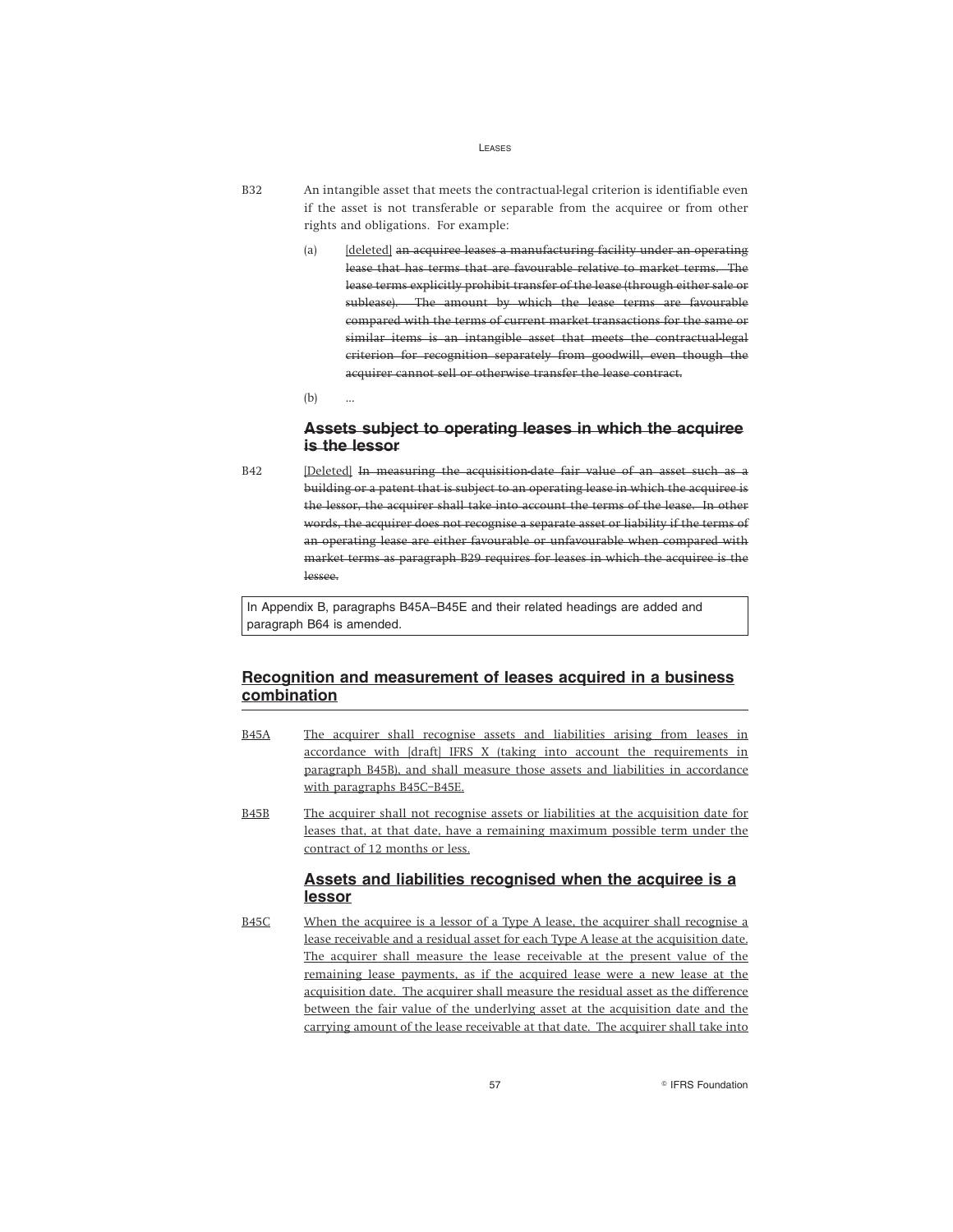B32 An intangible asset that meets the contractual-legal criterion is identifiable even if the asset is not transferable or separable from the acquiree or from other rights and obligations. For example:

(a) <u>[deleted]</u> ~~an acquiree leases a manufacturing facility under an operating lease that has terms that are favourable relative to market terms. The lease terms explicitly prohibit transfer of the lease (through either sale or sublease). The amount by which the lease terms are favourable compared with the terms of current market transactions for the same or similar items is an intangible asset that meets the contractual-legal criterion for recognition separately from goodwill, even though the acquirer cannot sell or otherwise transfer the lease contract.~~

(b) ...

### ~~Assets subject to operating leases in which the acquiree is the lessor~~

B42 <u>[Deleted]</u> ~~In measuring the acquisition-date fair value of an asset such as a building or a patent that is subject to an operating lease in which the acquiree is the lessor, the acquirer shall take into account the terms of the lease. In other words, the acquirer does not recognise a separate asset or liability if the terms of an operating lease are either favourable or unfavourable when compared with market terms as paragraph B29 requires for leases in which the acquiree is the lessee.~~

> In Appendix B, paragraphs B45A–B45E and their related headings are added and paragraph B64 is amended.

## <u>Recognition and measurement of leases acquired in a business combination</u>

<u>B45A</u> <u>The acquirer shall recognise assets and liabilities arising from leases in accordance with [draft] IFRS X (taking into account the requirements in paragraph B45B), and shall measure those assets and liabilities in accordance with paragraphs B45C–B45E.</u>

<u>B45B</u> <u>The acquirer shall not recognise assets or liabilities at the acquisition date for leases that, at that date, have a remaining maximum possible term under the contract of 12 months or less.</u>

### <u>Assets and liabilities recognised when the acquiree is a lessor</u>

<u>B45C</u> <u>When the acquiree is a lessor of a Type A lease, the acquirer shall recognise a lease receivable and a residual asset for each Type A lease at the acquisition date. The acquirer shall measure the lease receivable at the present value of the remaining lease payments, as if the acquired lease were a new lease at the acquisition date. The acquirer shall measure the residual asset as the difference between the fair value of the underlying asset at the acquisition date and the carrying amount of the lease receivable at that date. The acquirer shall take into</u>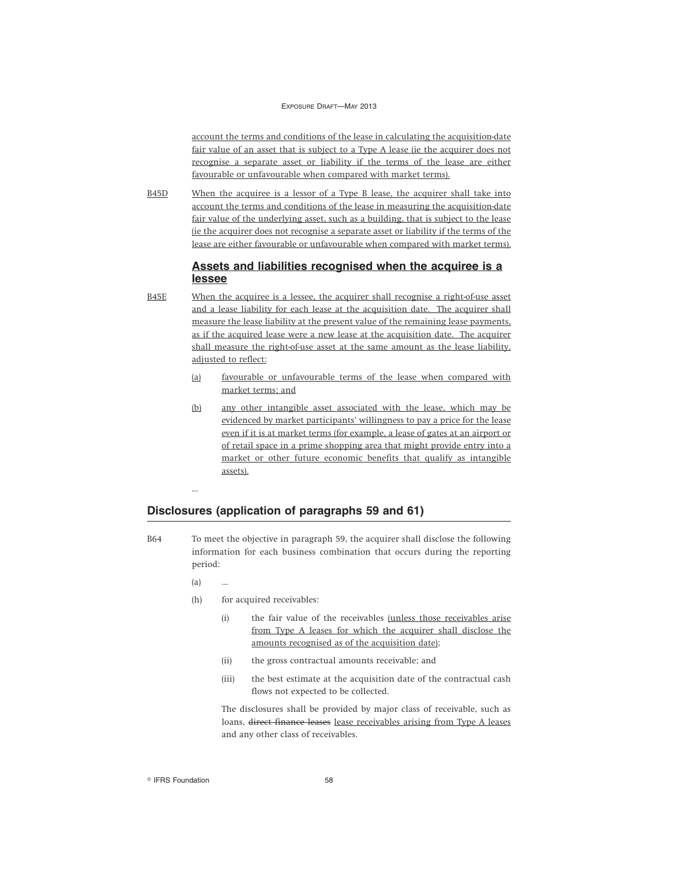account the terms and conditions of the lease in calculating the acquisition-date fair value of an asset that is subject to a Type A lease (ie the acquirer does not recognise a separate asset or liability if the terms of the lease are either favourable or unfavourable when compared with market terms).

B45D When the acquiree is a lessor of a Type B lease, the acquirer shall take into account the terms and conditions of the lease in measuring the acquisition-date fair value of the underlying asset, such as a building, that is subject to the lease (ie the acquirer does not recognise a separate asset or liability if the terms of the lease are either favourable or unfavourable when compared with market terms).

### Assets and liabilities recognised when the acquiree is a lessee

B45E When the acquiree is a lessee, the acquirer shall recognise a right-of-use asset and a lease liability for each lease at the acquisition date. The acquirer shall measure the lease liability at the present value of the remaining lease payments, as if the acquired lease were a new lease at the acquisition date. The acquirer shall measure the right-of-use asset at the same amount as the lease liability, adjusted to reflect:

(a) favourable or unfavourable terms of the lease when compared with market terms; and

(b) any other intangible asset associated with the lease, which may be evidenced by market participants' willingness to pay a price for the lease even if it is at market terms (for example, a lease of gates at an airport or of retail space in a prime shopping area that might provide entry into a market or other future economic benefits that qualify as intangible assets).

...

## Disclosures (application of paragraphs 59 and 61)

B64 To meet the objective in paragraph 59, the acquirer shall disclose the following information for each business combination that occurs during the reporting period:

(a) ...

(h) for acquired receivables:

(i) the fair value of the receivables (unless those receivables arise from Type A leases for which the acquirer shall disclose the amounts recognised as of the acquisition date);

(ii) the gross contractual amounts receivable; and

(iii) the best estimate at the acquisition date of the contractual cash flows not expected to be collected.

The disclosures shall be provided by major class of receivable, such as loans, ~~direct finance leases~~ lease receivables arising from Type A leases and any other class of receivables.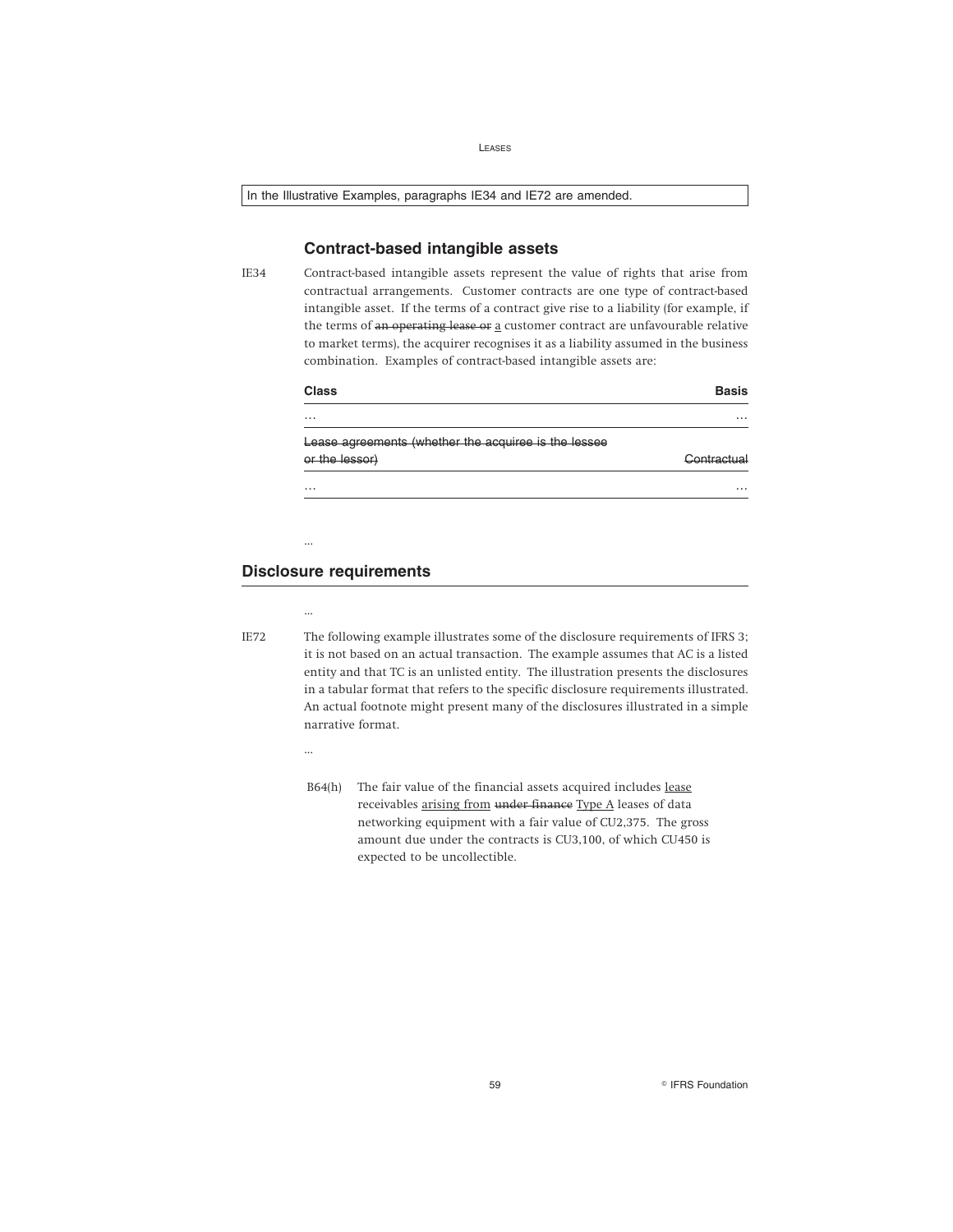In the Illustrative Examples, paragraphs IE34 and IE72 are amended.

### Contract-based intangible assets

IE34 Contract-based intangible assets represent the value of rights that arise from contractual arrangements. Customer contracts are one type of contract-based intangible asset. If the terms of a contract give rise to a liability (for example, if the terms of ~~an operating lease or~~ a customer contract are unfavourable relative to market terms), the acquirer recognises it as a liability assumed in the business combination. Examples of contract-based intangible assets are:

| Class | Basis |
|---|---|
| … | … |
| ~~Lease agreements (whether the acquiree is the lessee or the lessor)~~ | ~~Contractual~~ |
| … | … |

…

## Disclosure requirements

…

IE72 The following example illustrates some of the disclosure requirements of IFRS 3; it is not based on an actual transaction. The example assumes that AC is a listed entity and that TC is an unlisted entity. The illustration presents the disclosures in a tabular format that refers to the specific disclosure requirements illustrated. An actual footnote might present many of the disclosures illustrated in a simple narrative format.

…

B64(h) The fair value of the financial assets acquired includes lease receivables arising from ~~under finance~~ Type A leases of data networking equipment with a fair value of CU2,375. The gross amount due under the contracts is CU3,100, of which CU450 is expected to be uncollectible.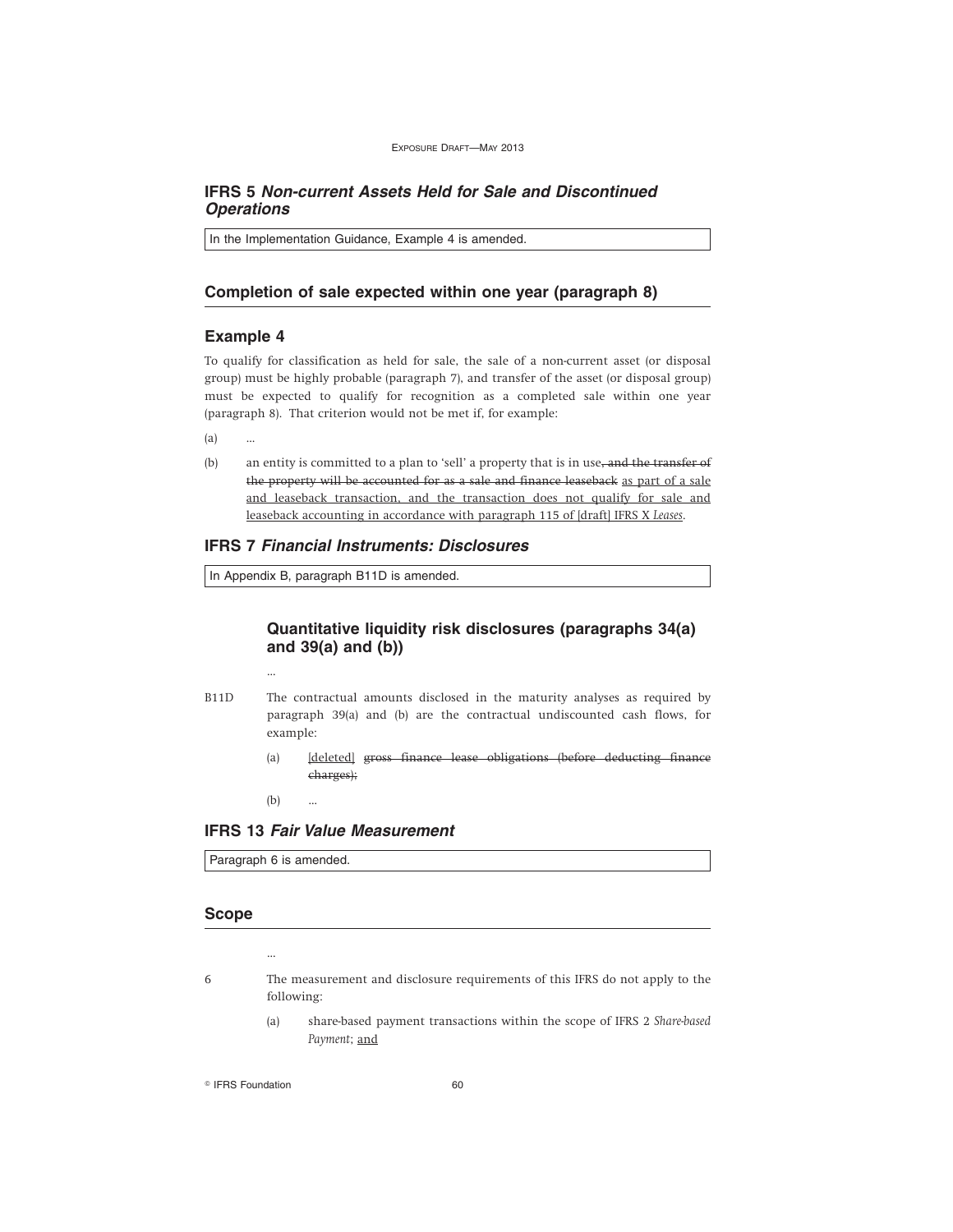## IFRS 5 *Non-current Assets Held for Sale and Discontinued Operations*

In the Implementation Guidance, Example 4 is amended.

### Completion of sale expected within one year (paragraph 8)

### Example 4

To qualify for classification as held for sale, the sale of a non-current asset (or disposal group) must be highly probable (paragraph 7), and transfer of the asset (or disposal group) must be expected to qualify for recognition as a completed sale within one year (paragraph 8). That criterion would not be met if, for example:

(a) ...

(b) an entity is committed to a plan to 'sell' a property that is in use~~, and the transfer of the property will be accounted for as a sale and finance leaseback~~ <u>as part of a sale and leaseback transaction, and the transaction does not qualify for sale and leaseback accounting in accordance with paragraph 115 of [draft] IFRS X *Leases*</u>.

## IFRS 7 *Financial Instruments: Disclosures*

In Appendix B, paragraph B11D is amended.

### Quantitative liquidity risk disclosures (paragraphs 34(a) and 39(a) and (b))

...

B11D The contractual amounts disclosed in the maturity analyses as required by paragraph 39(a) and (b) are the contractual undiscounted cash flows, for example:

(a) <u>[deleted]</u> ~~gross finance lease obligations (before deducting finance charges);~~

(b) ...

## IFRS 13 *Fair Value Measurement*

Paragraph 6 is amended.

### Scope

...

6 The measurement and disclosure requirements of this IFRS do not apply to the following:

(a) share-based payment transactions within the scope of IFRS 2 *Share-based Payment*; <u>and</u>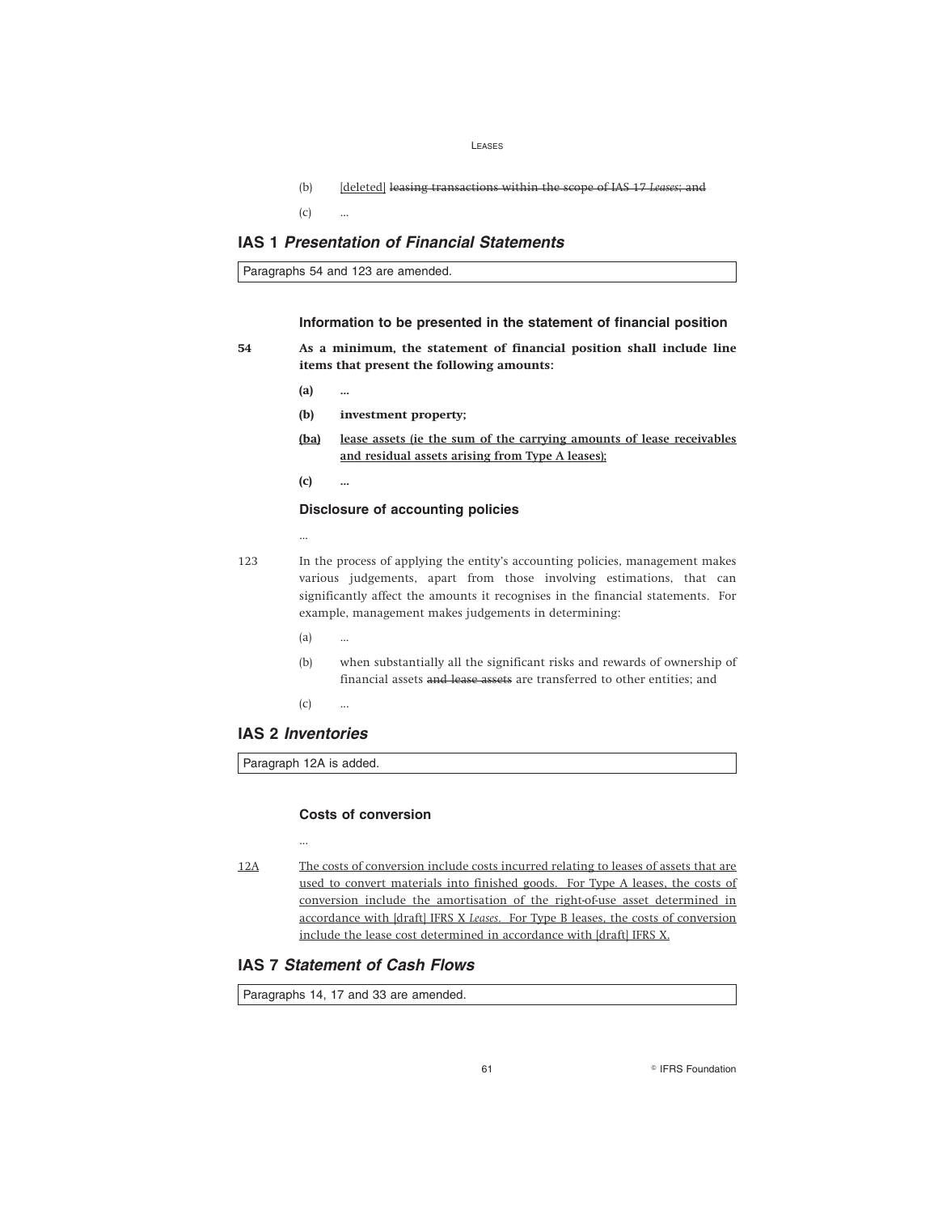(b) [deleted] ~~leasing transactions within the scope of IAS 17 *Leases*; and~~

(c) ...

## IAS 1 *Presentation of Financial Statements*

Paragraphs 54 and 123 are amended.

### Information to be presented in the statement of financial position

54 **As a minimum, the statement of financial position shall include line items that present the following amounts:**

**(a) ...**

**(b) investment property;**

**(ba) lease assets (ie the sum of the carrying amounts of lease receivables and residual assets arising from Type A leases);**

**(c) ...**

### Disclosure of accounting policies

...

123 In the process of applying the entity's accounting policies, management makes various judgements, apart from those involving estimations, that can significantly affect the amounts it recognises in the financial statements. For example, management makes judgements in determining:

(a) ...

(b) when substantially all the significant risks and rewards of ownership of financial assets ~~and lease assets~~ are transferred to other entities; and

(c) ...

## IAS 2 *Inventories*

Paragraph 12A is added.

### Costs of conversion

...

12A The costs of conversion include costs incurred relating to leases of assets that are used to convert materials into finished goods. For Type A leases, the costs of conversion include the amortisation of the right-of-use asset determined in accordance with [draft] IFRS X *Leases*. For Type B leases, the costs of conversion include the lease cost determined in accordance with [draft] IFRS X.

## IAS 7 *Statement of Cash Flows*

Paragraphs 14, 17 and 33 are amended.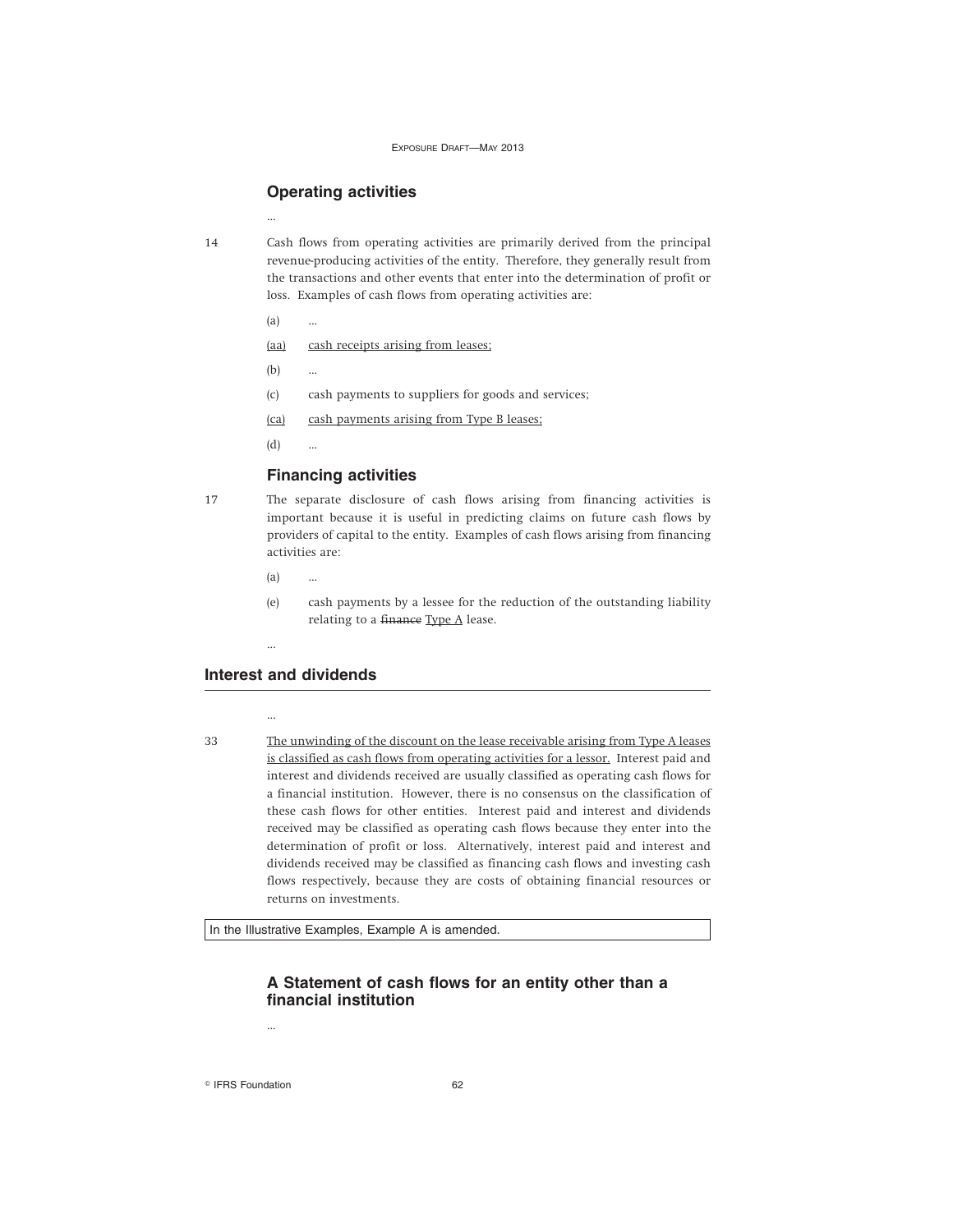### Operating activities

…

14 Cash flows from operating activities are primarily derived from the principal revenue-producing activities of the entity. Therefore, they generally result from the transactions and other events that enter into the determination of profit or loss. Examples of cash flows from operating activities are:

(a) …

<u>(aa)</u> <u>cash receipts arising from leases;</u>

(b) …

(c) cash payments to suppliers for goods and services;

<u>(ca)</u> <u>cash payments arising from Type B leases;</u>

(d) …

### Financing activities

17 The separate disclosure of cash flows arising from financing activities is important because it is useful in predicting claims on future cash flows by providers of capital to the entity. Examples of cash flows arising from financing activities are:

(a) …

(e) cash payments by a lessee for the reduction of the outstanding liability relating to a ~~finance~~ <u>Type A</u> lease.

…

## Interest and dividends

…

33 <u>The unwinding of the discount on the lease receivable arising from Type A leases is classified as cash flows from operating activities for a lessor.</u> Interest paid and interest and dividends received are usually classified as operating cash flows for a financial institution. However, there is no consensus on the classification of these cash flows for other entities. Interest paid and interest and dividends received may be classified as operating cash flows because they enter into the determination of profit or loss. Alternatively, interest paid and interest and dividends received may be classified as financing cash flows and investing cash flows respectively, because they are costs of obtaining financial resources or returns on investments.

In the Illustrative Examples, Example A is amended.

### A Statement of cash flows for an entity other than a financial institution

…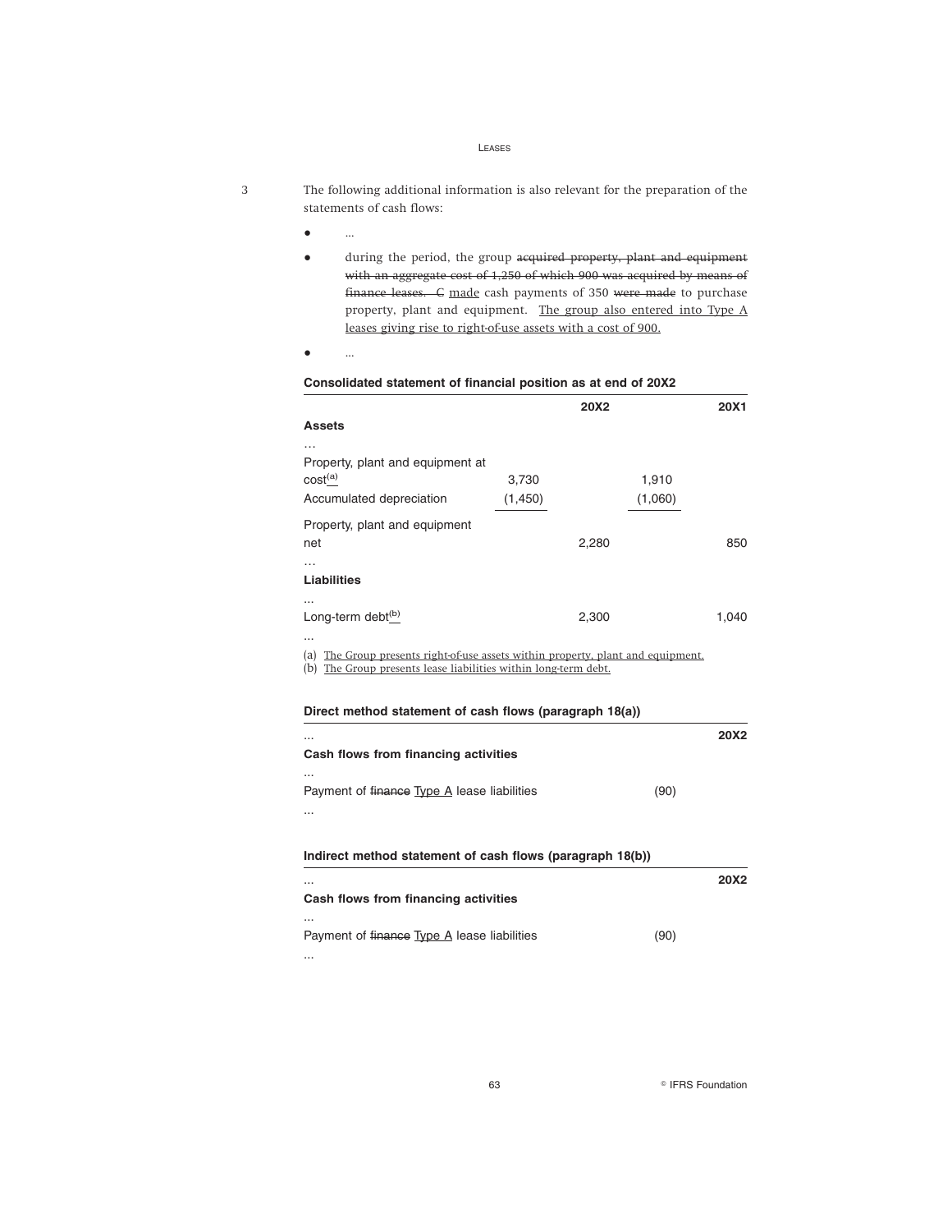3 The following additional information is also relevant for the preparation of the statements of cash flows:

- ...
- during the period, the group ~~acquired property, plant and equipment with an aggregate cost of 1,250 of which 900 was acquired by means of finance leases. C~~ made cash payments of 350 ~~were made~~ to purchase property, plant and equipment. The group also entered into Type A leases giving rise to right-of-use assets with a cost of 900.
- ...

**Consolidated statement of financial position as at end of 20X2**

| | | 20X2 | | 20X1 |
|---|---|---|---|---|
| **Assets** | | | | |
| … | | | | |
| Property, plant and equipment at cost[(a)] | 3,730 | | 1,910 | |
| Accumulated depreciation | (1,450) | | (1,060) | |
| Property, plant and equipment net | | 2,280 | | 850 |
| … | | | | |
| **Liabilities** | | | | |
| ... | | | | |
| Long-term debt[(b)] | | 2,300 | | 1,040 |
| ... | | | | |

(a) The Group presents right-of-use assets within property, plant and equipment.
(b) The Group presents lease liabilities within long-term debt.

**Direct method statement of cash flows (paragraph 18(a))**

| ... | | 20X2 |
|---|---|---|
| **Cash flows from financing activities** | | |
| ... | | |
| Payment of ~~finance~~ Type A lease liabilities | (90) | |
| ... | | |

**Indirect method statement of cash flows (paragraph 18(b))**

| ... | | 20X2 |
|---|---|---|
| **Cash flows from financing activities** | | |
| ... | | |
| Payment of ~~finance~~ Type A lease liabilities | (90) | |
| ... | | |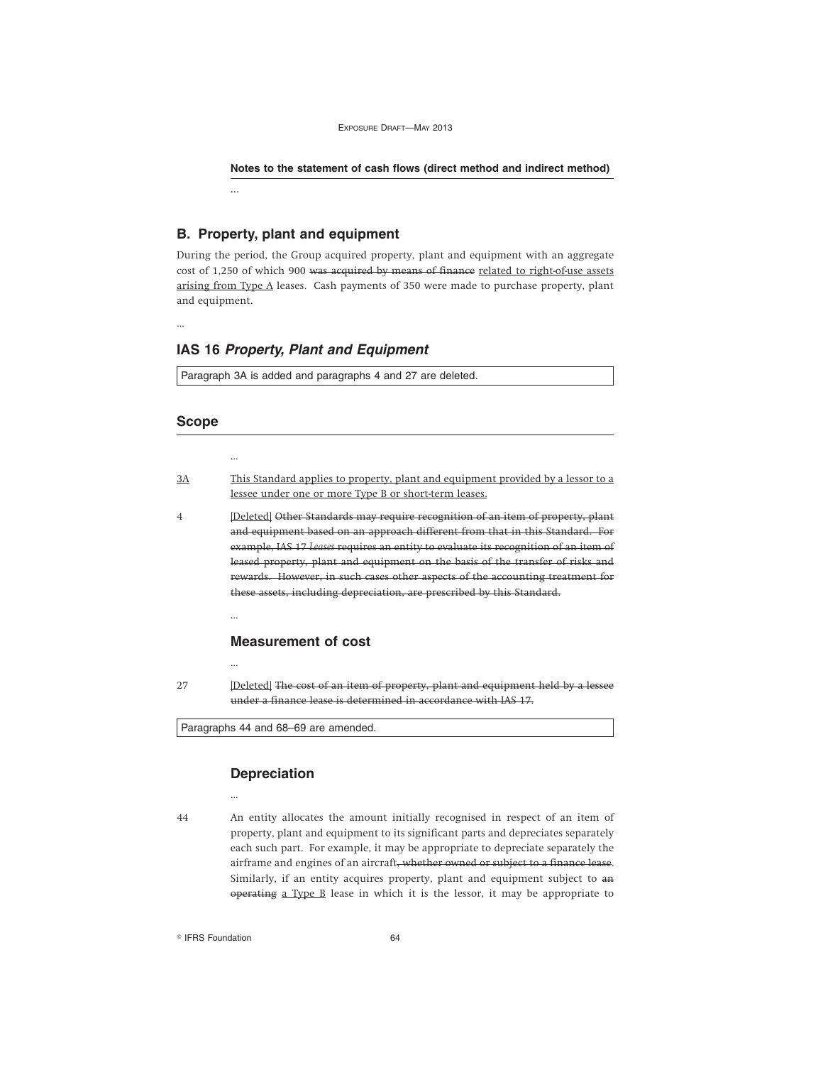**Notes to the statement of cash flows (direct method and indirect method)**

...

## B. Property, plant and equipment

During the period, the Group acquired property, plant and equipment with an aggregate cost of 1,250 of which 900 ~~was acquired by means of finance~~ related to right-of-use assets arising from Type A leases. Cash payments of 350 were made to purchase property, plant and equipment.

...

## IAS 16 *Property, Plant and Equipment*

Paragraph 3A is added and paragraphs 4 and 27 are deleted.

## Scope

...

3A This Standard applies to property, plant and equipment provided by a lessor to a lessee under one or more Type B or short-term leases.

4 [Deleted] ~~Other Standards may require recognition of an item of property, plant and equipment based on an approach different from that in this Standard. For example, IAS 17 *Leases* requires an entity to evaluate its recognition of an item of leased property, plant and equipment on the basis of the transfer of risks and rewards. However, in such cases other aspects of the accounting treatment for these assets, including depreciation, are prescribed by this Standard.~~

...

### Measurement of cost

...

27 [Deleted] ~~The cost of an item of property, plant and equipment held by a lessee under a finance lease is determined in accordance with IAS 17.~~

Paragraphs 44 and 68–69 are amended.

### Depreciation

...

44 An entity allocates the amount initially recognised in respect of an item of property, plant and equipment to its significant parts and depreciates separately each such part. For example, it may be appropriate to depreciate separately the airframe and engines of an aircraft~~, whether owned or subject to a finance lease~~. Similarly, if an entity acquires property, plant and equipment subject to ~~an operating~~ a Type B lease in which it is the lessor, it may be appropriate to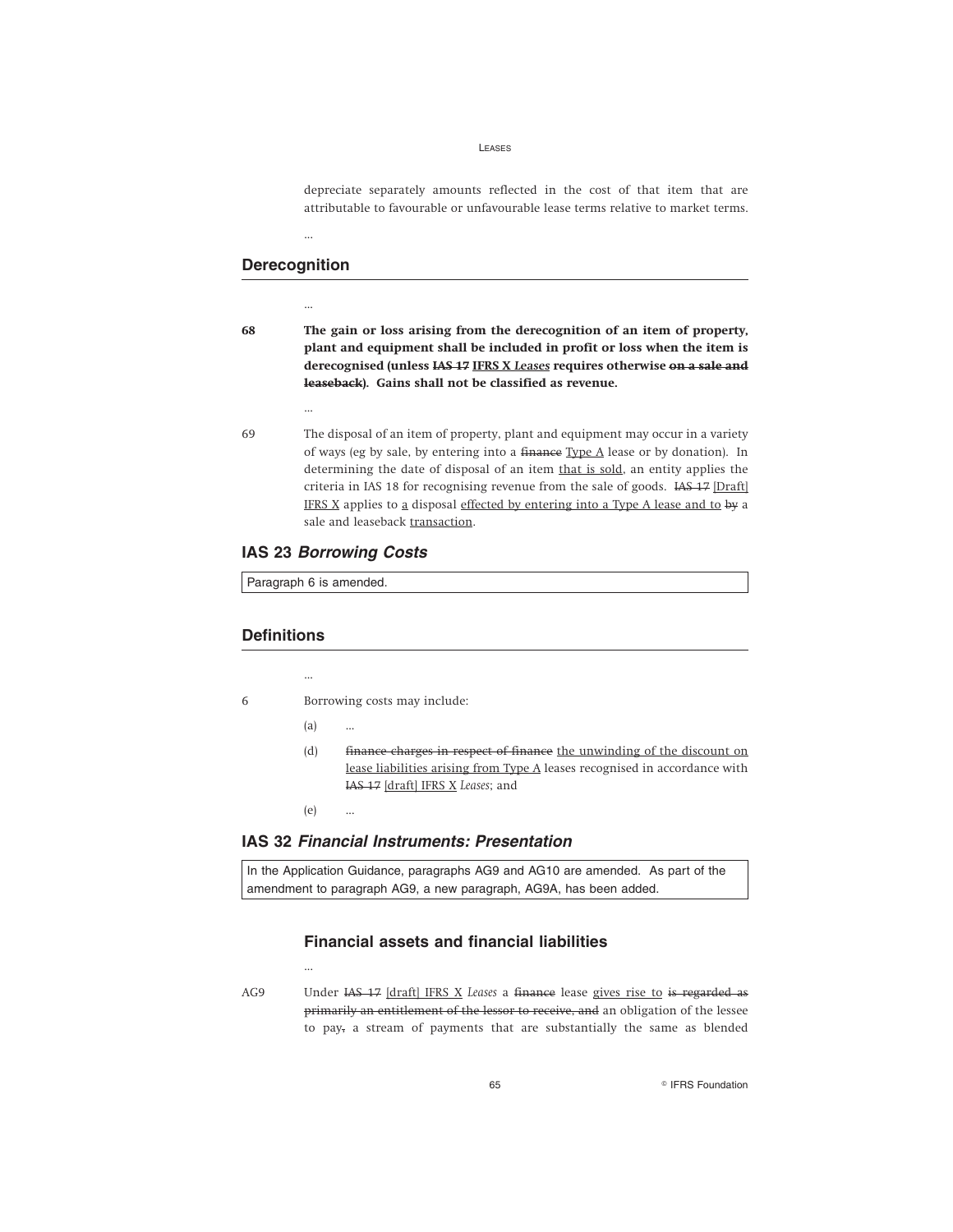depreciate separately amounts reflected in the cost of that item that are attributable to favourable or unfavourable lease terms relative to market terms.

...

## Derecognition

...

68 **The gain or loss arising from the derecognition of an item of property, plant and equipment shall be included in profit or loss when the item is derecognised (unless ~~IAS 17~~ <u>IFRS X *Leases*</u> requires otherwise ~~on a sale and leaseback~~). Gains shall not be classified as revenue.**

...

69 The disposal of an item of property, plant and equipment may occur in a variety of ways (eg by sale, by entering into a ~~finance~~ <u>Type A</u> lease or by donation). In determining the date of disposal of an item <u>that is sold</u>, an entity applies the criteria in IAS 18 for recognising revenue from the sale of goods. ~~IAS 17~~ <u>[Draft] IFRS X</u> applies to <u>a</u> disposal <u>effected by entering into a Type A lease and to</u> ~~by~~ a sale and leaseback <u>transaction</u>.

## IAS 23 *Borrowing Costs*

Paragraph 6 is amended.

## Definitions

...

6 Borrowing costs may include:

(a) ...

(d) ~~finance charges in respect of finance~~ <u>the unwinding of the discount on lease liabilities arising from Type A</u> leases recognised in accordance with ~~IAS 17~~ <u>[draft] IFRS X</u> *Leases*; and

(e) ...

## IAS 32 *Financial Instruments: Presentation*

In the Application Guidance, paragraphs AG9 and AG10 are amended. As part of the amendment to paragraph AG9, a new paragraph, AG9A, has been added.

### Financial assets and financial liabilities

...

AG9 Under ~~IAS 17~~ <u>[draft] IFRS X</u> *Leases* a ~~finance~~ lease <u>gives rise to</u> ~~is regarded as primarily an entitlement of the lessor to receive, and~~ an obligation of the lessee to pay~~,~~ a stream of payments that are substantially the same as blended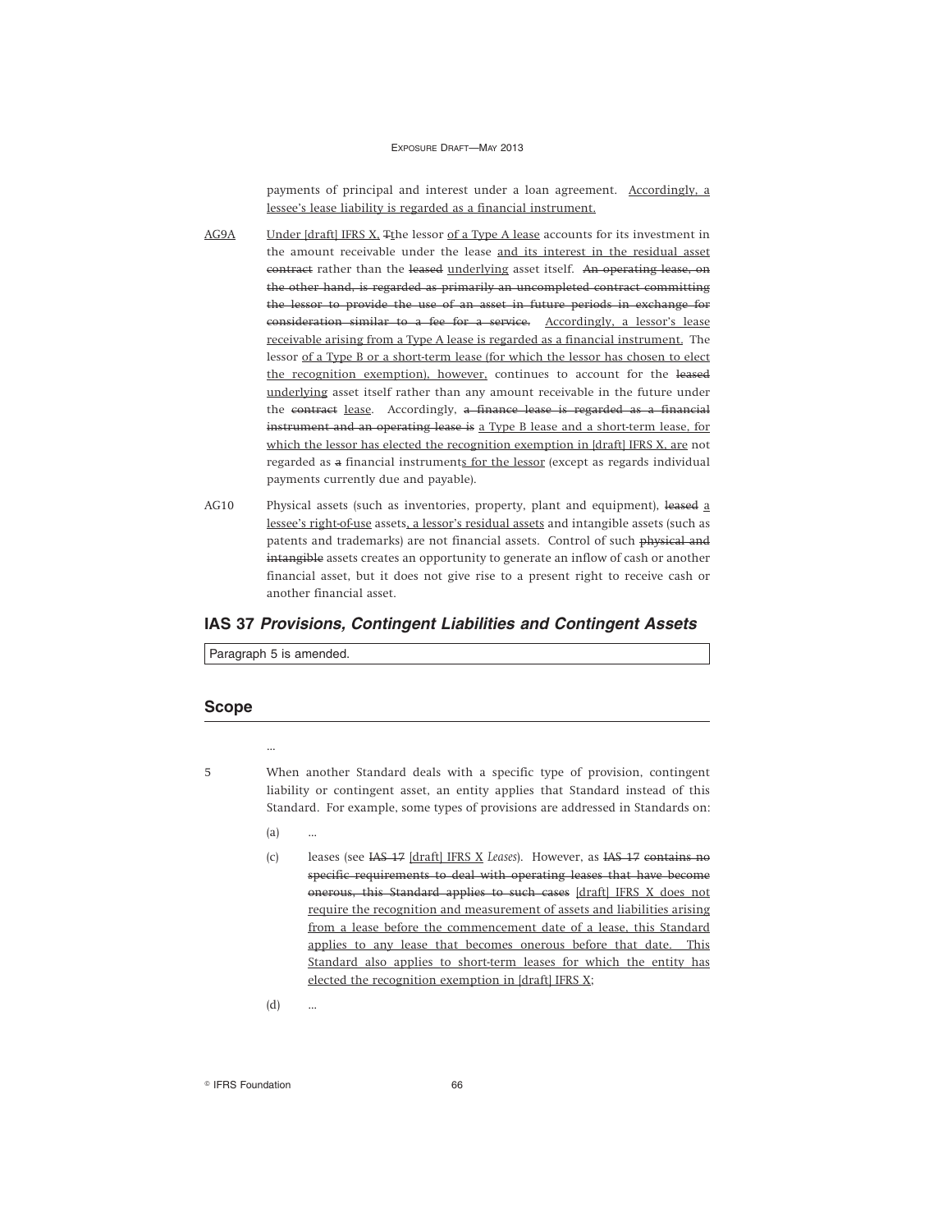payments of principal and interest under a loan agreement. Accordingly, a lessee's lease liability is regarded as a financial instrument.

AG9A Under [draft] IFRS X, Tthe lessor of a Type A lease accounts for its investment in the amount receivable under the lease and its interest in the residual asset ~~contract~~ rather than the ~~leased~~ underlying asset itself. ~~An operating lease, on the other hand, is regarded as primarily an uncompleted contract committing the lessor to provide the use of an asset in future periods in exchange for consideration similar to a fee for a service.~~ Accordingly, a lessor's lease receivable arising from a Type A lease is regarded as a financial instrument. The lessor of a Type B or a short-term lease (for which the lessor has chosen to elect the recognition exemption), however, continues to account for the ~~leased~~ underlying asset itself rather than any amount receivable in the future under the ~~contract~~ lease. Accordingly, ~~a finance lease is regarded as a financial instrument and an operating lease is~~ a Type B lease and a short-term lease, for which the lessor has elected the recognition exemption in [draft] IFRS X, are not regarded as ~~a~~ financial instruments for the lessor (except as regards individual payments currently due and payable).

AG10 Physical assets (such as inventories, property, plant and equipment), ~~leased~~ a lessee's right-of-use assets, a lessor's residual assets and intangible assets (such as patents and trademarks) are not financial assets. Control of such ~~physical and intangible~~ assets creates an opportunity to generate an inflow of cash or another financial asset, but it does not give rise to a present right to receive cash or another financial asset.

## IAS 37 *Provisions, Contingent Liabilities and Contingent Assets*

Paragraph 5 is amended.

### Scope

...

5 When another Standard deals with a specific type of provision, contingent liability or contingent asset, an entity applies that Standard instead of this Standard. For example, some types of provisions are addressed in Standards on:

(a) ...

(c) leases (see ~~IAS 17~~ [draft] IFRS X *Leases*). However, as ~~IAS 17 contains no specific requirements to deal with operating leases that have become onerous, this Standard applies to such cases~~ [draft] IFRS X does not require the recognition and measurement of assets and liabilities arising from a lease before the commencement date of a lease, this Standard applies to any lease that becomes onerous before that date. This Standard also applies to short-term leases for which the entity has elected the recognition exemption in [draft] IFRS X;

(d) ...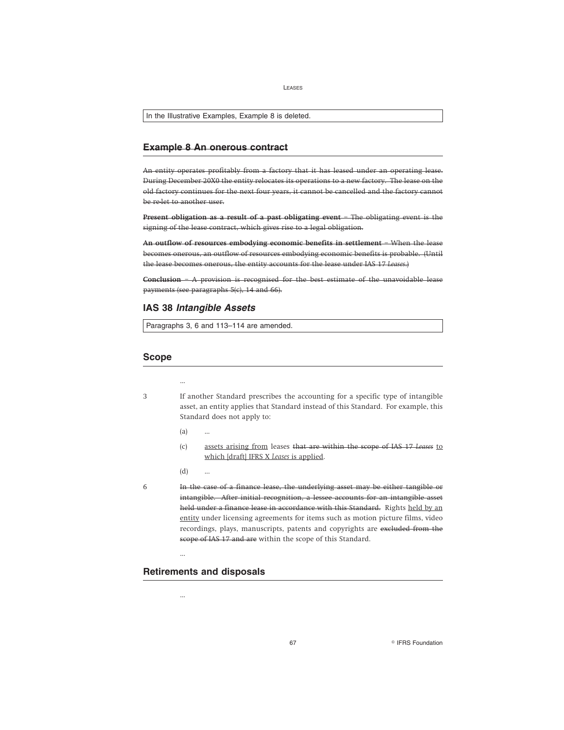In the Illustrative Examples, Example 8 is deleted.

## ~~Example 8 An onerous contract~~

~~An entity operates profitably from a factory that it has leased under an operating lease. During December 20X0 the entity relocates its operations to a new factory. The lease on the old factory continues for the next four years, it cannot be cancelled and the factory cannot be re-let to another user.~~

~~**Present obligation as a result of a past obligating event** – The obligating event is the signing of the lease contract, which gives rise to a legal obligation.~~

~~**An outflow of resources embodying economic benefits in settlement** – When the lease becomes onerous, an outflow of resources embodying economic benefits is probable. (Until the lease becomes onerous, the entity accounts for the lease under IAS 17 *Leases*.)~~

~~**Conclusion** – A provision is recognised for the best estimate of the unavoidable lease payments (see paragraphs 5(c), 14 and 66).~~

## IAS 38 *Intangible Assets*

Paragraphs 3, 6 and 113–114 are amended.

### Scope

...

3 If another Standard prescribes the accounting for a specific type of intangible asset, an entity applies that Standard instead of this Standard. For example, this Standard does not apply to:

(a) ...

(c) <u>assets arising from</u> leases ~~that are within the scope of IAS 17 *Leases*~~ <u>to which [draft] IFRS X *Leases* is applied</u>.

(d) ...

6 ~~In the case of a finance lease, the underlying asset may be either tangible or intangible. After initial recognition, a lessee accounts for an intangible asset held under a finance lease in accordance with this Standard.~~ Rights <u>held by an entity</u> under licensing agreements for items such as motion picture films, video recordings, plays, manuscripts, patents and copyrights are ~~excluded from the scope of IAS 17 and are~~ within the scope of this Standard.

...

### Retirements and disposals

...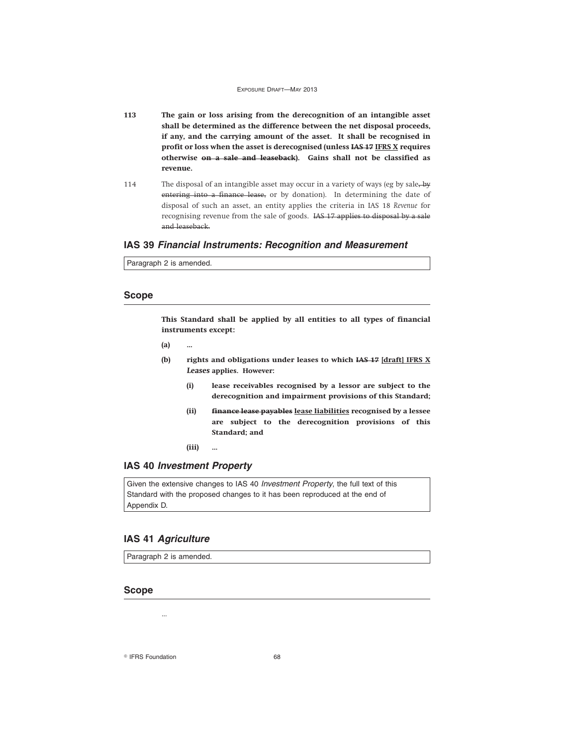113 **The gain or loss arising from the derecognition of an intangible asset shall be determined as the difference between the net disposal proceeds, if any, and the carrying amount of the asset. It shall be recognised in profit or loss when the asset is derecognised (unless ~~IAS 17~~ <u>IFRS X</u> requires otherwise ~~on a sale and leaseback~~). Gains shall not be classified as revenue.**

114 The disposal of an intangible asset may occur in a variety of ways (eg by sale~~, by entering into a finance lease,~~ or by donation). In determining the date of disposal of such an asset, an entity applies the criteria in IAS 18 *Revenue* for recognising revenue from the sale of goods. ~~IAS 17 applies to disposal by a sale and leaseback.~~

## IAS 39 *Financial Instruments: Recognition and Measurement*

Paragraph 2 is amended.

### Scope

**This Standard shall be applied by all entities to all types of financial instruments except:**

**(a)** ...

**(b)** **rights and obligations under leases to which ~~IAS 17~~ <u>[draft] IFRS X</u> *Leases* applies. However:**

- **(i)** **lease receivables recognised by a lessor are subject to the derecognition and impairment provisions of this Standard;**
- **(ii)** **~~finance lease payables~~ <u>lease liabilities</u> recognised by a lessee are subject to the derecognition provisions of this Standard; and**
- **(iii)** ...

## IAS 40 *Investment Property*

Given the extensive changes to IAS 40 *Investment Property*, the full text of this Standard with the proposed changes to it has been reproduced at the end of Appendix D.

## IAS 41 *Agriculture*

Paragraph 2 is amended.

### Scope

...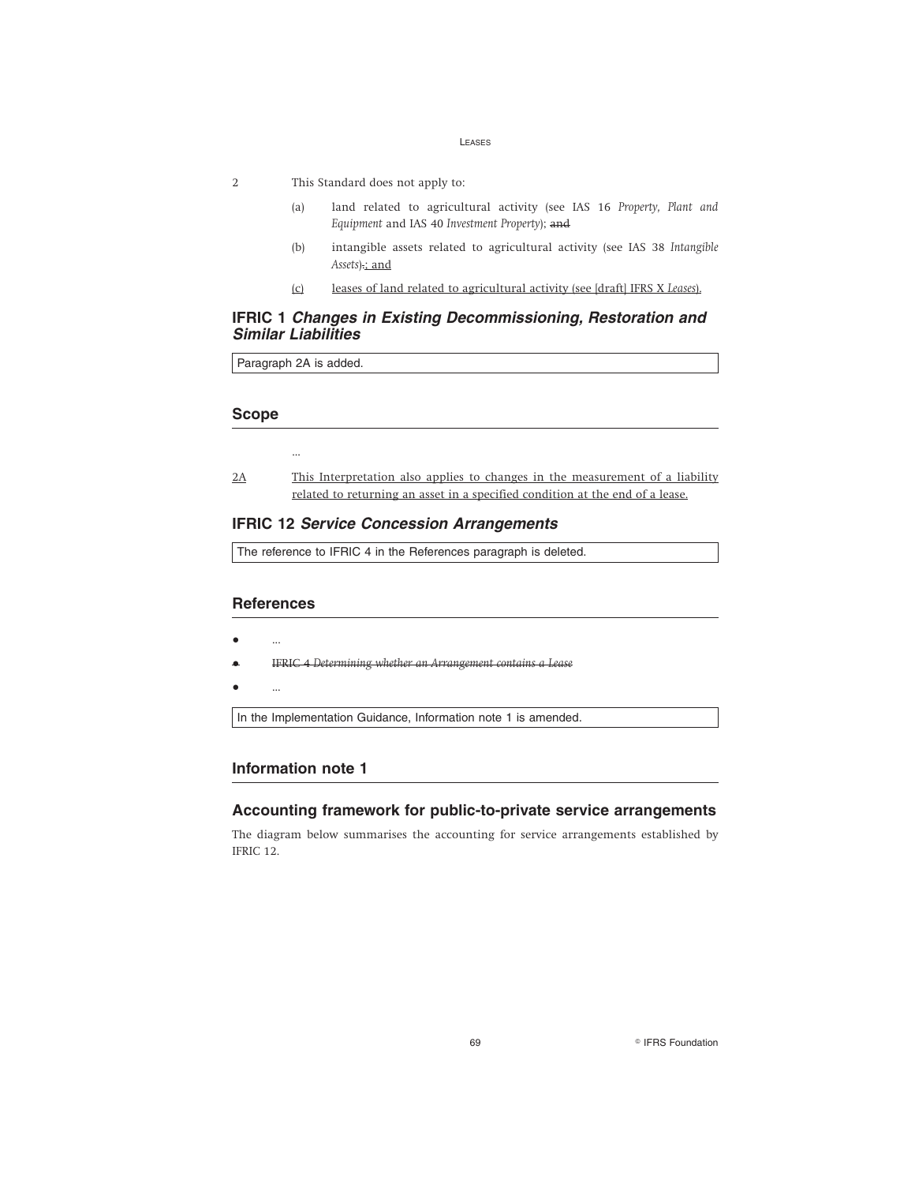2 This Standard does not apply to:

(a) land related to agricultural activity (see IAS 16 *Property, Plant and Equipment* and IAS 40 *Investment Property*); ~~and~~

(b) intangible assets related to agricultural activity (see IAS 38 *Intangible Assets*)~~.~~<u>; and</u>

<u>(c) leases of land related to agricultural activity (see [draft] IFRS X *Leases*).</u>

## IFRIC 1 *Changes in Existing Decommissioning, Restoration and Similar Liabilities*

Paragraph 2A is added.

### Scope

...

<u>2A This Interpretation also applies to changes in the measurement of a liability related to returning an asset in a specified condition at the end of a lease.</u>

## IFRIC 12 *Service Concession Arrangements*

The reference to IFRIC 4 in the References paragraph is deleted.

### References

- ...
- ~~IFRIC 4 *Determining whether an Arrangement contains a Lease*~~
- ...

In the Implementation Guidance, Information note 1 is amended.

### Information note 1

### Accounting framework for public-to-private service arrangements

The diagram below summarises the accounting for service arrangements established by IFRIC 12.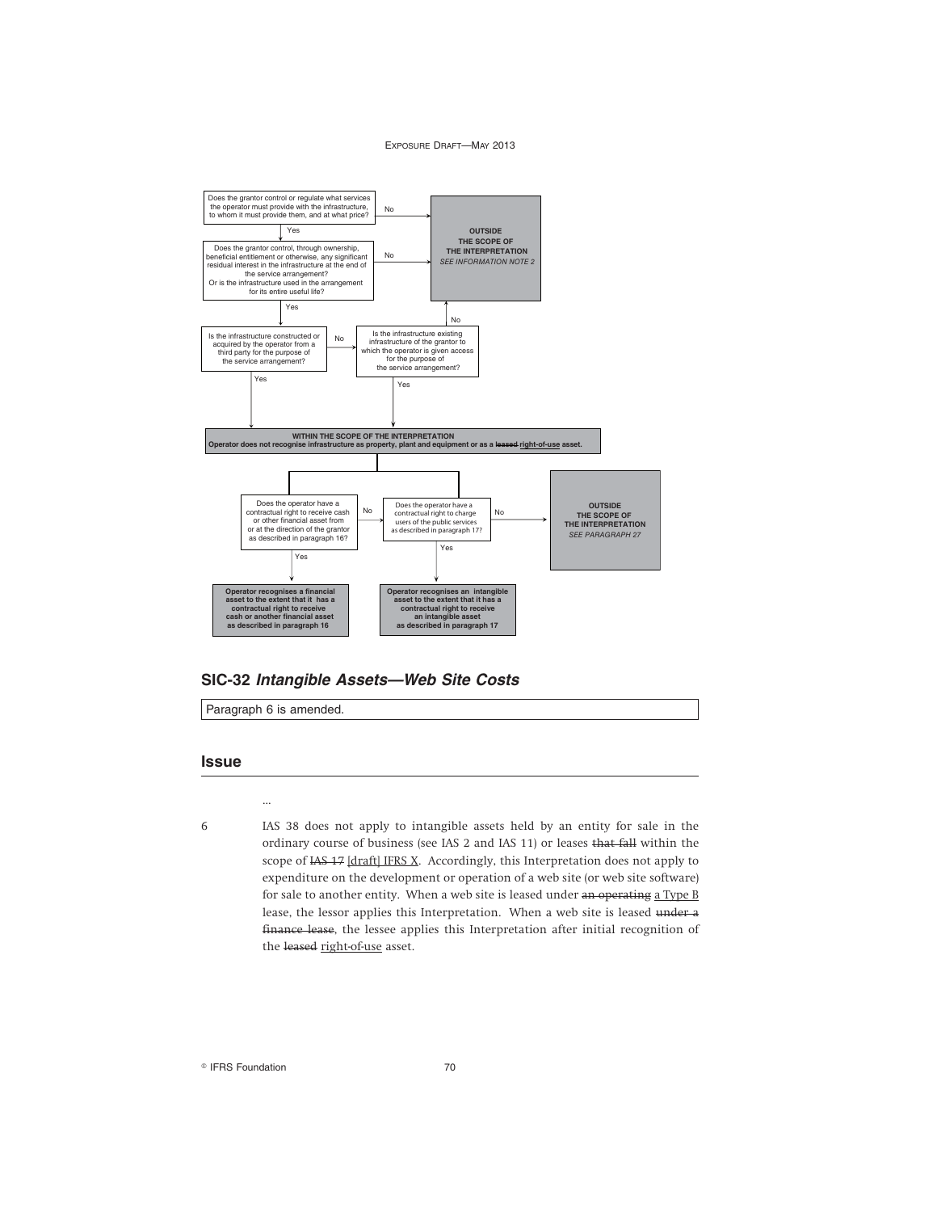Does the grantor control or regulate what services the operator must provide with the infrastructure, to whom it must provide them, and at what price?

- No → **OUTSIDE THE SCOPE OF THE INTERPRETATION** *SEE INFORMATION NOTE 2*
- Yes ↓

Does the grantor control, through ownership, beneficial entitlement or otherwise, any significant residual interest in the infrastructure at the end of the service arrangement? Or is the infrastructure used in the arrangement for its entire useful life?

- No → **OUTSIDE THE SCOPE OF THE INTERPRETATION** *SEE INFORMATION NOTE 2*
- Yes ↓

Is the infrastructure constructed or acquired by the operator from a third party for the purpose of the service arrangement?

- Yes → **WITHIN THE SCOPE OF THE INTERPRETATION**
- No → Is the infrastructure existing infrastructure of the grantor to which the operator is given access for the purpose of the service arrangement?
  - No → **OUTSIDE THE SCOPE OF THE INTERPRETATION** *SEE INFORMATION NOTE 2*
  - Yes → **WITHIN THE SCOPE OF THE INTERPRETATION**

**WITHIN THE SCOPE OF THE INTERPRETATION**
**Operator does not recognise infrastructure as property, plant and equipment or as a ~~leased~~ <u>right-of-use</u> asset.**

Does the operator have a contractual right to receive cash or other financial asset from or at the direction of the grantor as described in paragraph 16?

- Yes → **Operator recognises a financial asset to the extent that it has a contractual right to receive cash or another financial asset as described in paragraph 16**
- No → Does the operator have a contractual right to charge users of the public services as described in paragraph 17?
  - Yes → **Operator recognises an intangible asset to the extent that it has a contractual right to receive an intangible asset as described in paragraph 17**
  - No → **OUTSIDE THE SCOPE OF THE INTERPRETATION** *SEE PARAGRAPH 27*

## SIC-32 *Intangible Assets—Web Site Costs*

Paragraph 6 is amended.

## Issue

...

6 IAS 38 does not apply to intangible assets held by an entity for sale in the ordinary course of business (see IAS 2 and IAS 11) or leases ~~that fall~~ within the scope of ~~IAS 17~~ <u>[draft] IFRS X</u>. Accordingly, this Interpretation does not apply to expenditure on the development or operation of a web site (or web site software) for sale to another entity. When a web site is leased under ~~an operating~~ <u>a Type B</u> lease, the lessor applies this Interpretation. When a web site is leased ~~under a finance lease~~, the lessee applies this Interpretation after initial recognition of the ~~leased~~ <u>right-of-use</u> asset.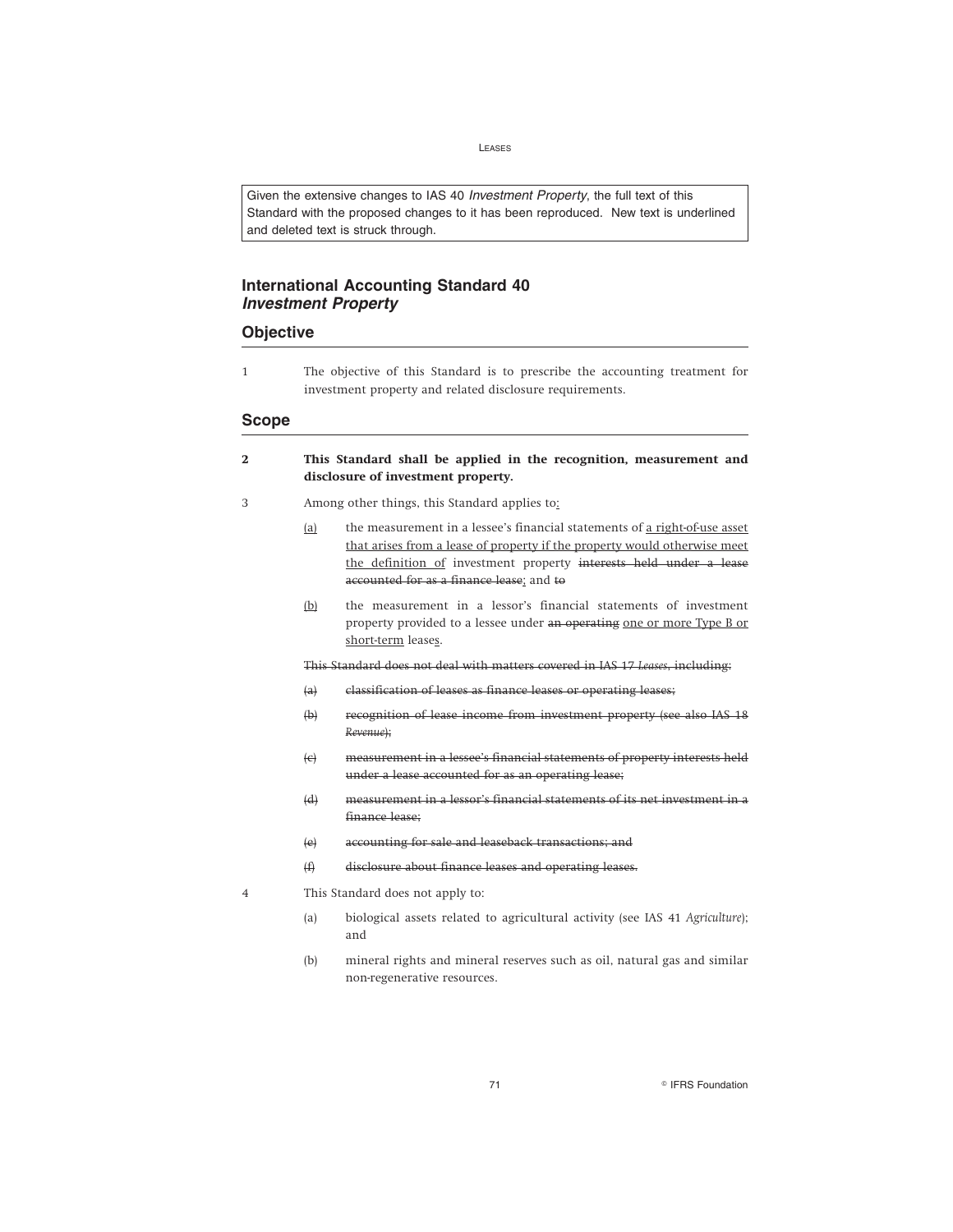Given the extensive changes to IAS 40 *Investment Property*, the full text of this Standard with the proposed changes to it has been reproduced. New text is underlined and deleted text is struck through.

# International Accounting Standard 40
## *Investment Property*

## Objective

1 The objective of this Standard is to prescribe the accounting treatment for investment property and related disclosure requirements.

## Scope

**2 This Standard shall be applied in the recognition, measurement and disclosure of investment property.**

3 Among other things, this Standard applies to<u>:</u>

<u>(a)</u> the measurement in a lessee's financial statements of <u>a right-of-use asset that arises from a lease of property if the property would otherwise meet the definition of</u> investment property ~~interests held under a lease accounted for as a finance lease~~<u>;</u> and ~~to~~

<u>(b)</u> the measurement in a lessor's financial statements of investment property provided to a lessee under ~~an operating~~ <u>one or more Type B or short-term</u> lease<u>s</u>.

~~This Standard does not deal with matters covered in IAS 17 *Leases*, including:~~

~~(a) classification of leases as finance leases or operating leases;~~

~~(b) recognition of lease income from investment property (see also IAS 18 *Revenue*);~~

~~(c) measurement in a lessee's financial statements of property interests held under a lease accounted for as an operating lease;~~

~~(d) measurement in a lessor's financial statements of its net investment in a finance lease;~~

~~(e) accounting for sale and leaseback transactions; and~~

~~(f) disclosure about finance leases and operating leases.~~

4 This Standard does not apply to:

(a) biological assets related to agricultural activity (see IAS 41 *Agriculture*); and

(b) mineral rights and mineral reserves such as oil, natural gas and similar non-regenerative resources.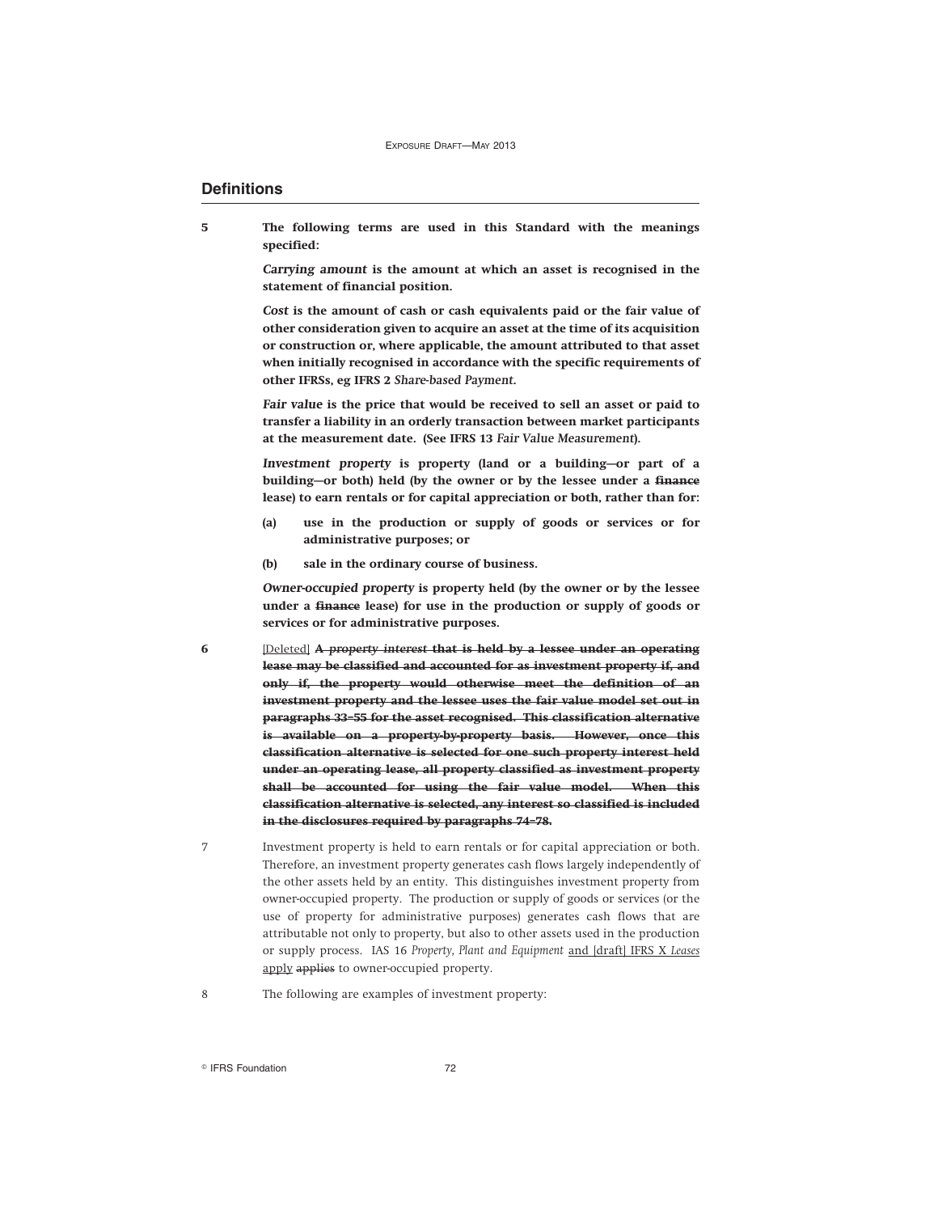## Definitions

5 **The following terms are used in this Standard with the meanings specified:**

***Carrying amount*** **is the amount at which an asset is recognised in the statement of financial position.**

***Cost*** **is the amount of cash or cash equivalents paid or the fair value of other consideration given to acquire an asset at the time of its acquisition or construction or, where applicable, the amount attributed to that asset when initially recognised in accordance with the specific requirements of other IFRSs, eg IFRS 2 *Share-based Payment*.**

***Fair value*** **is the price that would be received to sell an asset or paid to transfer a liability in an orderly transaction between market participants at the measurement date. (See IFRS 13 *Fair Value Measurement*).**

***Investment property*** **is property (land or a building—or part of a building—or both) held (by the owner or by the lessee under a ~~finance~~ lease) to earn rentals or for capital appreciation or both, rather than for:**

**(a) use in the production or supply of goods or services or for administrative purposes; or**

**(b) sale in the ordinary course of business.**

***Owner-occupied property*** **is property held (by the owner or by the lessee under a ~~finance~~ lease) for use in the production or supply of goods or services or for administrative purposes.**

6 [Deleted] ~~**A *property interest* that is held by a lessee under an operating lease may be classified and accounted for as investment property if, and only if, the property would otherwise meet the definition of an investment property and the lessee uses the fair value model set out in paragraphs 33–55 for the asset recognised. This classification alternative is available on a property-by-property basis. However, once this classification alternative is selected for one such property interest held under an operating lease, all property classified as investment property shall be accounted for using the fair value model. When this classification alternative is selected, any interest so classified is included in the disclosures required by paragraphs 74–78.**~~

7 Investment property is held to earn rentals or for capital appreciation or both. Therefore, an investment property generates cash flows largely independently of the other assets held by an entity. This distinguishes investment property from owner-occupied property. The production or supply of goods or services (or the use of property for administrative purposes) generates cash flows that are attributable not only to property, but also to other assets used in the production or supply process. IAS 16 *Property, Plant and Equipment* and [draft] IFRS X *Leases* apply ~~applies~~ to owner-occupied property.

8 The following are examples of investment property: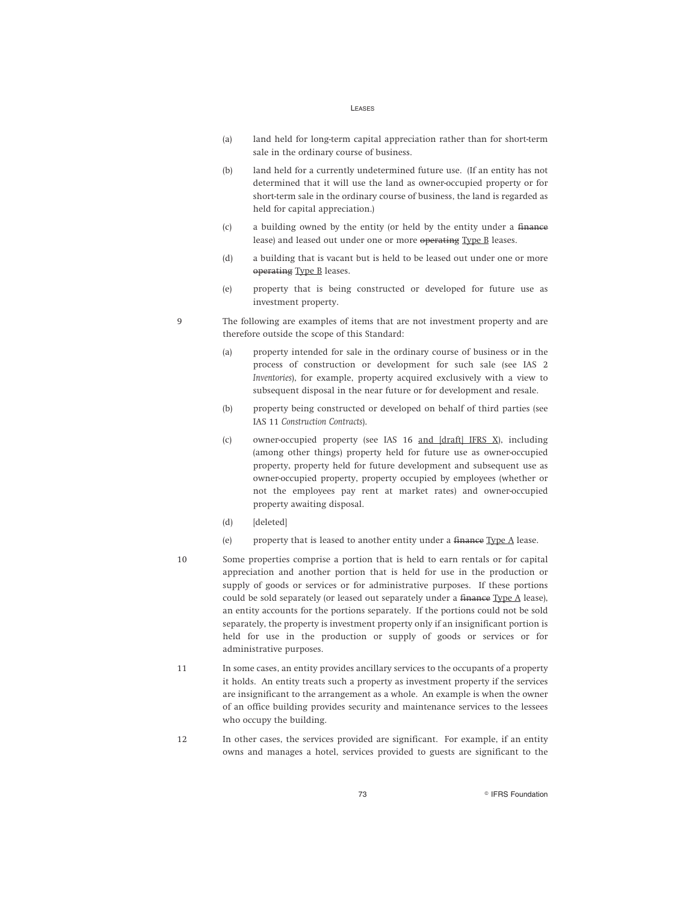(a) land held for long-term capital appreciation rather than for short-term sale in the ordinary course of business.

(b) land held for a currently undetermined future use. (If an entity has not determined that it will use the land as owner-occupied property or for short-term sale in the ordinary course of business, the land is regarded as held for capital appreciation.)

(c) a building owned by the entity (or held by the entity under a ~~finance~~ lease) and leased out under one or more ~~operating~~ Type B leases.

(d) a building that is vacant but is held to be leased out under one or more ~~operating~~ Type B leases.

(e) property that is being constructed or developed for future use as investment property.

9 The following are examples of items that are not investment property and are therefore outside the scope of this Standard:

(a) property intended for sale in the ordinary course of business or in the process of construction or development for such sale (see IAS 2 *Inventories*), for example, property acquired exclusively with a view to subsequent disposal in the near future or for development and resale.

(b) property being constructed or developed on behalf of third parties (see IAS 11 *Construction Contracts*).

(c) owner-occupied property (see IAS 16 and [draft] IFRS X), including (among other things) property held for future use as owner-occupied property, property held for future development and subsequent use as owner-occupied property, property occupied by employees (whether or not the employees pay rent at market rates) and owner-occupied property awaiting disposal.

(d) [deleted]

(e) property that is leased to another entity under a ~~finance~~ Type A lease.

10 Some properties comprise a portion that is held to earn rentals or for capital appreciation and another portion that is held for use in the production or supply of goods or services or for administrative purposes. If these portions could be sold separately (or leased out separately under a ~~finance~~ Type A lease), an entity accounts for the portions separately. If the portions could not be sold separately, the property is investment property only if an insignificant portion is held for use in the production or supply of goods or services or for administrative purposes.

11 In some cases, an entity provides ancillary services to the occupants of a property it holds. An entity treats such a property as investment property if the services are insignificant to the arrangement as a whole. An example is when the owner of an office building provides security and maintenance services to the lessees who occupy the building.

12 In other cases, the services provided are significant. For example, if an entity owns and manages a hotel, services provided to guests are significant to the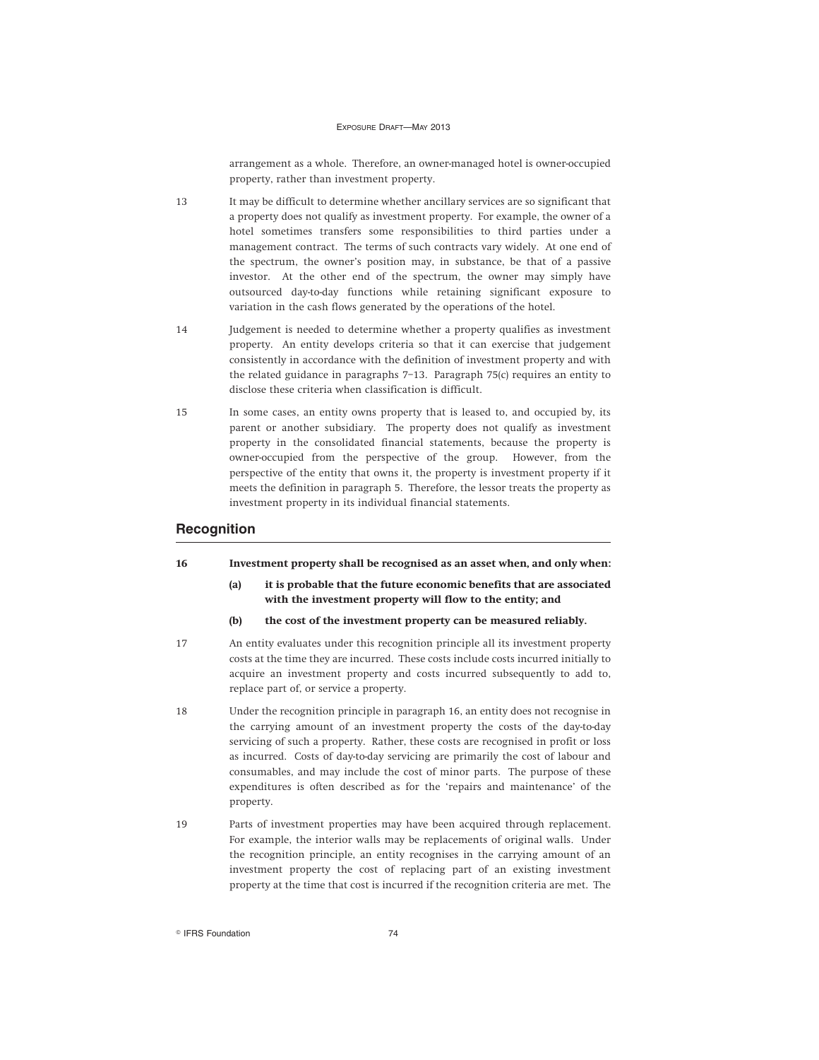arrangement as a whole. Therefore, an owner-managed hotel is owner-occupied property, rather than investment property.

13 It may be difficult to determine whether ancillary services are so significant that a property does not qualify as investment property. For example, the owner of a hotel sometimes transfers some responsibilities to third parties under a management contract. The terms of such contracts vary widely. At one end of the spectrum, the owner's position may, in substance, be that of a passive investor. At the other end of the spectrum, the owner may simply have outsourced day-to-day functions while retaining significant exposure to variation in the cash flows generated by the operations of the hotel.

14 Judgement is needed to determine whether a property qualifies as investment property. An entity develops criteria so that it can exercise that judgement consistently in accordance with the definition of investment property and with the related guidance in paragraphs 7–13. Paragraph 75(c) requires an entity to disclose these criteria when classification is difficult.

15 In some cases, an entity owns property that is leased to, and occupied by, its parent or another subsidiary. The property does not qualify as investment property in the consolidated financial statements, because the property is owner-occupied from the perspective of the group. However, from the perspective of the entity that owns it, the property is investment property if it meets the definition in paragraph 5. Therefore, the lessor treats the property as investment property in its individual financial statements.

## Recognition

16 **Investment property shall be recognised as an asset when, and only when:**

- **(a) it is probable that the future economic benefits that are associated with the investment property will flow to the entity; and**
- **(b) the cost of the investment property can be measured reliably.**

17 An entity evaluates under this recognition principle all its investment property costs at the time they are incurred. These costs include costs incurred initially to acquire an investment property and costs incurred subsequently to add to, replace part of, or service a property.

18 Under the recognition principle in paragraph 16, an entity does not recognise in the carrying amount of an investment property the costs of the day-to-day servicing of such a property. Rather, these costs are recognised in profit or loss as incurred. Costs of day-to-day servicing are primarily the cost of labour and consumables, and may include the cost of minor parts. The purpose of these expenditures is often described as for the 'repairs and maintenance' of the property.

19 Parts of investment properties may have been acquired through replacement. For example, the interior walls may be replacements of original walls. Under the recognition principle, an entity recognises in the carrying amount of an investment property the cost of replacing part of an existing investment property at the time that cost is incurred if the recognition criteria are met. The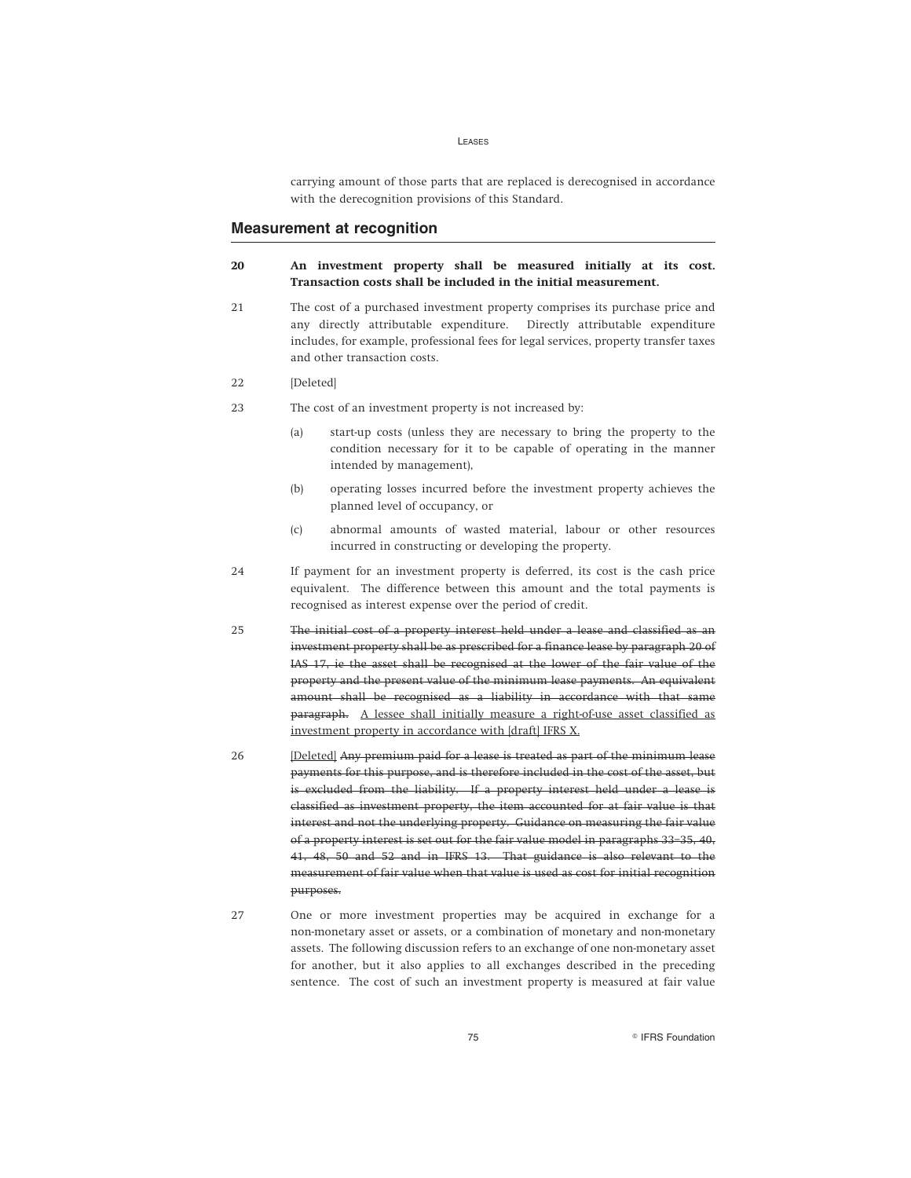carrying amount of those parts that are replaced is derecognised in accordance with the derecognition provisions of this Standard.

## Measurement at recognition

20 **An investment property shall be measured initially at its cost. Transaction costs shall be included in the initial measurement.**

21 The cost of a purchased investment property comprises its purchase price and any directly attributable expenditure. Directly attributable expenditure includes, for example, professional fees for legal services, property transfer taxes and other transaction costs.

22 [Deleted]

23 The cost of an investment property is not increased by:

(a) start-up costs (unless they are necessary to bring the property to the condition necessary for it to be capable of operating in the manner intended by management),

(b) operating losses incurred before the investment property achieves the planned level of occupancy, or

(c) abnormal amounts of wasted material, labour or other resources incurred in constructing or developing the property.

24 If payment for an investment property is deferred, its cost is the cash price equivalent. The difference between this amount and the total payments is recognised as interest expense over the period of credit.

25 ~~The initial cost of a property interest held under a lease and classified as an investment property shall be as prescribed for a finance lease by paragraph 20 of IAS 17, ie the asset shall be recognised at the lower of the fair value of the property and the present value of the minimum lease payments. An equivalent amount shall be recognised as a liability in accordance with that same paragraph.~~ <u>A lessee shall initially measure a right-of-use asset classified as investment property in accordance with [draft] IFRS X.</u>

26 <u>[Deleted]</u> ~~Any premium paid for a lease is treated as part of the minimum lease payments for this purpose, and is therefore included in the cost of the asset, but is excluded from the liability. If a property interest held under a lease is classified as investment property, the item accounted for at fair value is that interest and not the underlying property. Guidance on measuring the fair value of a property interest is set out for the fair value model in paragraphs 33–35, 40, 41, 48, 50 and 52 and in IFRS 13. That guidance is also relevant to the measurement of fair value when that value is used as cost for initial recognition purposes.~~

27 One or more investment properties may be acquired in exchange for a non-monetary asset or assets, or a combination of monetary and non-monetary assets. The following discussion refers to an exchange of one non-monetary asset for another, but it also applies to all exchanges described in the preceding sentence. The cost of such an investment property is measured at fair value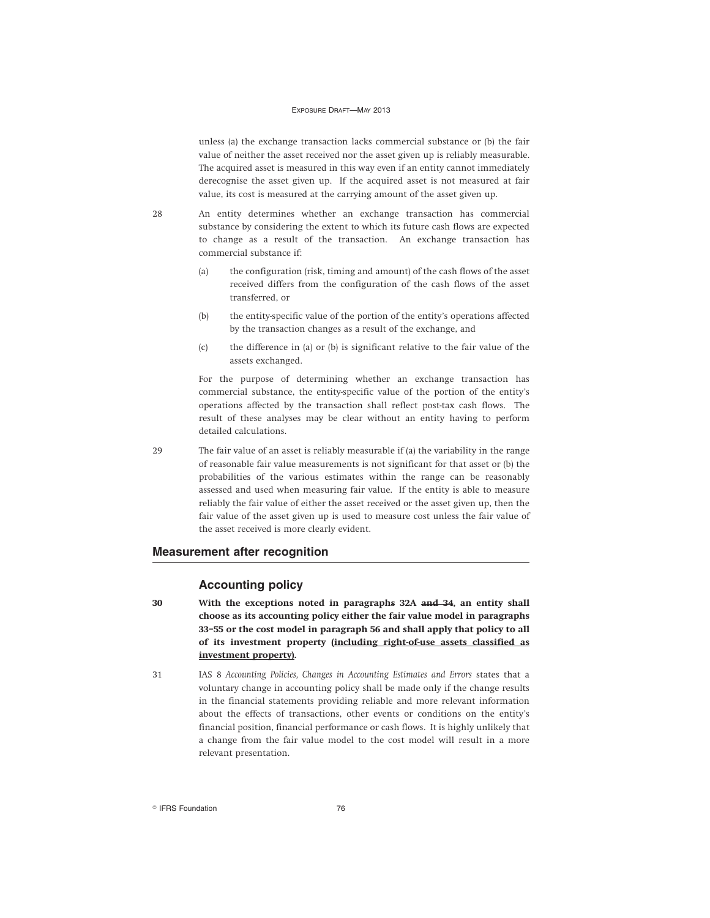unless (a) the exchange transaction lacks commercial substance or (b) the fair value of neither the asset received nor the asset given up is reliably measurable. The acquired asset is measured in this way even if an entity cannot immediately derecognise the asset given up. If the acquired asset is not measured at fair value, its cost is measured at the carrying amount of the asset given up.

28 An entity determines whether an exchange transaction has commercial substance by considering the extent to which its future cash flows are expected to change as a result of the transaction. An exchange transaction has commercial substance if:

(a) the configuration (risk, timing and amount) of the cash flows of the asset received differs from the configuration of the cash flows of the asset transferred, or

(b) the entity-specific value of the portion of the entity's operations affected by the transaction changes as a result of the exchange, and

(c) the difference in (a) or (b) is significant relative to the fair value of the assets exchanged.

For the purpose of determining whether an exchange transaction has commercial substance, the entity-specific value of the portion of the entity's operations affected by the transaction shall reflect post-tax cash flows. The result of these analyses may be clear without an entity having to perform detailed calculations.

29 The fair value of an asset is reliably measurable if (a) the variability in the range of reasonable fair value measurements is not significant for that asset or (b) the probabilities of the various estimates within the range can be reasonably assessed and used when measuring fair value. If the entity is able to measure reliably the fair value of either the asset received or the asset given up, then the fair value of the asset given up is used to measure cost unless the fair value of the asset received is more clearly evident.

## Measurement after recognition

### Accounting policy

**30 With the exceptions noted in paragraph~~s~~ 32A ~~and 34~~, an entity shall choose as its accounting policy either the fair value model in paragraphs 33–55 or the cost model in paragraph 56 and shall apply that policy to all of its investment property <u>(including right-of-use assets classified as investment property)</u>.**

31 IAS 8 *Accounting Policies, Changes in Accounting Estimates and Errors* states that a voluntary change in accounting policy shall be made only if the change results in the financial statements providing reliable and more relevant information about the effects of transactions, other events or conditions on the entity's financial position, financial performance or cash flows. It is highly unlikely that a change from the fair value model to the cost model will result in a more relevant presentation.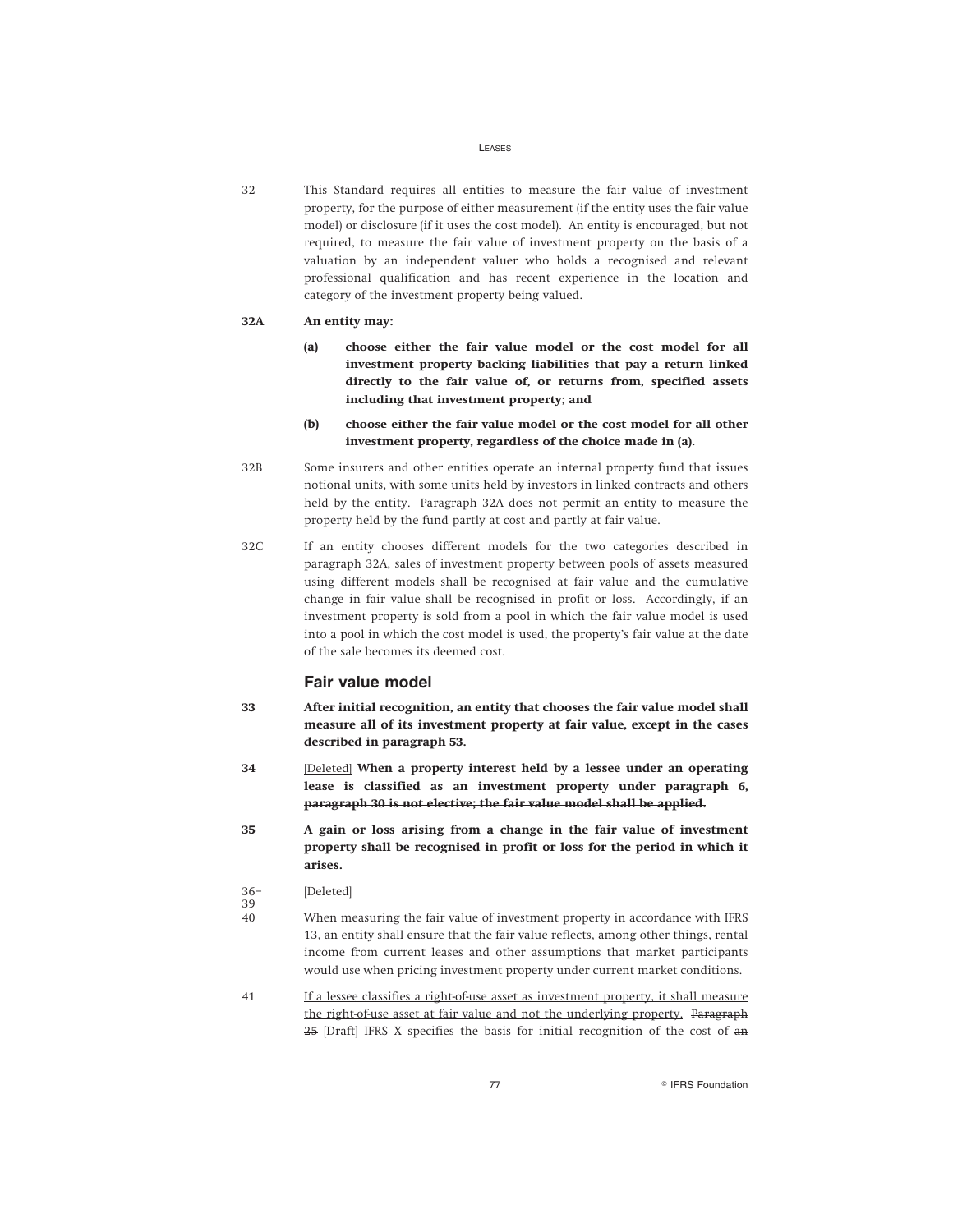32 This Standard requires all entities to measure the fair value of investment property, for the purpose of either measurement (if the entity uses the fair value model) or disclosure (if it uses the cost model). An entity is encouraged, but not required, to measure the fair value of investment property on the basis of a valuation by an independent valuer who holds a recognised and relevant professional qualification and has recent experience in the location and category of the investment property being valued.

**32A An entity may:**

- **(a) choose either the fair value model or the cost model for all investment property backing liabilities that pay a return linked directly to the fair value of, or returns from, specified assets including that investment property; and**
- **(b) choose either the fair value model or the cost model for all other investment property, regardless of the choice made in (a).**

32B Some insurers and other entities operate an internal property fund that issues notional units, with some units held by investors in linked contracts and others held by the entity. Paragraph 32A does not permit an entity to measure the property held by the fund partly at cost and partly at fair value.

32C If an entity chooses different models for the two categories described in paragraph 32A, sales of investment property between pools of assets measured using different models shall be recognised at fair value and the cumulative change in fair value shall be recognised in profit or loss. Accordingly, if an investment property is sold from a pool in which the fair value model is used into a pool in which the cost model is used, the property's fair value at the date of the sale becomes its deemed cost.

## Fair value model

**33 After initial recognition, an entity that chooses the fair value model shall measure all of its investment property at fair value, except in the cases described in paragraph 53.**

**34** [Deleted] ~~**When a property interest held by a lessee under an operating lease is classified as an investment property under paragraph 6, paragraph 30 is not elective; the fair value model shall be applied.**~~

**35 A gain or loss arising from a change in the fair value of investment property shall be recognised in profit or loss for the period in which it arises.**

36–39 [Deleted]

40 When measuring the fair value of investment property in accordance with IFRS 13, an entity shall ensure that the fair value reflects, among other things, rental income from current leases and other assumptions that market participants would use when pricing investment property under current market conditions.

41 If a lessee classifies a right-of-use asset as investment property, it shall measure the right-of-use asset at fair value and not the underlying property. ~~Paragraph 25~~ [Draft] IFRS X specifies the basis for initial recognition of the cost of ~~an~~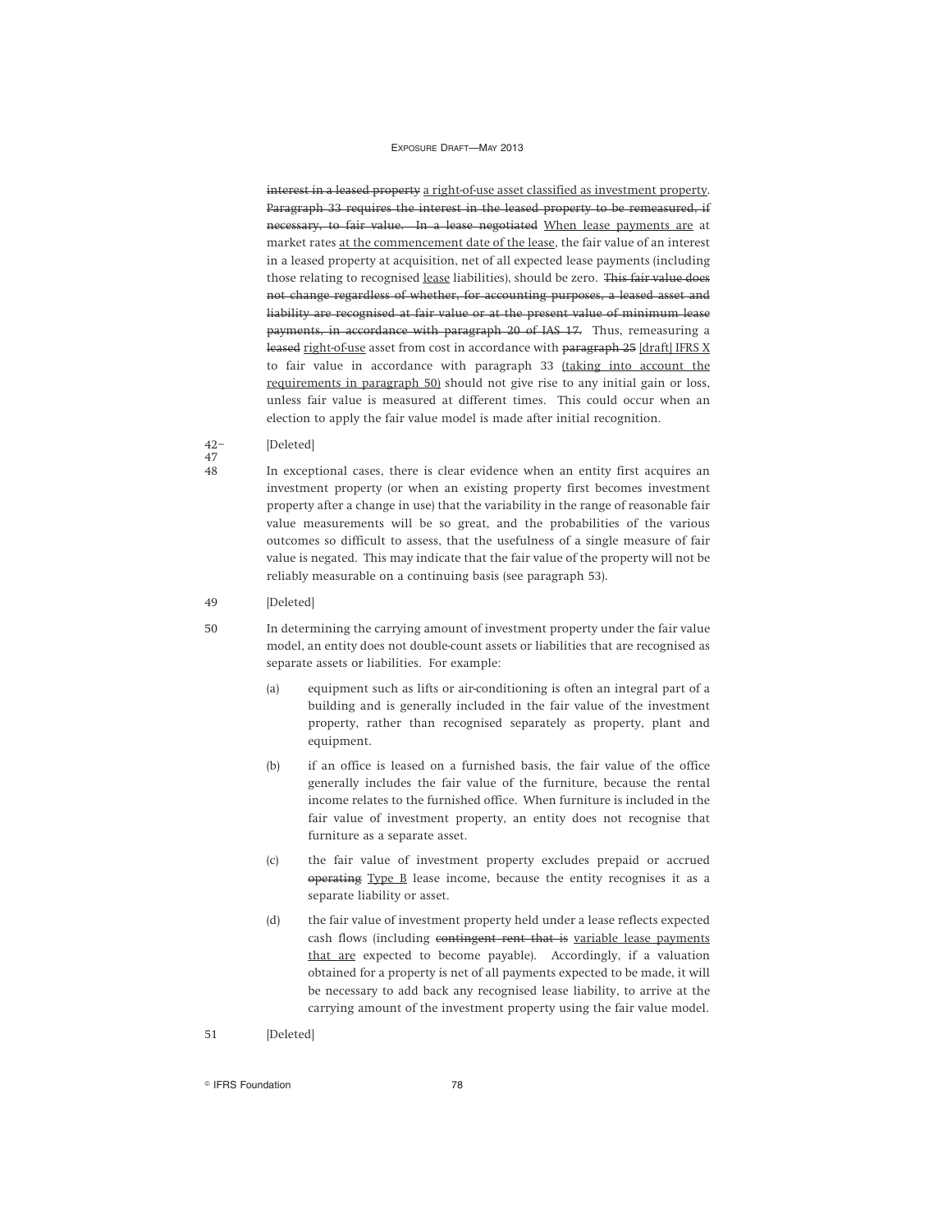~~interest in a leased property~~ <u>a right-of-use asset classified as investment property</u>. ~~Paragraph 33 requires the interest in the leased property to be remeasured, if necessary, to fair value. In a lease negotiated~~ <u>When lease payments are</u> at market rates <u>at the commencement date of the lease</u>, the fair value of an interest in a leased property at acquisition, net of all expected lease payments (including those relating to recognised <u>lease</u> liabilities), should be zero. ~~This fair value does not change regardless of whether, for accounting purposes, a leased asset and liability are recognised at fair value or at the present value of minimum lease payments, in accordance with paragraph 20 of IAS 17.~~ Thus, remeasuring a ~~leased~~ <u>right-of-use</u> asset from cost in accordance with ~~paragraph 25~~ <u>[draft] IFRS X</u> to fair value in accordance with paragraph 33 <u>(taking into account the requirements in paragraph 50)</u> should not give rise to any initial gain or loss, unless fair value is measured at different times. This could occur when an election to apply the fair value model is made after initial recognition.

42–47 [Deleted]

48 In exceptional cases, there is clear evidence when an entity first acquires an investment property (or when an existing property first becomes investment property after a change in use) that the variability in the range of reasonable fair value measurements will be so great, and the probabilities of the various outcomes so difficult to assess, that the usefulness of a single measure of fair value is negated. This may indicate that the fair value of the property will not be reliably measurable on a continuing basis (see paragraph 53).

49 [Deleted]

50 In determining the carrying amount of investment property under the fair value model, an entity does not double-count assets or liabilities that are recognised as separate assets or liabilities. For example:

(a) equipment such as lifts or air-conditioning is often an integral part of a building and is generally included in the fair value of the investment property, rather than recognised separately as property, plant and equipment.

(b) if an office is leased on a furnished basis, the fair value of the office generally includes the fair value of the furniture, because the rental income relates to the furnished office. When furniture is included in the fair value of investment property, an entity does not recognise that furniture as a separate asset.

(c) the fair value of investment property excludes prepaid or accrued ~~operating~~ <u>Type B</u> lease income, because the entity recognises it as a separate liability or asset.

(d) the fair value of investment property held under a lease reflects expected cash flows (including ~~contingent rent that is~~ <u>variable lease payments that are</u> expected to become payable). Accordingly, if a valuation obtained for a property is net of all payments expected to be made, it will be necessary to add back any recognised lease liability, to arrive at the carrying amount of the investment property using the fair value model.

51 [Deleted]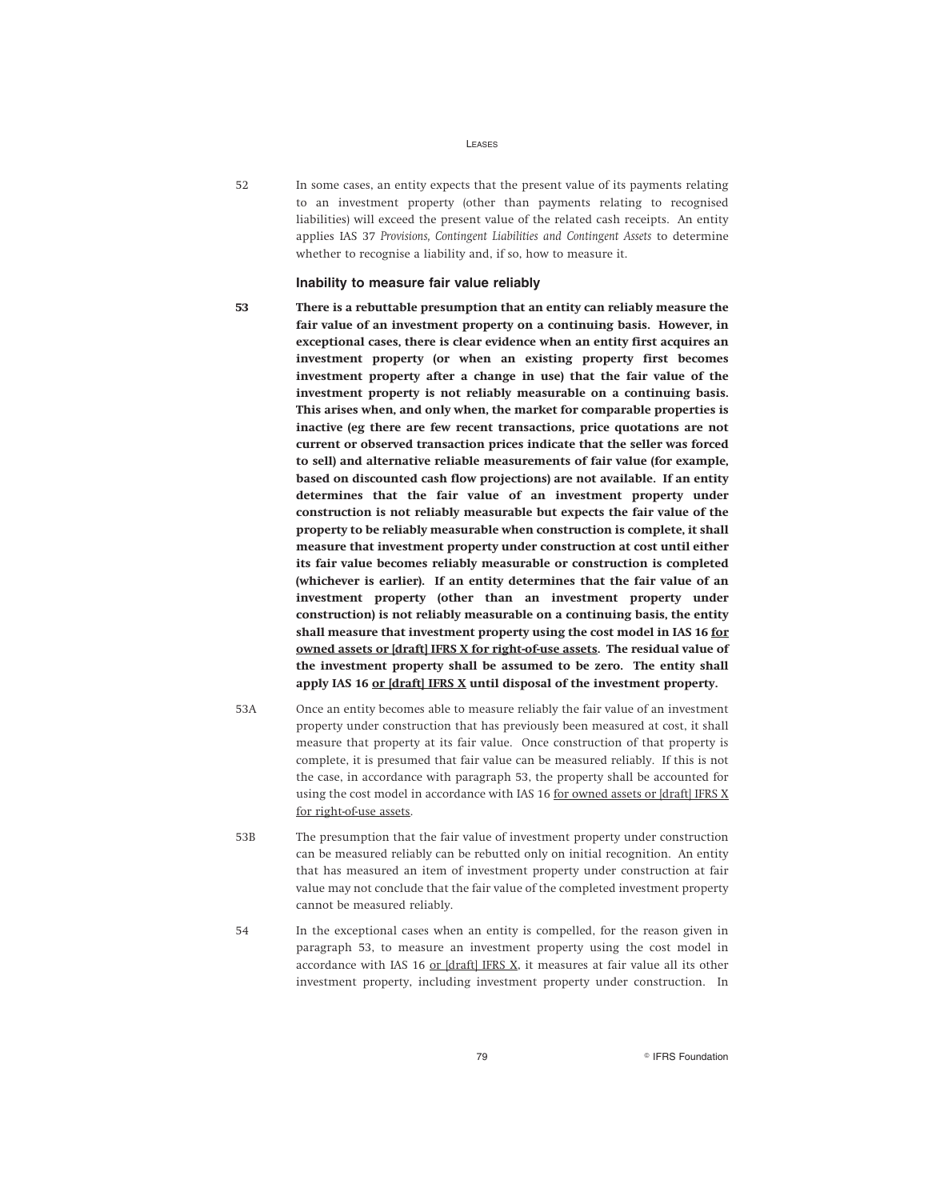52 In some cases, an entity expects that the present value of its payments relating to an investment property (other than payments relating to recognised liabilities) will exceed the present value of the related cash receipts. An entity applies IAS 37 *Provisions, Contingent Liabilities and Contingent Assets* to determine whether to recognise a liability and, if so, how to measure it.

### Inability to measure fair value reliably

**53 There is a rebuttable presumption that an entity can reliably measure the fair value of an investment property on a continuing basis. However, in exceptional cases, there is clear evidence when an entity first acquires an investment property (or when an existing property first becomes investment property after a change in use) that the fair value of the investment property is not reliably measurable on a continuing basis. This arises when, and only when, the market for comparable properties is inactive (eg there are few recent transactions, price quotations are not current or observed transaction prices indicate that the seller was forced to sell) and alternative reliable measurements of fair value (for example, based on discounted cash flow projections) are not available. If an entity determines that the fair value of an investment property under construction is not reliably measurable but expects the fair value of the property to be reliably measurable when construction is complete, it shall measure that investment property under construction at cost until either its fair value becomes reliably measurable or construction is completed (whichever is earlier). If an entity determines that the fair value of an investment property (other than an investment property under construction) is not reliably measurable on a continuing basis, the entity shall measure that investment property using the cost model in IAS 16 <u>for owned assets or [draft] IFRS X for right-of-use assets</u>. The residual value of the investment property shall be assumed to be zero. The entity shall apply IAS 16 <u>or [draft] IFRS X</u> until disposal of the investment property.**

53A Once an entity becomes able to measure reliably the fair value of an investment property under construction that has previously been measured at cost, it shall measure that property at its fair value. Once construction of that property is complete, it is presumed that fair value can be measured reliably. If this is not the case, in accordance with paragraph 53, the property shall be accounted for using the cost model in accordance with IAS 16 <u>for owned assets or [draft] IFRS X for right-of-use assets</u>.

53B The presumption that the fair value of investment property under construction can be measured reliably can be rebutted only on initial recognition. An entity that has measured an item of investment property under construction at fair value may not conclude that the fair value of the completed investment property cannot be measured reliably.

54 In the exceptional cases when an entity is compelled, for the reason given in paragraph 53, to measure an investment property using the cost model in accordance with IAS 16 <u>or [draft] IFRS X</u>, it measures at fair value all its other investment property, including investment property under construction. In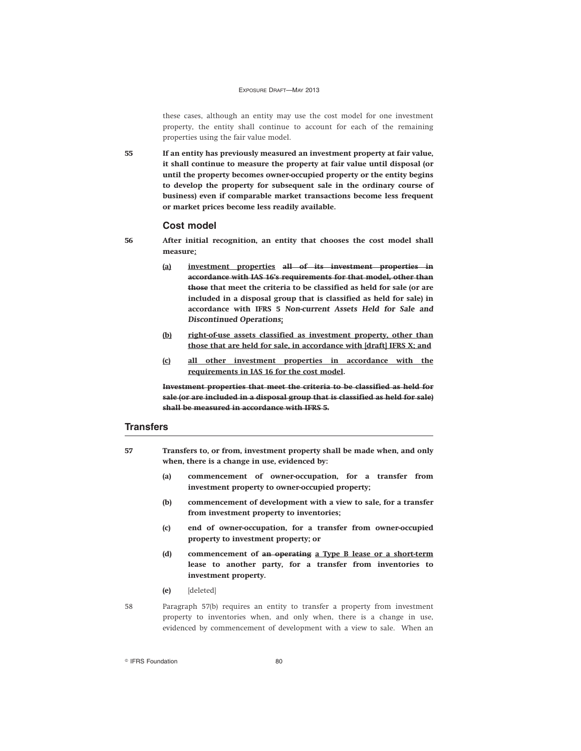these cases, although an entity may use the cost model for one investment property, the entity shall continue to account for each of the remaining properties using the fair value model.

55 **If an entity has previously measured an investment property at fair value, it shall continue to measure the property at fair value until disposal (or until the property becomes owner-occupied property or the entity begins to develop the property for subsequent sale in the ordinary course of business) even if comparable market transactions become less frequent or market prices become less readily available.**

### Cost model

56 **After initial recognition, an entity that chooses the cost model shall measure<u>:</u>**

- **<u>(a)</u> <u>investment properties</u> ~~all of its investment properties in accordance with IAS 16's requirements for that model, other than those~~ that meet the criteria to be classified as held for sale (or are included in a disposal group that is classified as held for sale) in accordance with IFRS 5 *Non-current Assets Held for Sale and Discontinued Operations*<u>;</u>**
- **<u>(b)</u> <u>right-of-use assets classified as investment property, other than those that are held for sale, in accordance with [draft] IFRS X; and</u>**
- **<u>(c)</u> <u>all other investment properties in accordance with the requirements in IAS 16 for the cost model</u>.**

**~~Investment properties that meet the criteria to be classified as held for sale (or are included in a disposal group that is classified as held for sale) shall be measured in accordance with IFRS 5.~~**

## Transfers

57 **Transfers to, or from, investment property shall be made when, and only when, there is a change in use, evidenced by:**

- **(a) commencement of owner-occupation, for a transfer from investment property to owner-occupied property;**
- **(b) commencement of development with a view to sale, for a transfer from investment property to inventories;**
- **(c) end of owner-occupation, for a transfer from owner-occupied property to investment property; or**
- **(d) commencement of ~~an operating~~ <u>a Type B lease or a short-term</u> lease to another party, for a transfer from inventories to investment property.**
- **(e)** [deleted]

58 Paragraph 57(b) requires an entity to transfer a property from investment property to inventories when, and only when, there is a change in use, evidenced by commencement of development with a view to sale. When an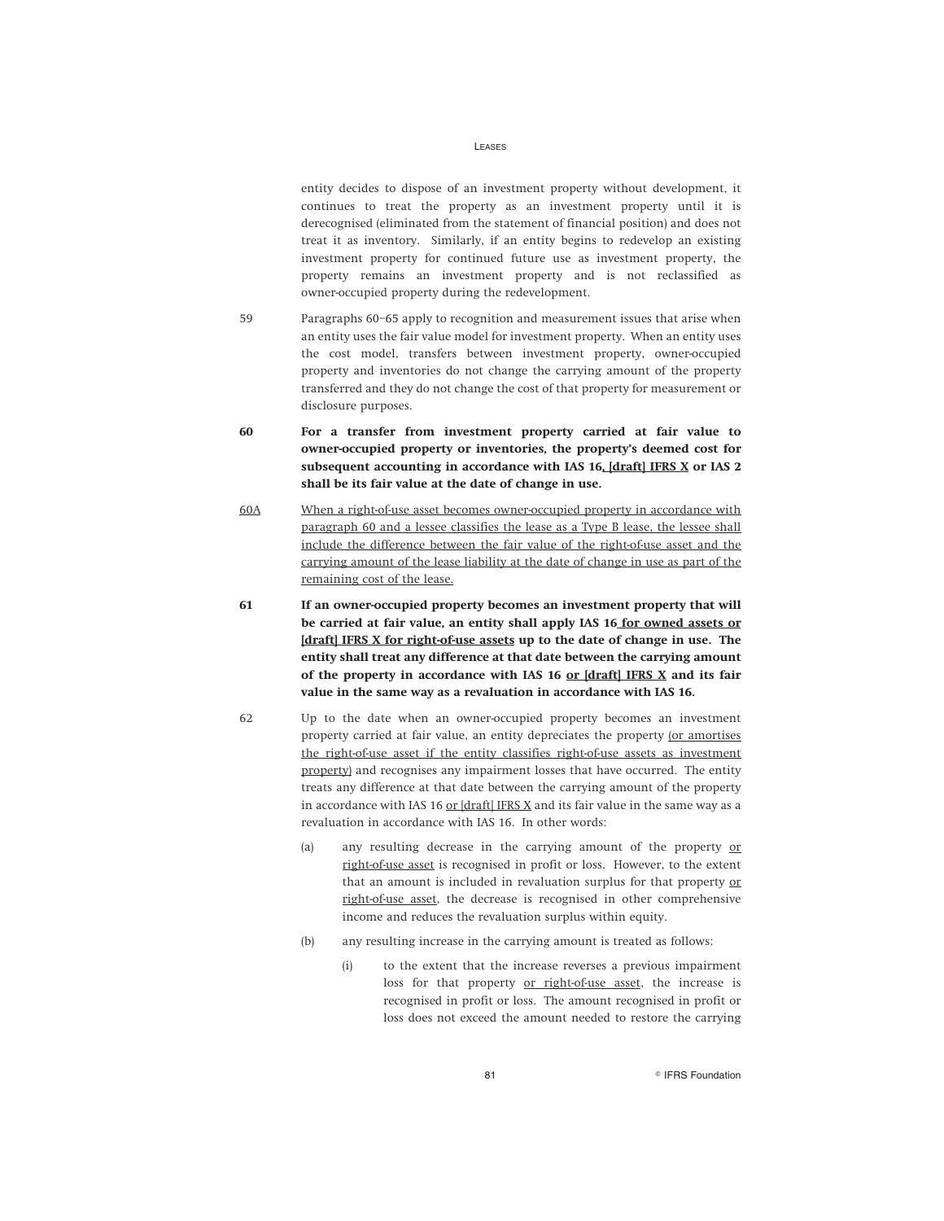entity decides to dispose of an investment property without development, it continues to treat the property as an investment property until it is derecognised (eliminated from the statement of financial position) and does not treat it as inventory. Similarly, if an entity begins to redevelop an existing investment property for continued future use as investment property, the property remains an investment property and is not reclassified as owner-occupied property during the redevelopment.

59 Paragraphs 60–65 apply to recognition and measurement issues that arise when an entity uses the fair value model for investment property. When an entity uses the cost model, transfers between investment property, owner-occupied property and inventories do not change the carrying amount of the property transferred and they do not change the cost of that property for measurement or disclosure purposes.

**60 For a transfer from investment property carried at fair value to owner-occupied property or inventories, the property's deemed cost for subsequent accounting in accordance with IAS 16, [draft] IFRS X or IAS 2 shall be its fair value at the date of change in use.**

60A When a right-of-use asset becomes owner-occupied property in accordance with paragraph 60 and a lessee classifies the lease as a Type B lease, the lessee shall include the difference between the fair value of the right-of-use asset and the carrying amount of the lease liability at the date of change in use as part of the remaining cost of the lease.

**61 If an owner-occupied property becomes an investment property that will be carried at fair value, an entity shall apply IAS 16 for owned assets or [draft] IFRS X for right-of-use assets up to the date of change in use. The entity shall treat any difference at that date between the carrying amount of the property in accordance with IAS 16 or [draft] IFRS X and its fair value in the same way as a revaluation in accordance with IAS 16.**

62 Up to the date when an owner-occupied property becomes an investment property carried at fair value, an entity depreciates the property (or amortises the right-of-use asset if the entity classifies right-of-use assets as investment property) and recognises any impairment losses that have occurred. The entity treats any difference at that date between the carrying amount of the property in accordance with IAS 16 or [draft] IFRS X and its fair value in the same way as a revaluation in accordance with IAS 16. In other words:

(a) any resulting decrease in the carrying amount of the property or right-of-use asset is recognised in profit or loss. However, to the extent that an amount is included in revaluation surplus for that property or right-of-use asset, the decrease is recognised in other comprehensive income and reduces the revaluation surplus within equity.

(b) any resulting increase in the carrying amount is treated as follows:

(i) to the extent that the increase reverses a previous impairment loss for that property or right-of-use asset, the increase is recognised in profit or loss. The amount recognised in profit or loss does not exceed the amount needed to restore the carrying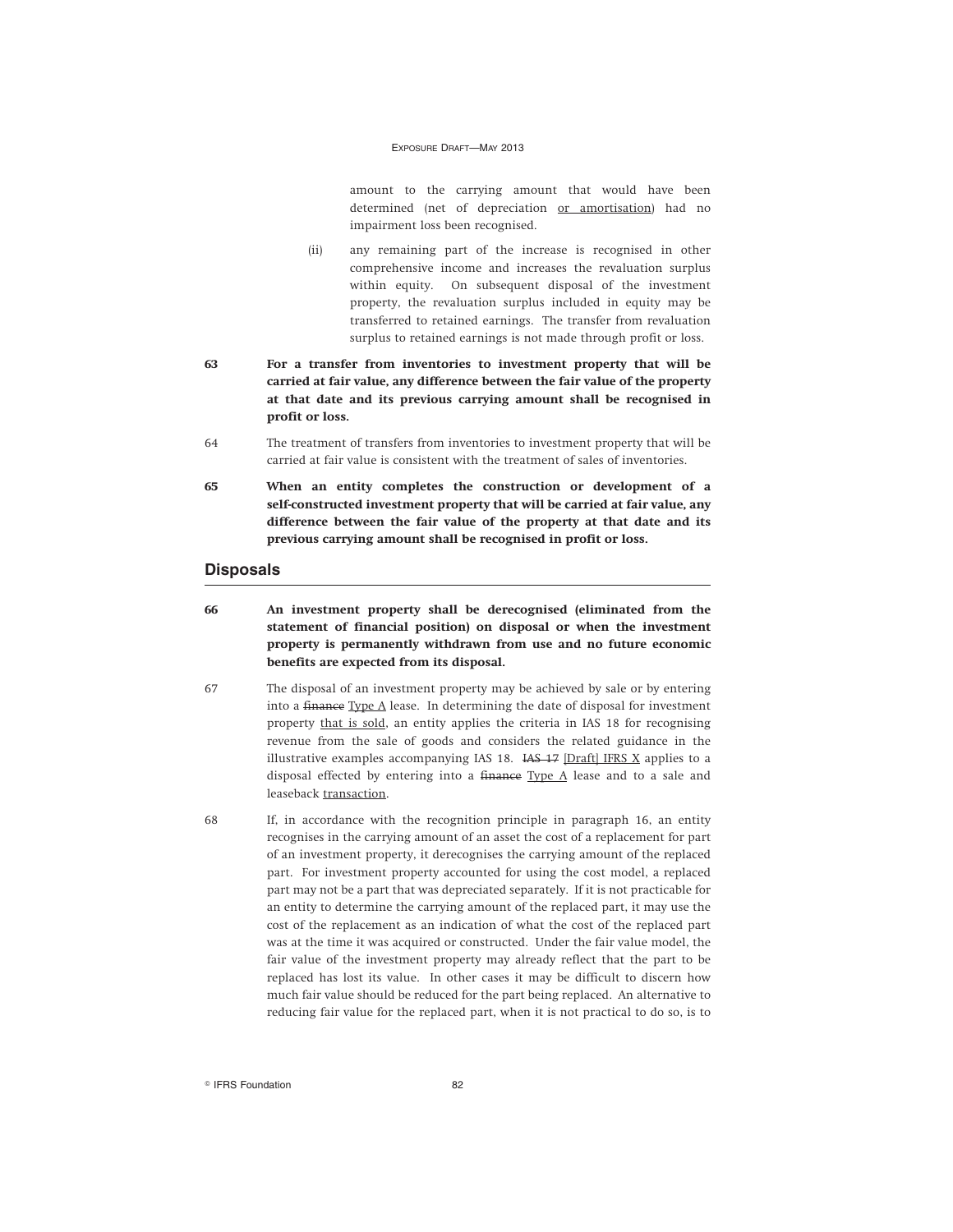amount to the carrying amount that would have been determined (net of depreciation <u>or amortisation</u>) had no impairment loss been recognised.

(ii) any remaining part of the increase is recognised in other comprehensive income and increases the revaluation surplus within equity. On subsequent disposal of the investment property, the revaluation surplus included in equity may be transferred to retained earnings. The transfer from revaluation surplus to retained earnings is not made through profit or loss.

63 **For a transfer from inventories to investment property that will be carried at fair value, any difference between the fair value of the property at that date and its previous carrying amount shall be recognised in profit or loss.**

64 The treatment of transfers from inventories to investment property that will be carried at fair value is consistent with the treatment of sales of inventories.

65 **When an entity completes the construction or development of a self-constructed investment property that will be carried at fair value, any difference between the fair value of the property at that date and its previous carrying amount shall be recognised in profit or loss.**

## Disposals

66 **An investment property shall be derecognised (eliminated from the statement of financial position) on disposal or when the investment property is permanently withdrawn from use and no future economic benefits are expected from its disposal.**

67 The disposal of an investment property may be achieved by sale or by entering into a ~~finance~~ <u>Type A</u> lease. In determining the date of disposal for investment property <u>that is sold</u>, an entity applies the criteria in IAS 18 for recognising revenue from the sale of goods and considers the related guidance in the illustrative examples accompanying IAS 18. ~~IAS 17~~ <u>[Draft] IFRS X</u> applies to a disposal effected by entering into a ~~finance~~ <u>Type A</u> lease and to a sale and leaseback <u>transaction</u>.

68 If, in accordance with the recognition principle in paragraph 16, an entity recognises in the carrying amount of an asset the cost of a replacement for part of an investment property, it derecognises the carrying amount of the replaced part. For investment property accounted for using the cost model, a replaced part may not be a part that was depreciated separately. If it is not practicable for an entity to determine the carrying amount of the replaced part, it may use the cost of the replacement as an indication of what the cost of the replaced part was at the time it was acquired or constructed. Under the fair value model, the fair value of the investment property may already reflect that the part to be replaced has lost its value. In other cases it may be difficult to discern how much fair value should be reduced for the part being replaced. An alternative to reducing fair value for the replaced part, when it is not practical to do so, is to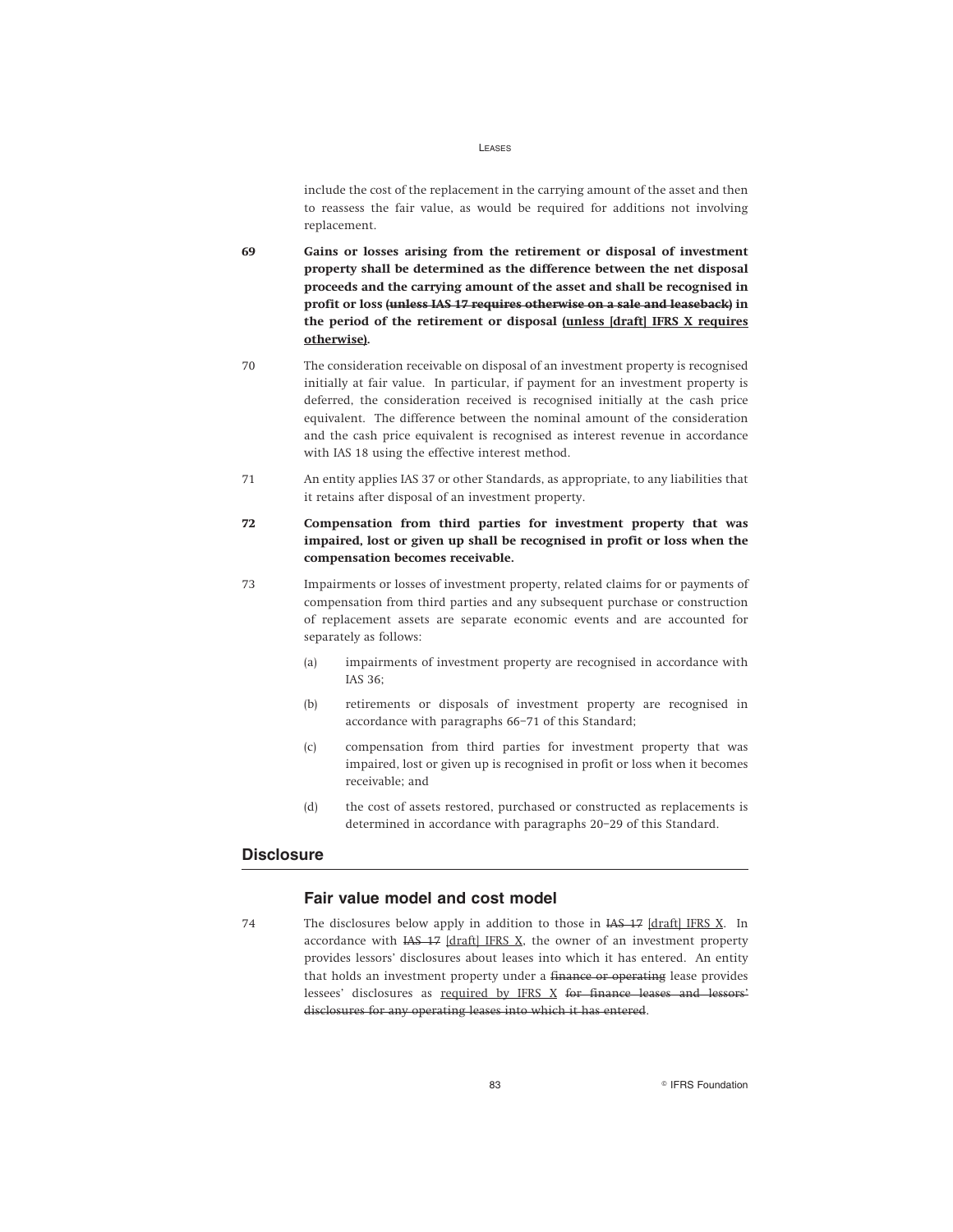include the cost of the replacement in the carrying amount of the asset and then to reassess the fair value, as would be required for additions not involving replacement.

69 **Gains or losses arising from the retirement or disposal of investment property shall be determined as the difference between the net disposal proceeds and the carrying amount of the asset and shall be recognised in profit or loss ~~(unless IAS 17 requires otherwise on a sale and leaseback)~~ in the period of the retirement or disposal <u>(unless [draft] IFRS X requires otherwise)</u>.**

70 The consideration receivable on disposal of an investment property is recognised initially at fair value. In particular, if payment for an investment property is deferred, the consideration received is recognised initially at the cash price equivalent. The difference between the nominal amount of the consideration and the cash price equivalent is recognised as interest revenue in accordance with IAS 18 using the effective interest method.

71 An entity applies IAS 37 or other Standards, as appropriate, to any liabilities that it retains after disposal of an investment property.

72 **Compensation from third parties for investment property that was impaired, lost or given up shall be recognised in profit or loss when the compensation becomes receivable.**

73 Impairments or losses of investment property, related claims for or payments of compensation from third parties and any subsequent purchase or construction of replacement assets are separate economic events and are accounted for separately as follows:

(a) impairments of investment property are recognised in accordance with IAS 36;

(b) retirements or disposals of investment property are recognised in accordance with paragraphs 66–71 of this Standard;

(c) compensation from third parties for investment property that was impaired, lost or given up is recognised in profit or loss when it becomes receivable; and

(d) the cost of assets restored, purchased or constructed as replacements is determined in accordance with paragraphs 20–29 of this Standard.

## Disclosure

### Fair value model and cost model

74 The disclosures below apply in addition to those in ~~IAS 17~~ <u>[draft] IFRS X</u>. In accordance with ~~IAS 17~~ <u>[draft] IFRS X</u>, the owner of an investment property provides lessors' disclosures about leases into which it has entered. An entity that holds an investment property under a ~~finance or operating~~ lease provides lessees' disclosures as <u>required by IFRS X</u> ~~for finance leases and lessors' disclosures for any operating leases into which it has entered~~.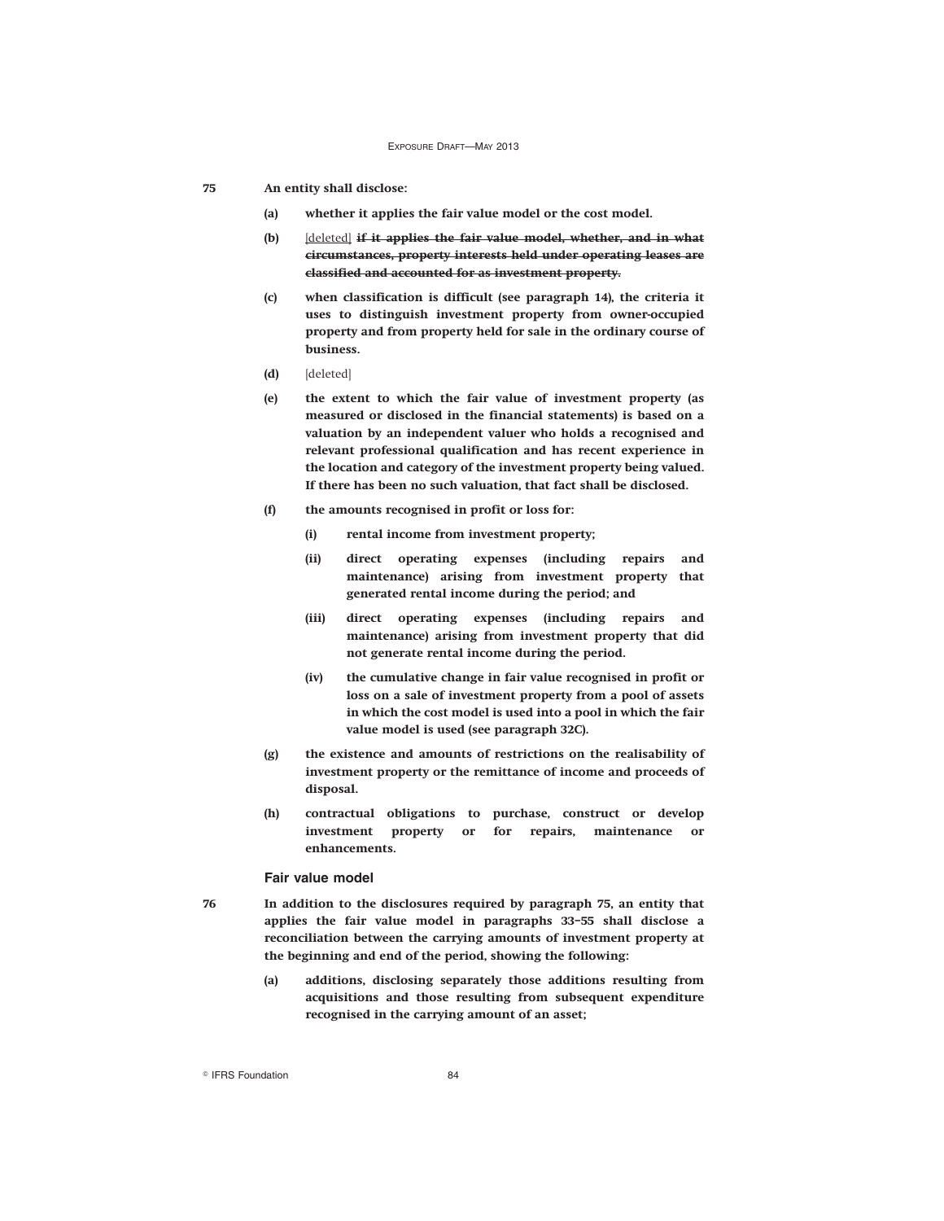75 **An entity shall disclose:**

- **(a)** **whether it applies the fair value model or the cost model.**
- **(b)** [deleted] ~~**if it applies the fair value model, whether, and in what circumstances, property interests held under operating leases are classified and accounted for as investment property.**~~
- **(c)** **when classification is difficult (see paragraph 14), the criteria it uses to distinguish investment property from owner-occupied property and from property held for sale in the ordinary course of business.**
- **(d)** [deleted]
- **(e)** **the extent to which the fair value of investment property (as measured or disclosed in the financial statements) is based on a valuation by an independent valuer who holds a recognised and relevant professional qualification and has recent experience in the location and category of the investment property being valued. If there has been no such valuation, that fact shall be disclosed.**
- **(f)** **the amounts recognised in profit or loss for:**
  - **(i)** **rental income from investment property;**
  - **(ii)** **direct operating expenses (including repairs and maintenance) arising from investment property that generated rental income during the period; and**
  - **(iii)** **direct operating expenses (including repairs and maintenance) arising from investment property that did not generate rental income during the period.**
  - **(iv)** **the cumulative change in fair value recognised in profit or loss on a sale of investment property from a pool of assets in which the cost model is used into a pool in which the fair value model is used (see paragraph 32C).**
- **(g)** **the existence and amounts of restrictions on the realisability of investment property or the remittance of income and proceeds of disposal.**
- **(h)** **contractual obligations to purchase, construct or develop investment property or for repairs, maintenance or enhancements.**

### Fair value model

76 **In addition to the disclosures required by paragraph 75, an entity that applies the fair value model in paragraphs 33–55 shall disclose a reconciliation between the carrying amounts of investment property at the beginning and end of the period, showing the following:**

- **(a)** **additions, disclosing separately those additions resulting from acquisitions and those resulting from subsequent expenditure recognised in the carrying amount of an asset;**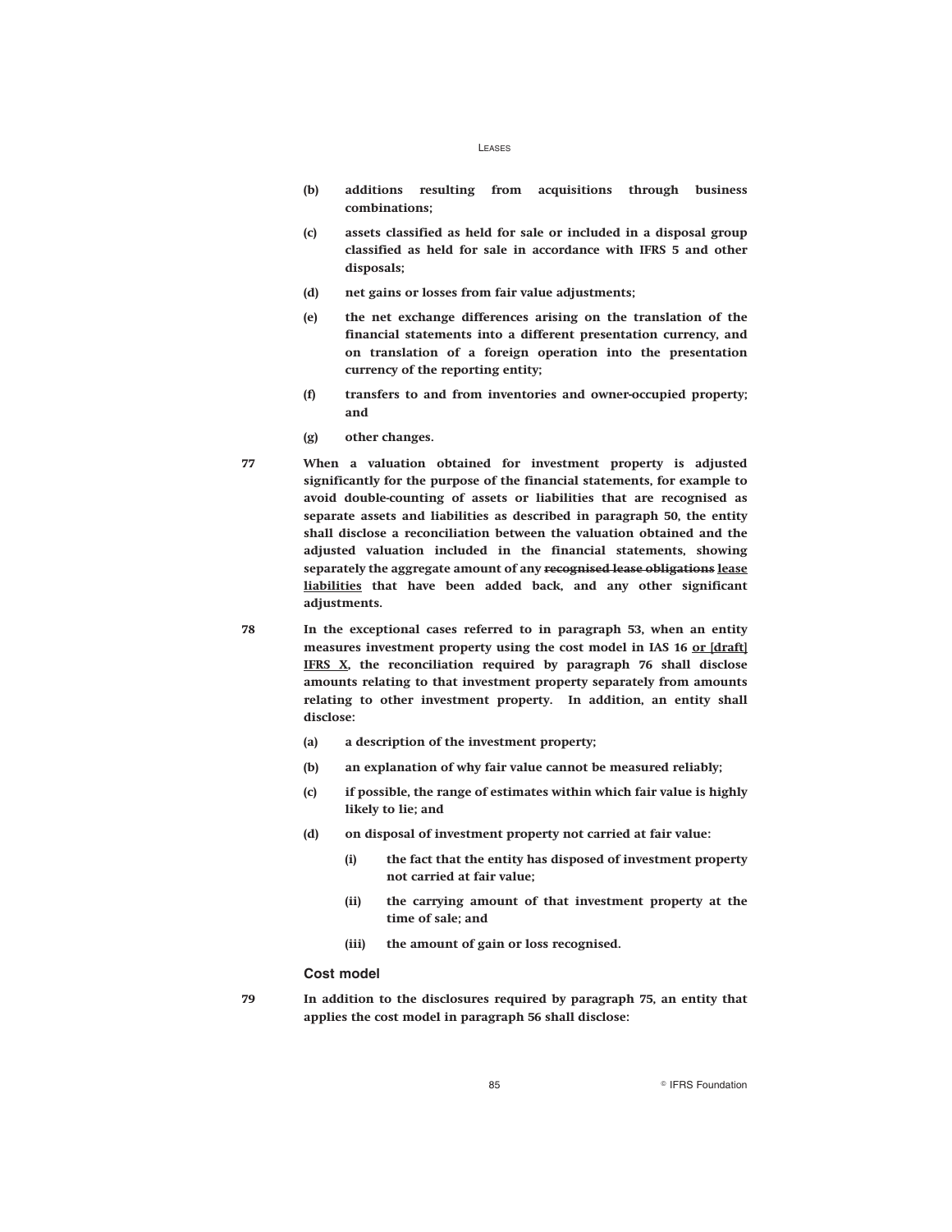- **(b)** **additions resulting from acquisitions through business combinations;**
- **(c)** **assets classified as held for sale or included in a disposal group classified as held for sale in accordance with IFRS 5 and other disposals;**
- **(d)** **net gains or losses from fair value adjustments;**
- **(e)** **the net exchange differences arising on the translation of the financial statements into a different presentation currency, and on translation of a foreign operation into the presentation currency of the reporting entity;**
- **(f)** **transfers to and from inventories and owner-occupied property; and**
- **(g)** **other changes.**

**77** **When a valuation obtained for investment property is adjusted significantly for the purpose of the financial statements, for example to avoid double-counting of assets or liabilities that are recognised as separate assets and liabilities as described in paragraph 50, the entity shall disclose a reconciliation between the valuation obtained and the adjusted valuation included in the financial statements, showing separately the aggregate amount of any ~~recognised lease obligations~~ <u>lease liabilities</u> that have been added back, and any other significant adjustments.**

**78** **In the exceptional cases referred to in paragraph 53, when an entity measures investment property using the cost model in IAS 16 <u>or [draft] IFRS X</u>, the reconciliation required by paragraph 76 shall disclose amounts relating to that investment property separately from amounts relating to other investment property. In addition, an entity shall disclose:**

- **(a)** **a description of the investment property;**
- **(b)** **an explanation of why fair value cannot be measured reliably;**
- **(c)** **if possible, the range of estimates within which fair value is highly likely to lie; and**
- **(d)** **on disposal of investment property not carried at fair value:**
  - **(i)** **the fact that the entity has disposed of investment property not carried at fair value;**
  - **(ii)** **the carrying amount of that investment property at the time of sale; and**
  - **(iii)** **the amount of gain or loss recognised.**

### Cost model

**79** **In addition to the disclosures required by paragraph 75, an entity that applies the cost model in paragraph 56 shall disclose:**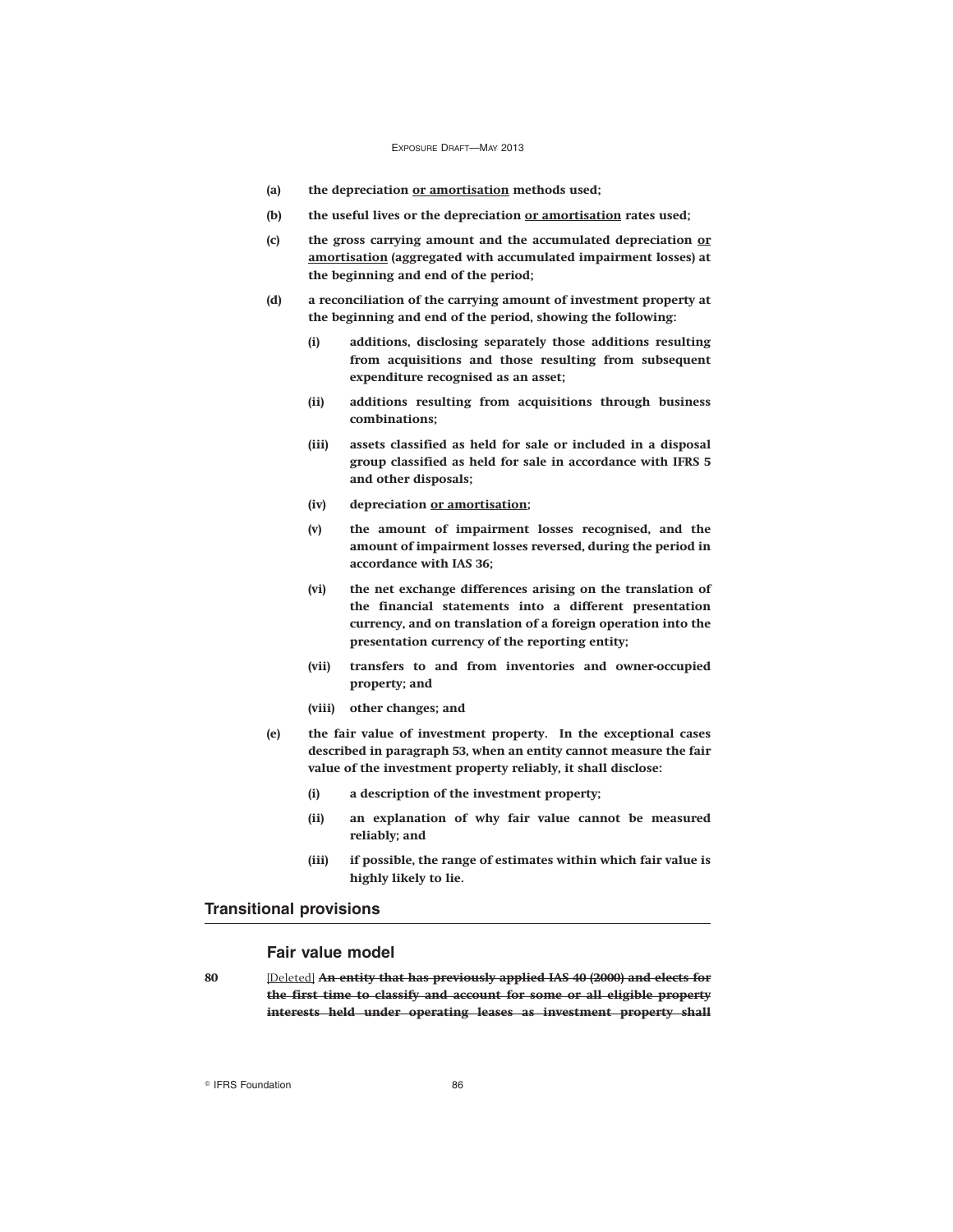**(a) the depreciation <u>or amortisation</u> methods used;**

**(b) the useful lives or the depreciation <u>or amortisation</u> rates used;**

**(c) the gross carrying amount and the accumulated depreciation <u>or amortisation</u> (aggregated with accumulated impairment losses) at the beginning and end of the period;**

**(d) a reconciliation of the carrying amount of investment property at the beginning and end of the period, showing the following:**

**(i) additions, disclosing separately those additions resulting from acquisitions and those resulting from subsequent expenditure recognised as an asset;**

**(ii) additions resulting from acquisitions through business combinations;**

**(iii) assets classified as held for sale or included in a disposal group classified as held for sale in accordance with IFRS 5 and other disposals;**

**(iv) depreciation <u>or amortisation</u>;**

**(v) the amount of impairment losses recognised, and the amount of impairment losses reversed, during the period in accordance with IAS 36;**

**(vi) the net exchange differences arising on the translation of the financial statements into a different presentation currency, and on translation of a foreign operation into the presentation currency of the reporting entity;**

**(vii) transfers to and from inventories and owner-occupied property; and**

**(viii) other changes; and**

**(e) the fair value of investment property. In the exceptional cases described in paragraph 53, when an entity cannot measure the fair value of the investment property reliably, it shall disclose:**

**(i) a description of the investment property;**

**(ii) an explanation of why fair value cannot be measured reliably; and**

**(iii) if possible, the range of estimates within which fair value is highly likely to lie.**

## Transitional provisions

### Fair value model

80 <u>[Deleted]</u> ~~**An entity that has previously applied IAS 40 (2000) and elects for the first time to classify and account for some or all eligible property interests held under operating leases as investment property shall**~~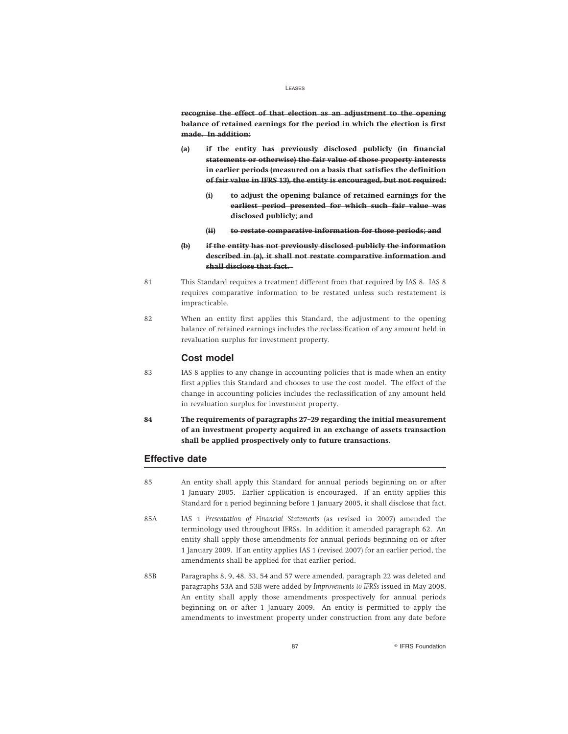**~~recognise the effect of that election as an adjustment to the opening balance of retained earnings for the period in which the election is first made. In addition:~~**

- **~~(a) if the entity has previously disclosed publicly (in financial statements or otherwise) the fair value of those property interests in earlier periods (measured on a basis that satisfies the definition of fair value in IFRS 13), the entity is encouraged, but not required:~~**
  - **~~(i) to adjust the opening balance of retained earnings for the earliest period presented for which such fair value was disclosed publicly; and~~**
  - **~~(ii) to restate comparative information for those periods; and~~**
- **~~(b) if the entity has not previously disclosed publicly the information described in (a), it shall not restate comparative information and shall disclose that fact.~~**

81 This Standard requires a treatment different from that required by IAS 8. IAS 8 requires comparative information to be restated unless such restatement is impracticable.

82 When an entity first applies this Standard, the adjustment to the opening balance of retained earnings includes the reclassification of any amount held in revaluation surplus for investment property.

### Cost model

83 IAS 8 applies to any change in accounting policies that is made when an entity first applies this Standard and chooses to use the cost model. The effect of the change in accounting policies includes the reclassification of any amount held in revaluation surplus for investment property.

**84 The requirements of paragraphs 27–29 regarding the initial measurement of an investment property acquired in an exchange of assets transaction shall be applied prospectively only to future transactions.**

## Effective date

85 An entity shall apply this Standard for annual periods beginning on or after 1 January 2005. Earlier application is encouraged. If an entity applies this Standard for a period beginning before 1 January 2005, it shall disclose that fact.

85A IAS 1 *Presentation of Financial Statements* (as revised in 2007) amended the terminology used throughout IFRSs. In addition it amended paragraph 62. An entity shall apply those amendments for annual periods beginning on or after 1 January 2009. If an entity applies IAS 1 (revised 2007) for an earlier period, the amendments shall be applied for that earlier period.

85B Paragraphs 8, 9, 48, 53, 54 and 57 were amended, paragraph 22 was deleted and paragraphs 53A and 53B were added by *Improvements to IFRSs* issued in May 2008. An entity shall apply those amendments prospectively for annual periods beginning on or after 1 January 2009. An entity is permitted to apply the amendments to investment property under construction from any date before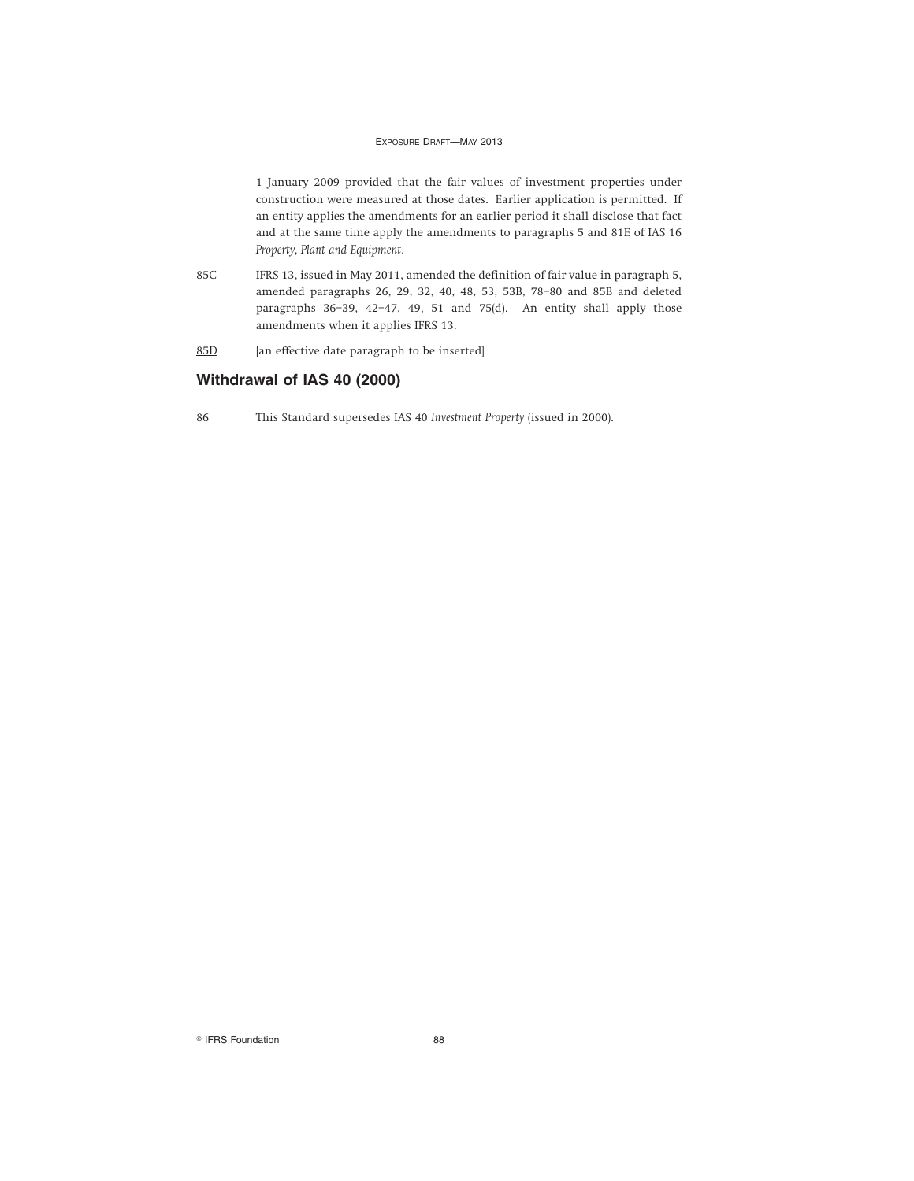1 January 2009 provided that the fair values of investment properties under construction were measured at those dates. Earlier application is permitted. If an entity applies the amendments for an earlier period it shall disclose that fact and at the same time apply the amendments to paragraphs 5 and 81E of IAS 16 *Property, Plant and Equipment*.

85C IFRS 13, issued in May 2011, amended the definition of fair value in paragraph 5, amended paragraphs 26, 29, 32, 40, 48, 53, 53B, 78–80 and 85B and deleted paragraphs 36–39, 42–47, 49, 51 and 75(d). An entity shall apply those amendments when it applies IFRS 13.

<u>85D</u> [an effective date paragraph to be inserted]

## Withdrawal of IAS 40 (2000)

86 This Standard supersedes IAS 40 *Investment Property* (issued in 2000).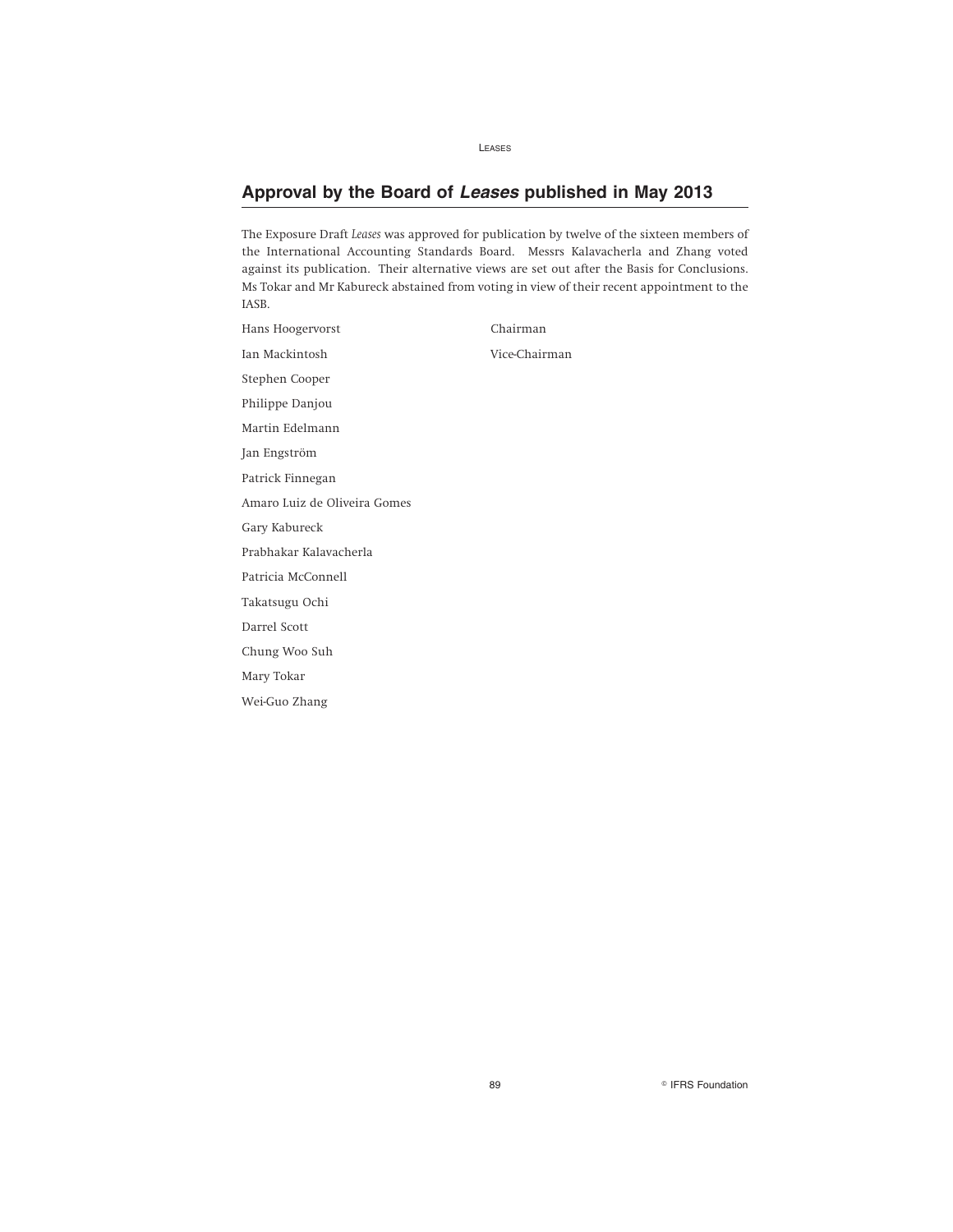## Approval by the Board of *Leases* published in May 2013

The Exposure Draft *Leases* was approved for publication by twelve of the sixteen members of the International Accounting Standards Board. Messrs Kalavacherla and Zhang voted against its publication. Their alternative views are set out after the Basis for Conclusions. Ms Tokar and Mr Kabureck abstained from voting in view of their recent appointment to the IASB.

| | |
|---|---|
| Hans Hoogervorst | Chairman |
| Ian Mackintosh | Vice-Chairman |
| Stephen Cooper | |
| Philippe Danjou | |
| Martin Edelmann | |
| Jan Engström | |
| Patrick Finnegan | |
| Amaro Luiz de Oliveira Gomes | |
| Gary Kabureck | |
| Prabhakar Kalavacherla | |
| Patricia McConnell | |
| Takatsugu Ochi | |
| Darrel Scott | |
| Chung Woo Suh | |
| Mary Tokar | |
| Wei-Guo Zhang | |